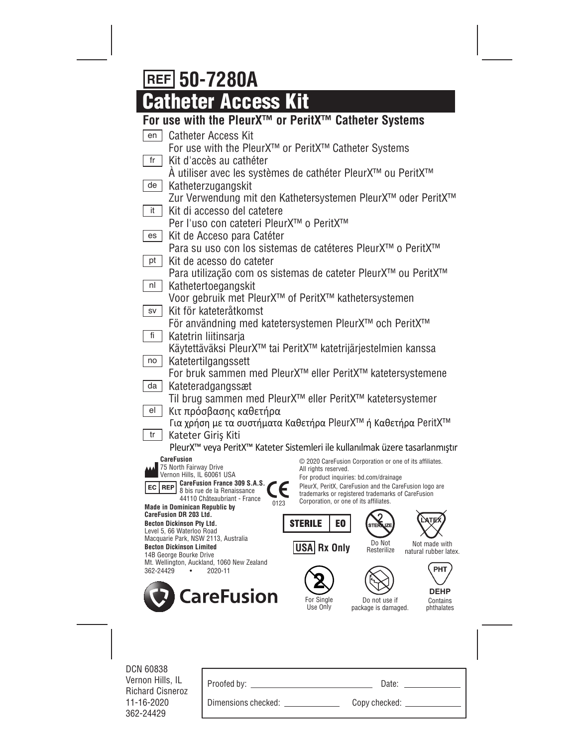# REF 50-7280A

# Catheter Access Kit

## For use with the PleurX™ or PeritX™ Catheter Systems

en Catheter Access Kit
For use with the PleurX™ or PeritX™ Catheter Systems

fr Kit d'accès au cathéter
À utiliser avec les systèmes de cathéter PleurX™ ou PeritX™

de Katheterzugangskit
Zur Verwendung mit den Kathetersystemen PleurX™ oder PeritX™

it Kit di accesso del catetere
Per l'uso con cateteri PleurX™ o PeritX™

es Kit de Acceso para Catéter
Para su uso con los sistemas de catéteres PleurX™ o PeritX™

pt Kit de acesso do cateter
Para utilização com os sistemas de cateter PleurX™ ou PeritX™

nl Kathetertoegangskit
Voor gebruik met PleurX™ of PeritX™ kathetersystemen

sv Kit för kateteråtkomst
För användning med katetersystemen PleurX™ och PeritX™

fi Katetrin liitinsarja
Käytettäväksi PleurX™ tai PeritX™ katetrijärjestelmien kanssa

no Katetertilgangssett
For bruk sammen med PleurX™ eller PeritX™ katetersystemene

da Kateteradgangssæt
Til brug sammen med PleurX™ eller PeritX™ katetersystemer

el Κιτ πρόσβασης καθετήρα
Για χρήση με τα συστήματα Καθετήρα PleurX™ ή Καθετήρα PeritX™

tr Kateter Giriş Kiti
PleurX™ veya PeritX™ Kateter Sistemleri ile kullanılmak üzere tasarlanmıştır

**CareFusion**
75 North Fairway Drive
Vernon Hills, IL 60061 USA

EC REP **CareFusion France 309 S.A.S.**
8 bis rue de la Renaissance
44110 Châteaubriant - France

CE 0123

**Made in Dominican Republic by**
**CareFusion DR 203 Ltd.**

**Becton Dickinson Pty Ltd.**
Level 5, 66 Waterloo Road
Macquarie Park, NSW 2113, Australia

**Becton Dickinson Limited**
14B George Bourke Drive
Mt. Wellington, Auckland, 1060 New Zealand

362-24429 • 2020-11

CareFusion

© 2020 CareFusion Corporation or one of its affiliates.
All rights reserved.
For product inquiries: bd.com/drainage
PleurX, PeritX, CareFusion and the CareFusion logo are trademarks or registered trademarks of CareFusion Corporation, or one of its affiliates.

STERILE EO

Do Not Resterilize

Not made with natural rubber latex.

USA Rx Only

For Single Use Only

Do not use if package is damaged.

PHT DEHP Contains phthalates

DCN 60838
Vernon Hills, IL
Richard Cisneroz
11-16-2020
362-24429

Proofed by: ______________ Date: ______________
Dimensions checked: ______________ Copy checked: ______________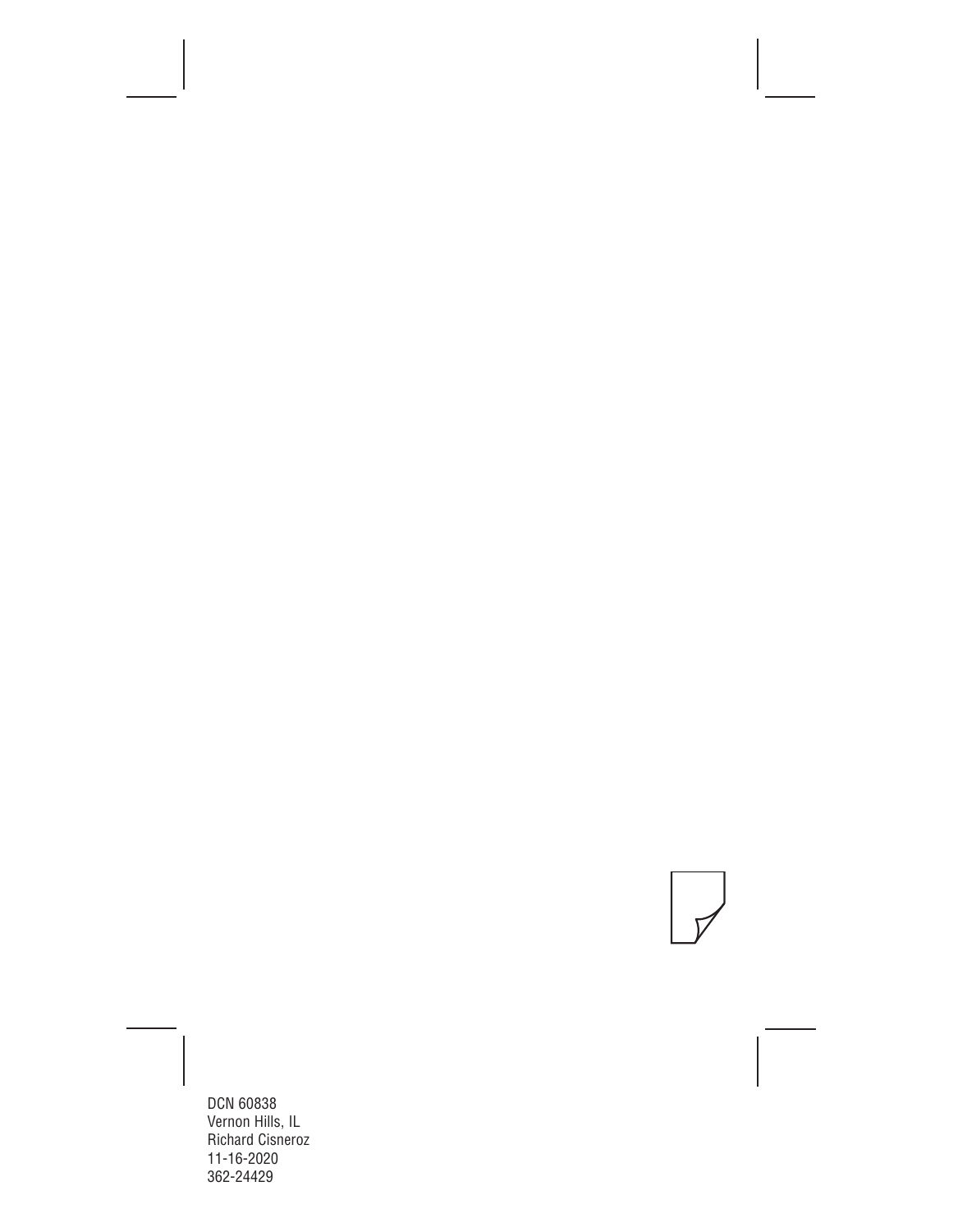DCN 60838
Vernon Hills, IL
Richard Cisneroz
11-16-2020
362-24429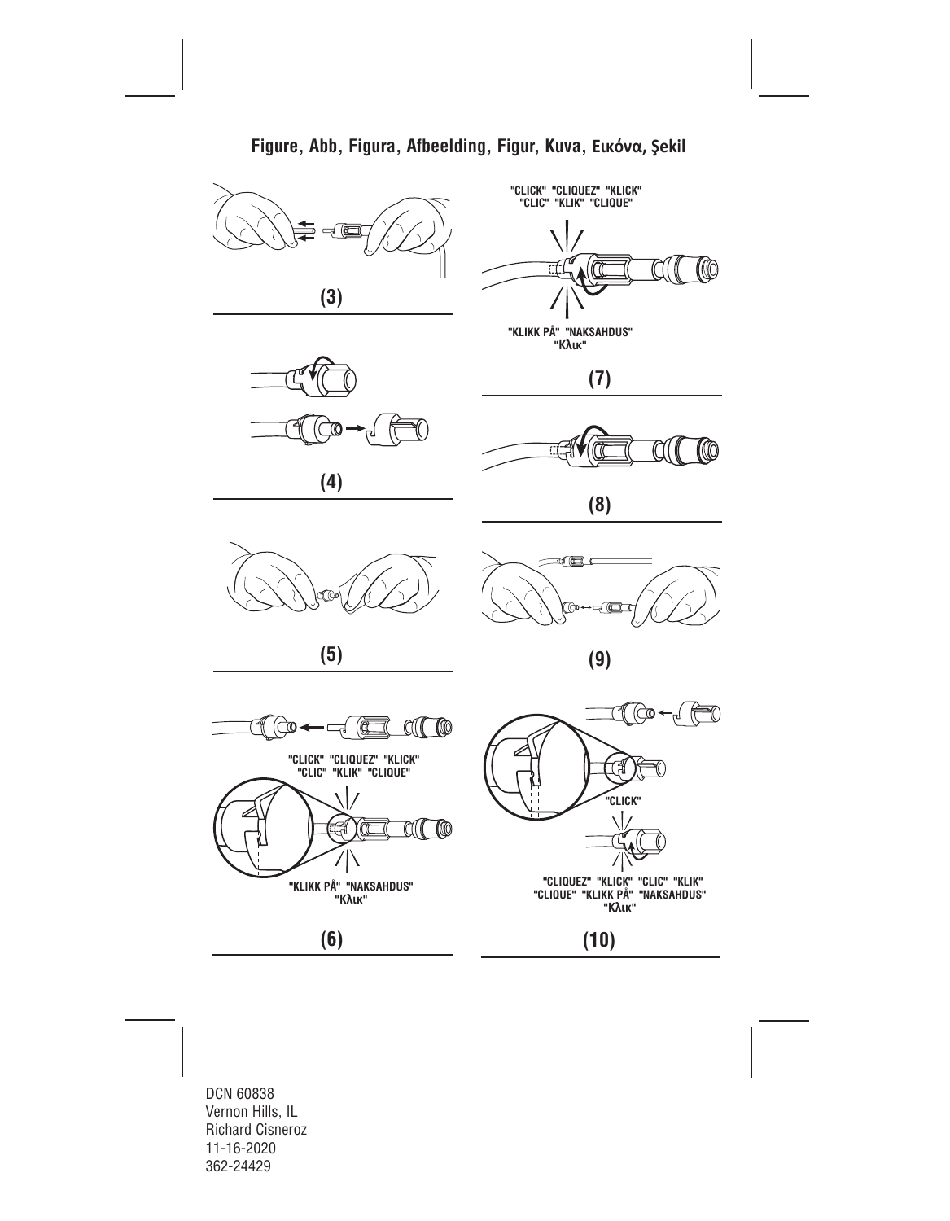**Figure, Abb, Figura, Afbeelding, Figur, Kuva, Εικόνα, Şekil**

(3)

"CLICK" "CLIQUEZ" "KLICK" "CLIC" "KLIK" "CLIQUE"

"KLIKK PÅ" "NAKSAHDUS" "Κλικ"

(7)

(4)

(8)

(5)

(9)

"CLICK" "CLIQUEZ" "KLICK" "CLIC" "KLIK" "CLIQUE"

"KLIKK PÅ" "NAKSAHDUS" "Κλικ"

(6)

"CLICK"

"CLIQUEZ" "KLICK" "CLIC" "KLIK" "CLIQUE" "KLIKK PÅ" "NAKSAHDUS" "Κλικ"

(10)

DCN 60838
Vernon Hills, IL
Richard Cisneroz
11-16-2020
362-24429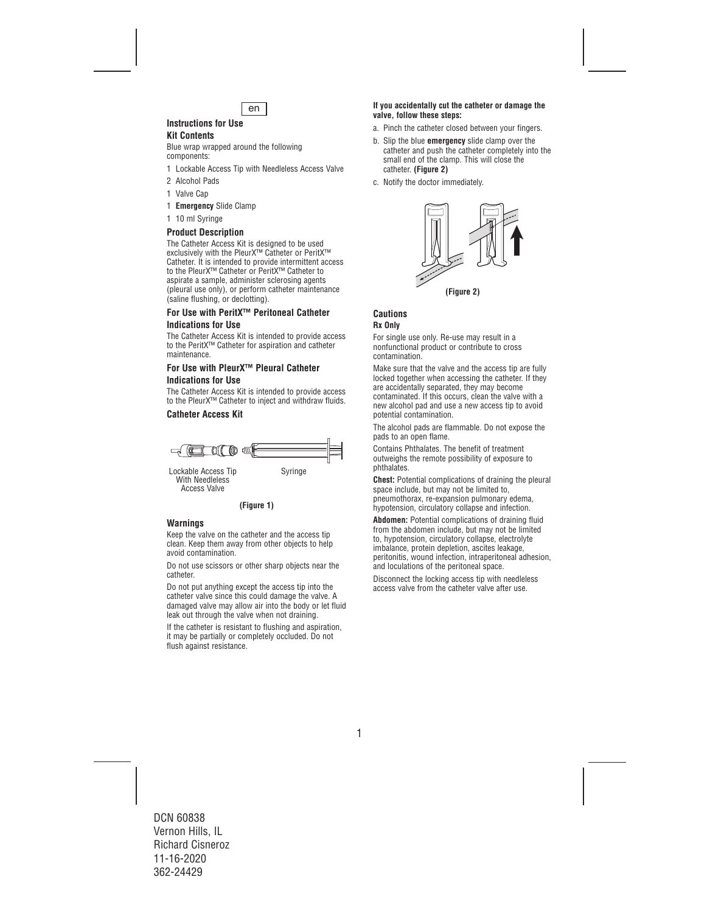en

## Instructions for Use

### Kit Contents

Blue wrap wrapped around the following components:

- 1 Lockable Access Tip with Needleless Access Valve
- 2 Alcohol Pads
- 1 Valve Cap
- 1 **Emergency** Slide Clamp
- 1 10 ml Syringe

### Product Description

The Catheter Access Kit is designed to be used exclusively with the PleurX™ Catheter or PeritX™ Catheter. It is intended to provide intermittent access to the PleurX™ Catheter or PeritX™ Catheter to aspirate a sample, administer sclerosing agents (pleural use only), or perform catheter maintenance (saline flushing, or declotting).

### For Use with PeritX™ Peritoneal Catheter Indications for Use

The Catheter Access Kit is intended to provide access to the PeritX™ Catheter for aspiration and catheter maintenance.

### For Use with PleurX™ Pleural Catheter Indications for Use

The Catheter Access Kit is intended to provide access to the PleurX™ Catheter to inject and withdraw fluids.

### Catheter Access Kit

Lockable Access Tip With Needleless Access Valve

Syringe

**(Figure 1)**

### Warnings

Keep the valve on the catheter and the access tip clean. Keep them away from other objects to help avoid contamination.

Do not use scissors or other sharp objects near the catheter.

Do not put anything except the access tip into the catheter valve since this could damage the valve. A damaged valve may allow air into the body or let fluid leak out through the valve when not draining.

If the catheter is resistant to flushing and aspiration, it may be partially or completely occluded. Do not flush against resistance.

**If you accidentally cut the catheter or damage the valve, follow these steps:**

a. Pinch the catheter closed between your fingers.

b. Slip the blue **emergency** slide clamp over the catheter and push the catheter completely into the small end of the clamp. This will close the catheter. **(Figure 2)**

c. Notify the doctor immediately.

**(Figure 2)**

### Cautions

**Rx Only**

For single use only. Re-use may result in a nonfunctional product or contribute to cross contamination.

Make sure that the valve and the access tip are fully locked together when accessing the catheter. If they are accidentally separated, they may become contaminated. If this occurs, clean the valve with a new alcohol pad and use a new access tip to avoid potential contamination.

The alcohol pads are flammable. Do not expose the pads to an open flame.

Contains Phthalates. The benefit of treatment outweighs the remote possibility of exposure to phthalates.

**Chest:** Potential complications of draining the pleural space include, but may not be limited to, pneumothorax, re-expansion pulmonary edema, hypotension, circulatory collapse and infection.

**Abdomen:** Potential complications of draining fluid from the abdomen include, but may not be limited to, hypotension, circulatory collapse, electrolyte imbalance, protein depletion, ascites leakage, peritonitis, wound infection, intraperitoneal adhesion, and loculations of the peritoneal space.

Disconnect the locking access tip with needleless access valve from the catheter valve after use.

DCN 60838
Vernon Hills, IL
Richard Cisneroz
11-16-2020
362-24429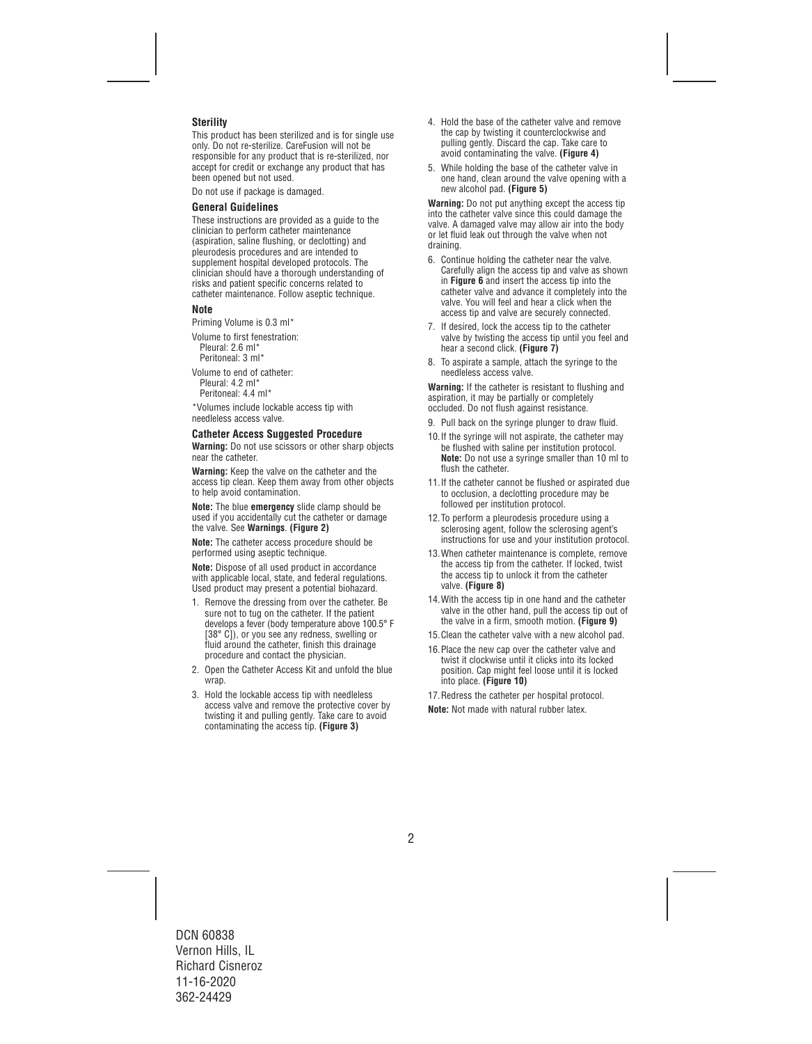### Sterility

This product has been sterilized and is for single use only. Do not re-sterilize. CareFusion will not be responsible for any product that is re-sterilized, nor accept for credit or exchange any product that has been opened but not used.

Do not use if package is damaged.

### General Guidelines

These instructions are provided as a guide to the clinician to perform catheter maintenance (aspiration, saline flushing, or declotting) and pleurodesis procedures and are intended to supplement hospital developed protocols. The clinician should have a thorough understanding of risks and patient specific concerns related to catheter maintenance. Follow aseptic technique.

### Note

Priming Volume is 0.3 ml*

Volume to first fenestration:
Pleural: 2.6 ml*
Peritoneal: 3 ml*

Volume to end of catheter:
Pleural: 4.2 ml*
Peritoneal: 4.4 ml*

*Volumes include lockable access tip with needleless access valve.

### Catheter Access Suggested Procedure

**Warning:** Do not use scissors or other sharp objects near the catheter.

**Warning:** Keep the valve on the catheter and the access tip clean. Keep them away from other objects to help avoid contamination.

**Note:** The blue **emergency** slide clamp should be used if you accidentally cut the catheter or damage the valve. See **Warnings**. **(Figure 2)**

**Note:** The catheter access procedure should be performed using aseptic technique.

**Note:** Dispose of all used product in accordance with applicable local, state, and federal regulations. Used product may present a potential biohazard.

1. Remove the dressing from over the catheter. Be sure not to tug on the catheter. If the patient develops a fever (body temperature above 100.5° F [38° C]), or you see any redness, swelling or fluid around the catheter, finish this drainage procedure and contact the physician.
2. Open the Catheter Access Kit and unfold the blue wrap.
3. Hold the lockable access tip with needleless access valve and remove the protective cover by twisting it and pulling gently. Take care to avoid contaminating the access tip. **(Figure 3)**
4. Hold the base of the catheter valve and remove the cap by twisting it counterclockwise and pulling gently. Discard the cap. Take care to avoid contaminating the valve. **(Figure 4)**
5. While holding the base of the catheter valve in one hand, clean around the valve opening with a new alcohol pad. **(Figure 5)**

**Warning:** Do not put anything except the access tip into the catheter valve since this could damage the valve. A damaged valve may allow air into the body or let fluid leak out through the valve when not draining.

6. Continue holding the catheter near the valve. Carefully align the access tip and valve as shown in **Figure 6** and insert the access tip into the catheter valve and advance it completely into the valve. You will feel and hear a click when the access tip and valve are securely connected.
7. If desired, lock the access tip to the catheter valve by twisting the access tip until you feel and hear a second click. **(Figure 7)**
8. To aspirate a sample, attach the syringe to the needleless access valve.

**Warning:** If the catheter is resistant to flushing and aspiration, it may be partially or completely occluded. Do not flush against resistance.

9. Pull back on the syringe plunger to draw fluid.
10. If the syringe will not aspirate, the catheter may be flushed with saline per institution protocol. **Note:** Do not use a syringe smaller than 10 ml to flush the catheter.
11. If the catheter cannot be flushed or aspirated due to occlusion, a declotting procedure may be followed per institution protocol.
12. To perform a pleurodesis procedure using a sclerosing agent, follow the sclerosing agent's instructions for use and your institution protocol.
13. When catheter maintenance is complete, remove the access tip from the catheter. If locked, twist the access tip to unlock it from the catheter valve. **(Figure 8)**
14. With the access tip in one hand and the catheter valve in the other hand, pull the access tip out of the valve in a firm, smooth motion. **(Figure 9)**
15. Clean the catheter valve with a new alcohol pad.
16. Place the new cap over the catheter valve and twist it clockwise until it clicks into its locked position. Cap might feel loose until it is locked into place. **(Figure 10)**
17. Redress the catheter per hospital protocol.

**Note:** Not made with natural rubber latex.

DCN 60838
Vernon Hills, IL
Richard Cisneroz
11-16-2020
362-24429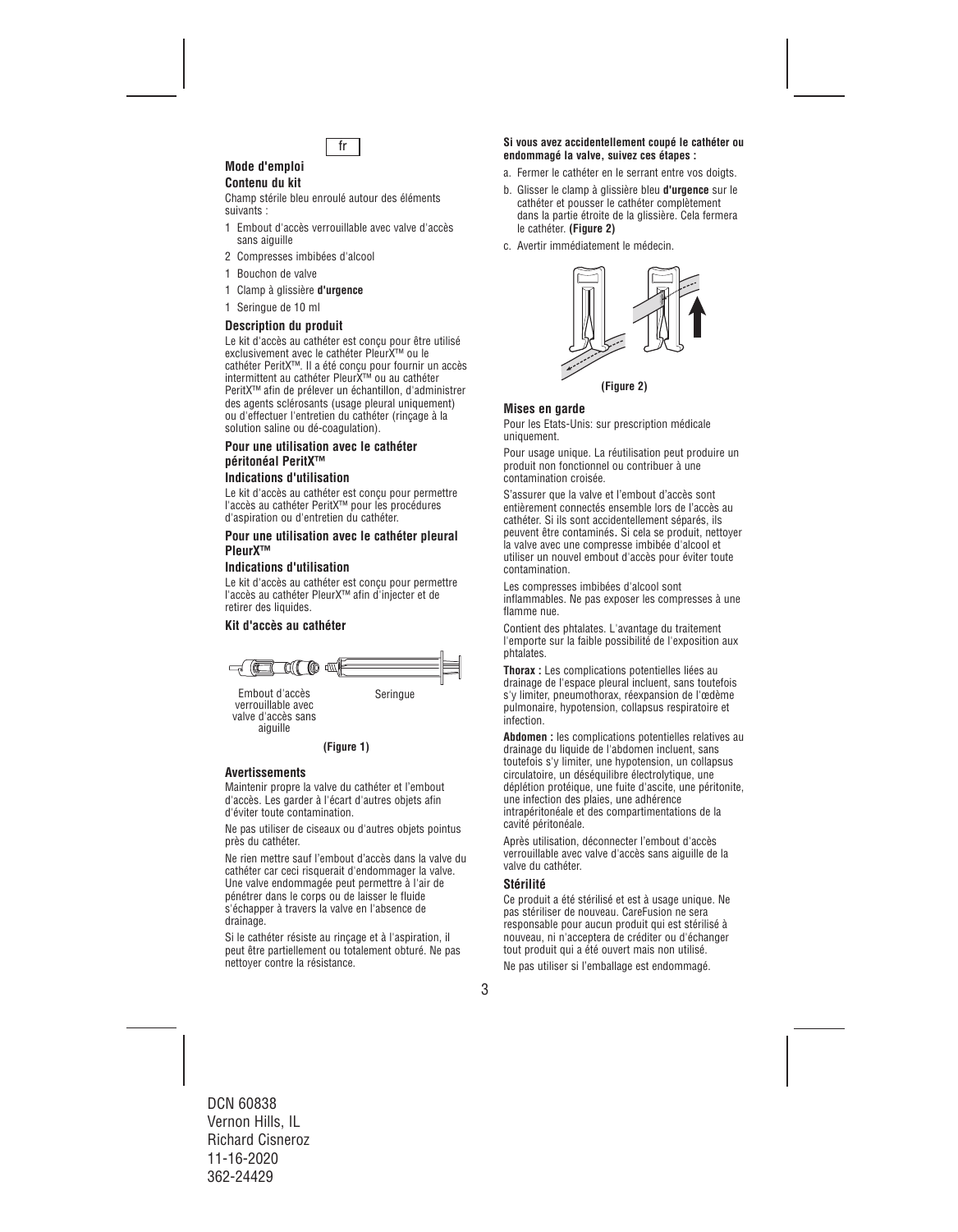fr

## Mode d'emploi

### Contenu du kit

Champ stérile bleu enroulé autour des éléments suivants :

1 Embout d'accès verrouillable avec valve d'accès sans aiguille
2 Compresses imbibées d'alcool
1 Bouchon de valve
1 Clamp à glissière **d'urgence**
1 Seringue de 10 ml

### Description du produit

Le kit d'accès au cathéter est conçu pour être utilisé exclusivement avec le cathéter PleurX™ ou le cathéter PeritX™. Il a été conçu pour fournir un accès intermittent au cathéter PleurX™ ou au cathéter PeritX™ afin de prélever un échantillon, d'administrer des agents sclérosants (usage pleural uniquement) ou d'effectuer l'entretien du cathéter (rinçage à la solution saline ou dé-coagulation).

### Pour une utilisation avec le cathéter péritonéal PeritX™

### Indications d'utilisation

Le kit d'accès au cathéter est conçu pour permettre l'accès au cathéter PeritX™ pour les procédures d'aspiration ou d'entretien du cathéter.

### Pour une utilisation avec le cathéter pleural PleurX™

### Indications d'utilisation

Le kit d'accès au cathéter est conçu pour permettre l'accès au cathéter PleurX™ afin d'injecter et de retirer des liquides.

### Kit d'accès au cathéter

Embout d'accès verrouillable avec valve d'accès sans aiguille

Seringue

**(Figure 1)**

### Avertissements

Maintenir propre la valve du cathéter et l'embout d'accès. Les garder à l'écart d'autres objets afin d'éviter toute contamination.

Ne pas utiliser de ciseaux ou d'autres objets pointus près du cathéter.

Ne rien mettre sauf l'embout d'accès dans la valve du cathéter car ceci risquerait d'endommager la valve. Une valve endommagée peut permettre à l'air de pénétrer dans le corps ou de laisser le fluide s'échapper à travers la valve en l'absence de drainage.

Si le cathéter résiste au rinçage et à l'aspiration, il peut être partiellement ou totalement obturé. Ne pas nettoyer contre la résistance.

**Si vous avez accidentellement coupé le cathéter ou endommagé la valve, suivez ces étapes :**

a. Fermer le cathéter en le serrant entre vos doigts.
b. Glisser le clamp à glissière bleu **d'urgence** sur le cathéter et pousser le cathéter complètement dans la partie étroite de la glissière. Cela fermera le cathéter. **(Figure 2)**
c. Avertir immédiatement le médecin.

**(Figure 2)**

### Mises en garde

Pour les Etats-Unis: sur prescription médicale uniquement.

Pour usage unique. La réutilisation peut produire un produit non fonctionnel ou contribuer à une contamination croisée.

S'assurer que la valve et l'embout d'accès sont entièrement connectés ensemble lors de l'accès au cathéter. Si ils sont accidentellement séparés, ils peuvent être contaminés. Si cela se produit, nettoyer la valve avec une compresse imbibée d'alcool et utiliser un nouvel embout d'accès pour éviter toute contamination.

Les compresses imbibées d'alcool sont inflammables. Ne pas exposer les compresses à une flamme nue.

Contient des phtalates. L'avantage du traitement l'emporte sur la faible possibilité de l'exposition aux phtalates.

**Thorax :** Les complications potentielles liées au drainage de l'espace pleural incluent, sans toutefois s'y limiter, pneumothorax, réexpansion de l'œdème pulmonaire, hypotension, collapsus respiratoire et infection.

**Abdomen :** les complications potentielles relatives au drainage du liquide de l'abdomen incluent, sans toutefois s'y limiter, une hypotension, un collapsus circulatoire, un déséquilibre électrolytique, une déplétion protéique, une fuite d'ascite, une péritonite, une infection des plaies, une adhérence intrapéritonéale et des compartimentations de la cavité péritonéale.

Après utilisation, déconnecter l'embout d'accès verrouillable avec valve d'accès sans aiguille de la valve du cathéter.

### Stérilité

Ce produit a été stérilisé et est à usage unique. Ne pas stériliser de nouveau. CareFusion ne sera responsable pour aucun produit qui est stérilisé à nouveau, ni n'acceptera de créditer ou d'échanger tout produit qui a été ouvert mais non utilisé.

Ne pas utiliser si l'emballage est endommagé.

DCN 60838
Vernon Hills, IL
Richard Cisneroz
11-16-2020
362-24429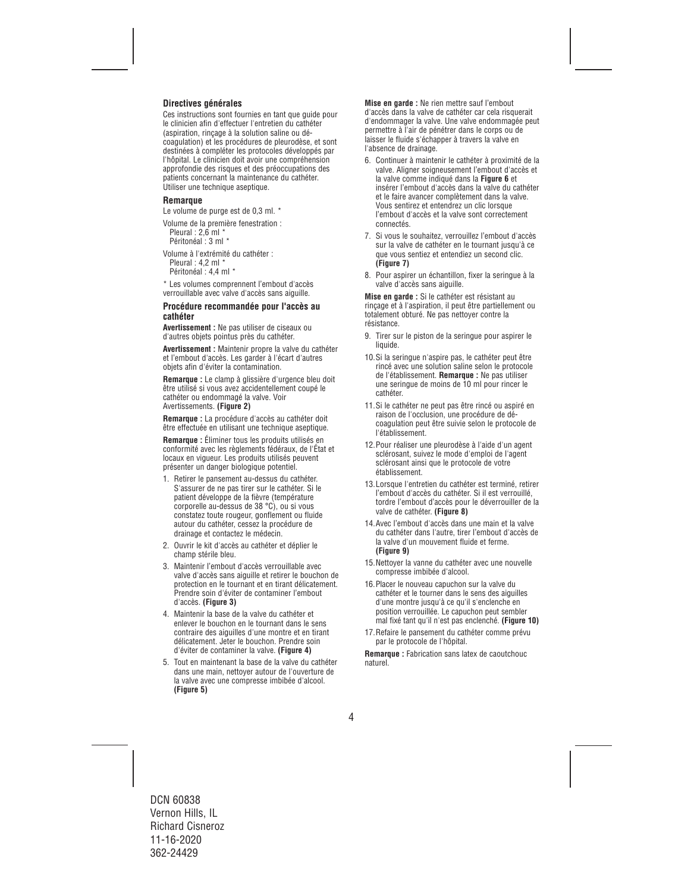### Directives générales

Ces instructions sont fournies en tant que guide pour le clinicien afin d'effectuer l'entretien du cathéter (aspiration, rinçage à la solution saline ou décoagulation) et les procédures de pleurodèse, et sont destinées à compléter les protocoles développés par l'hôpital. Le clinicien doit avoir une compréhension approfondie des risques et des préoccupations des patients concernant la maintenance du cathéter. Utiliser une technique aseptique.

### Remarque

Le volume de purge est de 0,3 ml. *

Volume de la première fenestration :
Pleural : 2,6 ml *
Péritonéal : 3 ml *

Volume à l'extrémité du cathéter :
Pleural : 4,2 ml *
Péritonéal : 4,4 ml *

* Les volumes comprennent l'embout d'accès verrouillable avec valve d'accès sans aiguille.

### Procédure recommandée pour l'accès au cathéter

**Avertissement :** Ne pas utiliser de ciseaux ou d'autres objets pointus près du cathéter.

**Avertissement :** Maintenir propre la valve du cathéter et l'embout d'accès. Les garder à l'écart d'autres objets afin d'éviter la contamination.

**Remarque :** Le clamp à glissière d'urgence bleu doit être utilisé si vous avez accidentellement coupé le cathéter ou endommagé la valve. Voir Avertissements. **(Figure 2)**

**Remarque :** La procédure d'accès au cathéter doit être effectuée en utilisant une technique aseptique.

**Remarque :** Éliminer tous les produits utilisés en conformité avec les règlements fédéraux, de l'État et locaux en vigueur. Les produits utilisés peuvent présenter un danger biologique potentiel.

1. Retirer le pansement au-dessus du cathéter. S'assurer de ne pas tirer sur le cathéter. Si le patient développe de la fièvre (température corporelle au-dessus de 38 °C), ou si vous constatez toute rougeur, gonflement ou fluide autour du cathéter, cessez la procédure de drainage et contactez le médecin.
2. Ouvrir le kit d'accès au cathéter et déplier le champ stérile bleu.
3. Maintenir l'embout d'accès verrouillable avec valve d'accès sans aiguille et retirer le bouchon de protection en le tournant et en tirant délicatement. Prendre soin d'éviter de contaminer l'embout d'accès. **(Figure 3)**
4. Maintenir la base de la valve du cathéter et enlever le bouchon en le tournant dans le sens contraire des aiguilles d'une montre et en tirant délicatement. Jeter le bouchon. Prendre soin d'éviter de contaminer la valve. **(Figure 4)**
5. Tout en maintenant la base de la valve du cathéter dans une main, nettoyer autour de l'ouverture de la valve avec une compresse imbibée d'alcool. **(Figure 5)**

**Mise en garde :** Ne rien mettre sauf l'embout d'accès dans la valve de cathéter car cela risquerait d'endommager la valve. Une valve endommagée peut permettre à l'air de pénétrer dans le corps ou de laisser le fluide s'échapper à travers la valve en l'absence de drainage.

6. Continuer à maintenir le cathéter à proximité de la valve. Aligner soigneusement l'embout d'accès et la valve comme indiqué dans la **Figure 6** et insérer l'embout d'accès dans la valve du cathéter et le faire avancer complètement dans la valve. Vous sentirez et entendrez un clic lorsque l'embout d'accès et la valve sont correctement connectés.
7. Si vous le souhaitez, verrouillez l'embout d'accès sur la valve de cathéter en le tournant jusqu'à ce que vous sentiez et entendiez un second clic. **(Figure 7)**
8. Pour aspirer un échantillon, fixer la seringue à la valve d'accès sans aiguille.

**Mise en garde :** Si le cathéter est résistant au rinçage et à l'aspiration, il peut être partiellement ou totalement obturé. Ne pas nettoyer contre la résistance.

9. Tirer sur le piston de la seringue pour aspirer le liquide.
10. Si la seringue n'aspire pas, le cathéter peut être rincé avec une solution saline selon le protocole de l'établissement. **Remarque :** Ne pas utiliser une seringue de moins de 10 ml pour rincer le cathéter.
11. Si le cathéter ne peut pas être rincé ou aspiré en raison de l'occlusion, une procédure de décoagulation peut être suivie selon le protocole de l'établissement.
12. Pour réaliser une pleurodèse à l'aide d'un agent sclérosant, suivez le mode d'emploi de l'agent sclérosant ainsi que le protocole de votre établissement.
13. Lorsque l'entretien du cathéter est terminé, retirer l'embout d'accès du cathéter. S'il est verrouillé, tordre l'embout d'accès pour le déverrouiller de la valve de cathéter. **(Figure 8)**
14. Avec l'embout d'accès dans une main et la valve du cathéter dans l'autre, tirer l'embout d'accès de la valve d'un mouvement fluide et ferme. **(Figure 9)**
15. Nettoyer la vanne du cathéter avec une nouvelle compresse imbibée d'alcool.
16. Placer le nouveau capuchon sur la valve du cathéter et le tourner dans le sens des aiguilles d'une montre jusqu'à ce qu'il s'enclenche en position verrouillée. Le capuchon peut sembler mal fixé tant qu'il n'est pas enclenché. **(Figure 10)**
17. Refaire le pansement du cathéter comme prévu par le protocole de l'hôpital.

**Remarque :** Fabrication sans latex de caoutchouc naturel.

DCN 60838
Vernon Hills, IL
Richard Cisneroz
11-16-2020
362-24429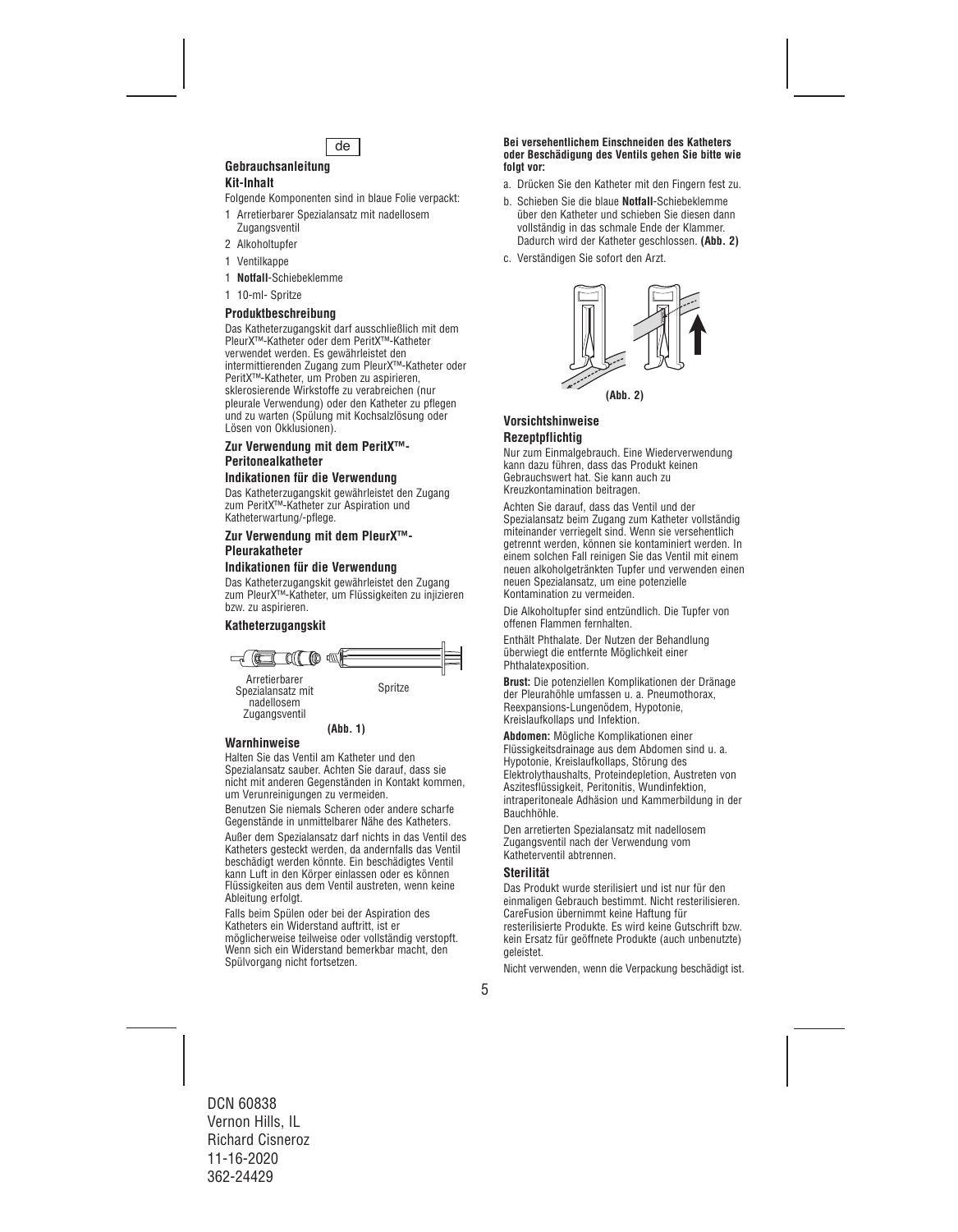de

## Gebrauchsanleitung

### Kit-Inhalt

Folgende Komponenten sind in blaue Folie verpackt:

- 1 Arretierbarer Spezialansatz mit nadellosem Zugangsventil
- 2 Alkoholtupfer
- 1 Ventilkappe
- 1 **Notfall**-Schiebeklemme
- 1 10-ml- Spritze

### Produktbeschreibung

Das Katheterzugangskit darf ausschließlich mit dem PleurX™-Katheter oder dem PeritX™-Katheter verwendet werden. Es gewährleistet den intermittierenden Zugang zum PleurX™-Katheter oder PeritX™-Katheter, um Proben zu aspirieren, sklerosierende Wirkstoffe zu verabreichen (nur pleurale Verwendung) oder den Katheter zu pflegen und zu warten (Spülung mit Kochsalzlösung oder Lösen von Okklusionen).

### Zur Verwendung mit dem PeritX™-Peritonealkatheter

### Indikationen für die Verwendung

Das Katheterzugangskit gewährleistet den Zugang zum PeritX™-Katheter zur Aspiration und Katheterwartung/-pflege.

### Zur Verwendung mit dem PleurX™-Pleurakatheter

### Indikationen für die Verwendung

Das Katheterzugangskit gewährleistet den Zugang zum PleurX™-Katheter, um Flüssigkeiten zu injizieren bzw. zu aspirieren.

### Katheterzugangskit

Arretierbarer Spezialansatz mit nadellosem Zugangsventil

Spritze

**(Abb. 1)**

### Warnhinweise

Halten Sie das Ventil am Katheter und den Spezialansatz sauber. Achten Sie darauf, dass sie nicht mit anderen Gegenständen in Kontakt kommen, um Verunreinigungen zu vermeiden.

Benutzen Sie niemals Scheren oder andere scharfe Gegenstände in unmittelbarer Nähe des Katheters.

Außer dem Spezialansatz darf nichts in das Ventil des Katheters gesteckt werden, da andernfalls das Ventil beschädigt werden könnte. Ein beschädigtes Ventil kann Luft in den Körper einlassen oder es können Flüssigkeiten aus dem Ventil austreten, wenn keine Ableitung erfolgt.

Falls beim Spülen oder bei der Aspiration des Katheters ein Widerstand auftritt, ist er möglicherweise teilweise oder vollständig verstopft. Wenn sich ein Widerstand bemerkbar macht, den Spülvorgang nicht fortsetzen.

**Bei versehentlichem Einschneiden des Katheters oder Beschädigung des Ventils gehen Sie bitte wie folgt vor:**

a. Drücken Sie den Katheter mit den Fingern fest zu.

b. Schieben Sie die blaue **Notfall**-Schiebeklemme über den Katheter und schieben Sie diesen dann vollständig in das schmale Ende der Klammer. Dadurch wird der Katheter geschlossen. **(Abb. 2)**

c. Verständigen Sie sofort den Arzt.

**(Abb. 2)**

### Vorsichtshinweise

### Rezeptpflichtig

Nur zum Einmalgebrauch. Eine Wiederverwendung kann dazu führen, dass das Produkt keinen Gebrauchswert hat. Sie kann auch zu Kreuzkontamination beitragen.

Achten Sie darauf, dass das Ventil und der Spezialansatz beim Zugang zum Katheter vollständig miteinander verriegelt sind. Wenn sie versehentlich getrennt werden, können sie kontaminiert werden. In einem solchen Fall reinigen Sie das Ventil mit einem neuen alkoholgetränkten Tupfer und verwenden einen neuen Spezialansatz, um eine potenzielle Kontamination zu vermeiden.

Die Alkoholtupfer sind entzündlich. Die Tupfer von offenen Flammen fernhalten.

Enthält Phthalate. Der Nutzen der Behandlung überwiegt die entfernte Möglichkeit einer Phthalatexposition.

**Brust:** Die potenziellen Komplikationen der Dränage der Pleurahöhle umfassen u. a. Pneumothorax, Reexpansions-Lungenödem, Hypotonie, Kreislaufkollaps und Infektion.

**Abdomen:** Mögliche Komplikationen einer Flüssigkeitsdrainage aus dem Abdomen sind u. a. Hypotonie, Kreislaufkollaps, Störung des Elektrolythaushalts, Proteindepletion, Austreten von Aszitesflüssigkeit, Peritonitis, Wundinfektion, intraperitoneale Adhäsion und Kammerbildung in der Bauchhöhle.

Den arretierten Spezialansatz mit nadellosem Zugangsventil nach der Verwendung vom Katheterventil abtrennen.

### Sterilität

Das Produkt wurde sterilisiert und ist nur für den einmaligen Gebrauch bestimmt. Nicht resterilisieren. CareFusion übernimmt keine Haftung für resterilisierte Produkte. Es wird keine Gutschrift bzw. kein Ersatz für geöffnete Produkte (auch unbenutzte) geleistet.

Nicht verwenden, wenn die Verpackung beschädigt ist.

DCN 60838
Vernon Hills, IL
Richard Cisneroz
11-16-2020
362-24429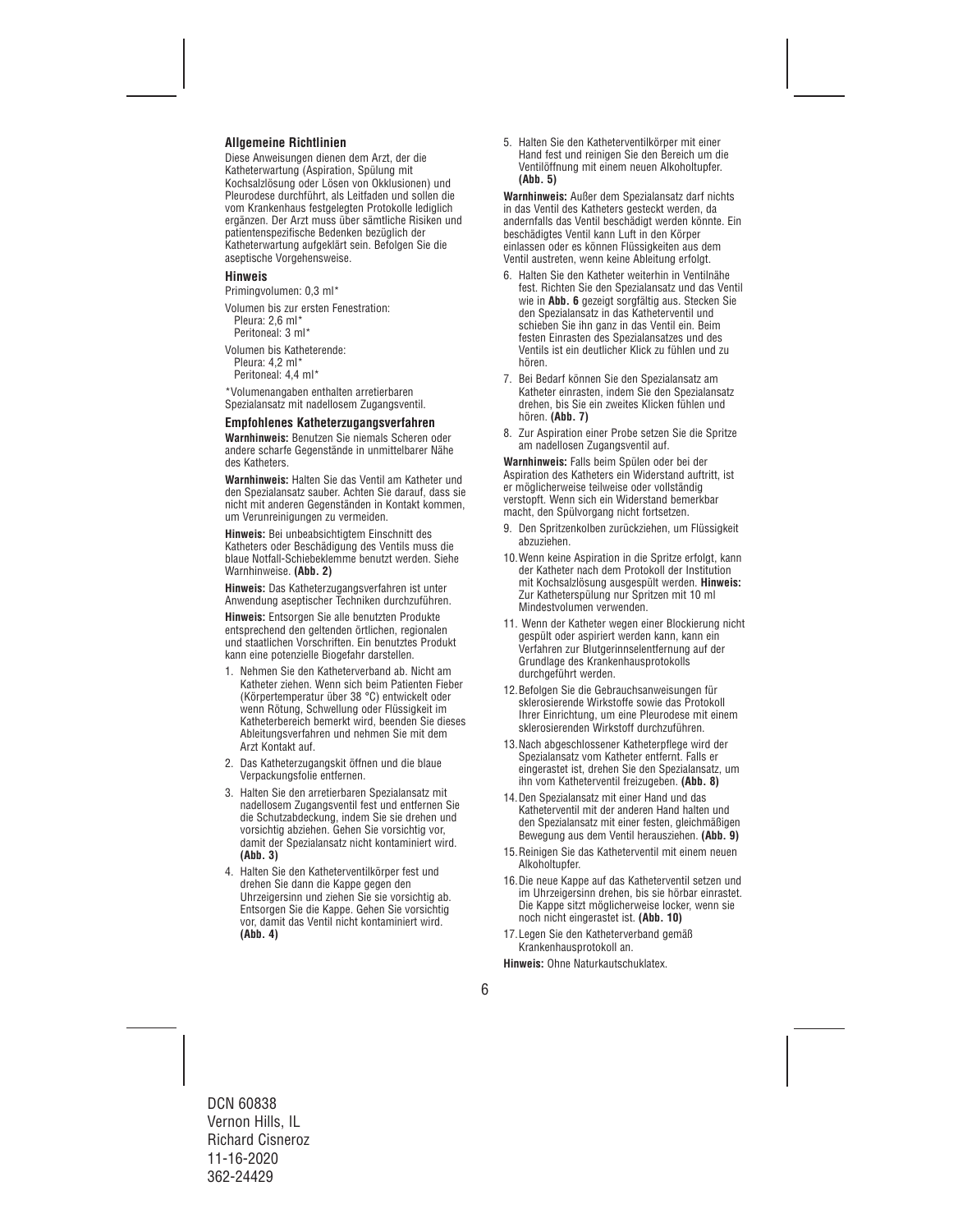### Allgemeine Richtlinien

Diese Anweisungen dienen dem Arzt, der die Katheterwartung (Aspiration, Spülung mit Kochsalzlösung oder Lösen von Okklusionen) und Pleurodese durchführt, als Leitfaden und sollen die vom Krankenhaus festgelegten Protokolle lediglich ergänzen. Der Arzt muss über sämtliche Risiken und patientenspezifische Bedenken bezüglich der Katheterwartung aufgeklärt sein. Befolgen Sie die aseptische Vorgehensweise.

### Hinweis

Primingvolumen: 0,3 ml*

Volumen bis zur ersten Fenestration:
Pleura: 2,6 ml*
Peritoneal: 3 ml*

Volumen bis Katheterende:
Pleura: 4,2 ml*
Peritoneal: 4,4 ml*

*Volumenangaben enthalten arretierbaren Spezialansatz mit nadellosem Zugangsventil.

### Empfohlenes Katheterzugangsverfahren

**Warnhinweis:** Benutzen Sie niemals Scheren oder andere scharfe Gegenstände in unmittelbarer Nähe des Katheters.

**Warnhinweis:** Halten Sie das Ventil am Katheter und den Spezialansatz sauber. Achten Sie darauf, dass sie nicht mit anderen Gegenständen in Kontakt kommen, um Verunreinigungen zu vermeiden.

**Hinweis:** Bei unbeabsichtigtem Einschnitt des Katheters oder Beschädigung des Ventils muss die blaue Notfall-Schiebeklemme benutzt werden. Siehe Warnhinweise. **(Abb. 2)**

**Hinweis:** Das Katheterzugangsverfahren ist unter Anwendung aseptischer Techniken durchzuführen.

**Hinweis:** Entsorgen Sie alle benutzten Produkte entsprechend den geltenden örtlichen, regionalen und staatlichen Vorschriften. Ein benutztes Produkt kann eine potenzielle Biogefahr darstellen.

1. Nehmen Sie den Katheterverband ab. Nicht am Katheter ziehen. Wenn sich beim Patienten Fieber (Körpertemperatur über 38 °C) entwickelt oder wenn Rötung, Schwellung oder Flüssigkeit im Katheterbereich bemerkt wird, beenden Sie dieses Ableitungsverfahren und nehmen Sie mit dem Arzt Kontakt auf.
2. Das Katheterzugangskit öffnen und die blaue Verpackungsfolie entfernen.
3. Halten Sie den arretierbaren Spezialansatz mit nadellosem Zugangsventil fest und entfernen Sie die Schutzabdeckung, indem Sie sie drehen und vorsichtig abziehen. Gehen Sie vorsichtig vor, damit der Spezialansatz nicht kontaminiert wird. **(Abb. 3)**
4. Halten Sie den Katheterventilkörper fest und drehen Sie dann die Kappe gegen den Uhrzeigersinn und ziehen Sie sie vorsichtig ab. Entsorgen Sie die Kappe. Gehen Sie vorsichtig vor, damit das Ventil nicht kontaminiert wird. **(Abb. 4)**
5. Halten Sie den Katheterventilkörper mit einer Hand fest und reinigen Sie den Bereich um die Ventilöffnung mit einem neuen Alkoholtupfer. **(Abb. 5)**

**Warnhinweis:** Außer dem Spezialansatz darf nichts in das Ventil des Katheters gesteckt werden, da andernfalls das Ventil beschädigt werden könnte. Ein beschädigtes Ventil kann Luft in den Körper einlassen oder es können Flüssigkeiten aus dem Ventil austreten, wenn keine Ableitung erfolgt.

6. Halten Sie den Katheter weiterhin in Ventilnähe fest. Richten Sie den Spezialansatz und das Ventil wie in **Abb. 6** gezeigt sorgfältig aus. Stecken Sie den Spezialansatz in das Katheterventil und schieben Sie ihn ganz in das Ventil ein. Beim festen Einrasten des Spezialansatzes und des Ventils ist ein deutlicher Klick zu fühlen und zu hören.
7. Bei Bedarf können Sie den Spezialansatz am Katheter einrasten, indem Sie den Spezialansatz drehen, bis Sie ein zweites Klicken fühlen und hören. **(Abb. 7)**
8. Zur Aspiration einer Probe setzen Sie die Spritze am nadellosen Zugangsventil auf.

**Warnhinweis:** Falls beim Spülen oder bei der Aspiration des Katheters ein Widerstand auftritt, ist er möglicherweise teilweise oder vollständig verstopft. Wenn sich ein Widerstand bemerkbar macht, den Spülvorgang nicht fortsetzen.

9. Den Spritzenkolben zurückziehen, um Flüssigkeit abzuziehen.
10. Wenn keine Aspiration in die Spritze erfolgt, kann der Katheter nach dem Protokoll der Institution mit Kochsalzlösung ausgespült werden. **Hinweis:** Zur Katheterspülung nur Spritzen mit 10 ml Mindestvolumen verwenden.
11. Wenn der Katheter wegen einer Blockierung nicht gespült oder aspiriert werden kann, kann ein Verfahren zur Blutgerinnselentfernung auf der Grundlage des Krankenhausprotokolls durchgeführt werden.
12. Befolgen Sie die Gebrauchsanweisungen für sklerosierende Wirkstoffe sowie das Protokoll Ihrer Einrichtung, um eine Pleurodese mit einem sklerosierenden Wirkstoff durchzuführen.
13. Nach abgeschlossener Katheterpflege wird der Spezialansatz vom Katheter entfernt. Falls er eingerastet ist, drehen Sie den Spezialansatz, um ihn vom Katheterventil freizugeben. **(Abb. 8)**
14. Den Spezialansatz mit einer Hand und das Katheterventil mit der anderen Hand halten und den Spezialansatz mit einer festen, gleichmäßigen Bewegung aus dem Ventil herausziehen. **(Abb. 9)**
15. Reinigen Sie das Katheterventil mit einem neuen Alkoholtupfer.
16. Die neue Kappe auf das Katheterventil setzen und im Uhrzeigersinn drehen, bis sie hörbar einrastet. Die Kappe sitzt möglicherweise locker, wenn sie noch nicht eingerastet ist. **(Abb. 10)**
17. Legen Sie den Katheterverband gemäß Krankenhausprotokoll an.

**Hinweis:** Ohne Naturkautschuklatex.

DCN 60838
Vernon Hills, IL
Richard Cisneroz
11-16-2020
362-24429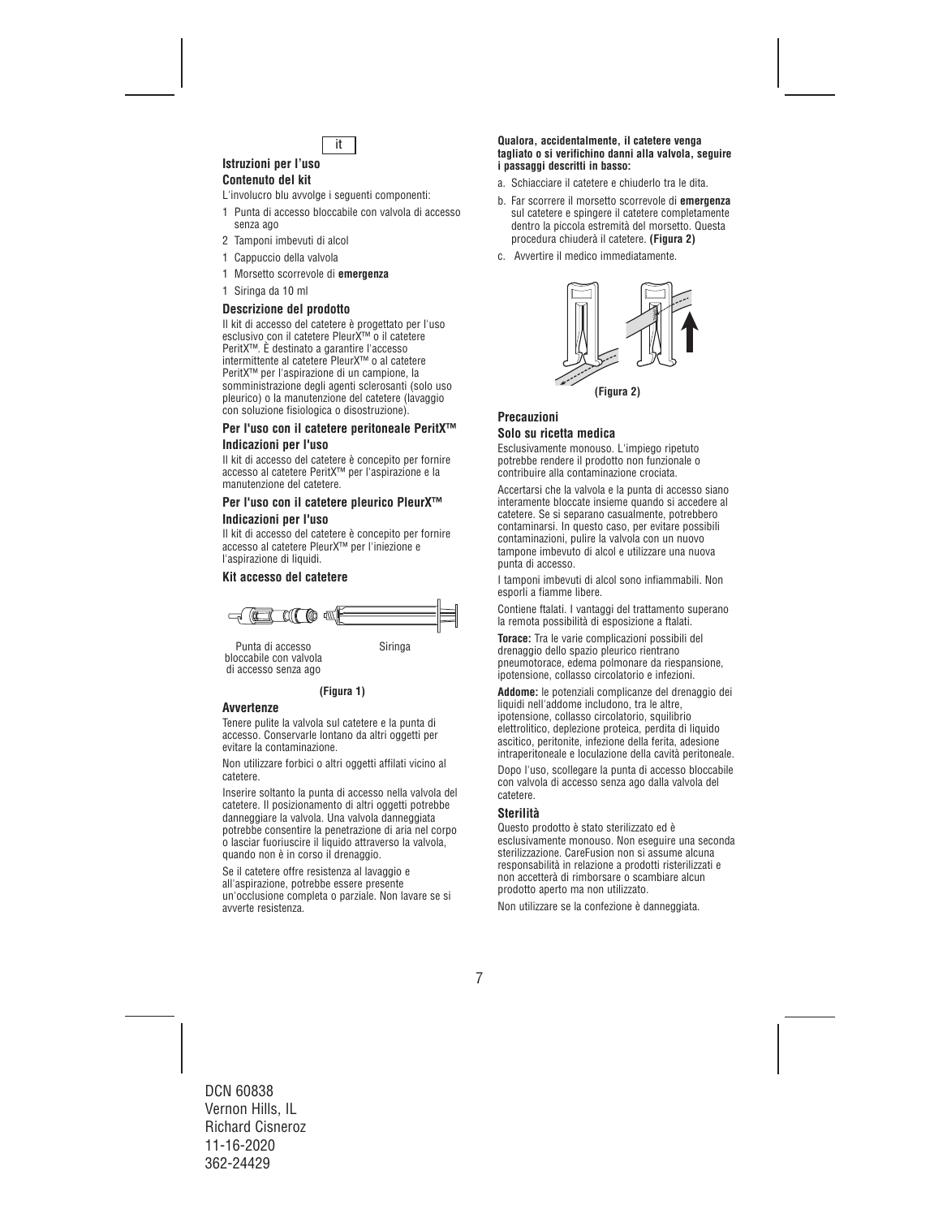it

## Istruzioni per l'uso

### Contenuto del kit

L'involucro blu avvolge i seguenti componenti:

- 1 Punta di accesso bloccabile con valvola di accesso senza ago
- 2 Tamponi imbevuti di alcol
- 1 Cappuccio della valvola
- 1 Morsetto scorrevole di **emergenza**
- 1 Siringa da 10 ml

### Descrizione del prodotto

Il kit di accesso del catetere è progettato per l'uso esclusivo con il catetere PleurX™ o il catetere PeritX™. È destinato a garantire l'accesso intermittente al catetere PleurX™ o al catetere PeritX™ per l'aspirazione di un campione, la somministrazione degli agenti sclerosanti (solo uso pleurico) o la manutenzione del catetere (lavaggio con soluzione fisiologica o disostruzione).

### Per l'uso con il catetere peritoneale PeritX™

### Indicazioni per l'uso

Il kit di accesso del catetere è concepito per fornire accesso al catetere PeritX™ per l'aspirazione e la manutenzione del catetere.

### Per l'uso con il catetere pleurico PleurX™

### Indicazioni per l'uso

Il kit di accesso del catetere è concepito per fornire accesso al catetere PleurX™ per l'iniezione e l'aspirazione di liquidi.

### Kit accesso del catetere

Punta di accesso bloccabile con valvola di accesso senza ago

Siringa

**(Figura 1)**

### Avvertenze

Tenere pulite la valvola sul catetere e la punta di accesso. Conservarle lontano da altri oggetti per evitare la contaminazione.

Non utilizzare forbici o altri oggetti affilati vicino al catetere.

Inserire soltanto la punta di accesso nella valvola del catetere. Il posizionamento di altri oggetti potrebbe danneggiare la valvola. Una valvola danneggiata potrebbe consentire la penetrazione di aria nel corpo o lasciar fuoriuscire il liquido attraverso la valvola, quando non è in corso il drenaggio.

Se il catetere offre resistenza al lavaggio e all'aspirazione, potrebbe essere presente un'occlusione completa o parziale. Non lavare se si avverte resistenza.

**Qualora, accidentalmente, il catetere venga tagliato o si verifichino danni alla valvola, seguire i passaggi descritti in basso:**

a. Schiacciare il catetere e chiuderlo tra le dita.

b. Far scorrere il morsetto scorrevole di **emergenza** sul catetere e spingere il catetere completamente dentro la piccola estremità del morsetto. Questa procedura chiuderà il catetere. **(Figura 2)**

c. Avvertire il medico immediatamente.

**(Figura 2)**

### Precauzioni

### Solo su ricetta medica

Esclusivamente monouso. L'impiego ripetuto potrebbe rendere il prodotto non funzionale o contribuire alla contaminazione crociata.

Accertarsi che la valvola e la punta di accesso siano interamente bloccate insieme quando si accedere al catetere. Se si separano casualmente, potrebbero contaminarsi. In questo caso, per evitare possibili contaminazioni, pulire la valvola con un nuovo tampone imbevuto di alcol e utilizzare una nuova punta di accesso.

I tamponi imbevuti di alcol sono infiammabili. Non esporli a fiamme libere.

Contiene ftalati. I vantaggi del trattamento superano la remota possibilità di esposizione a ftalati.

**Torace:** Tra le varie complicazioni possibili del drenaggio dello spazio pleurico rientrano pneumotorace, edema polmonare da riespansione, ipotensione, collasso circolatorio e infezioni.

**Addome:** le potenziali complicanze del drenaggio dei liquidi nell'addome includono, tra le altre, ipotensione, collasso circolatorio, squilibrio elettrolitico, deplezione proteica, perdita di liquido ascitico, peritonite, infezione della ferita, adesione intraperitoneale e loculazione della cavità peritoneale.

Dopo l'uso, scollegare la punta di accesso bloccabile con valvola di accesso senza ago dalla valvola del catetere.

### Sterilità

Questo prodotto è stato sterilizzato ed è esclusivamente monouso. Non eseguire una seconda sterilizzazione. CareFusion non si assume alcuna responsabilità in relazione a prodotti risterilizzati e non accetterà di rimborsare o scambiare alcun prodotto aperto ma non utilizzato.

Non utilizzare se la confezione è danneggiata.

DCN 60838
Vernon Hills, IL
Richard Cisneroz
11-16-2020
362-24429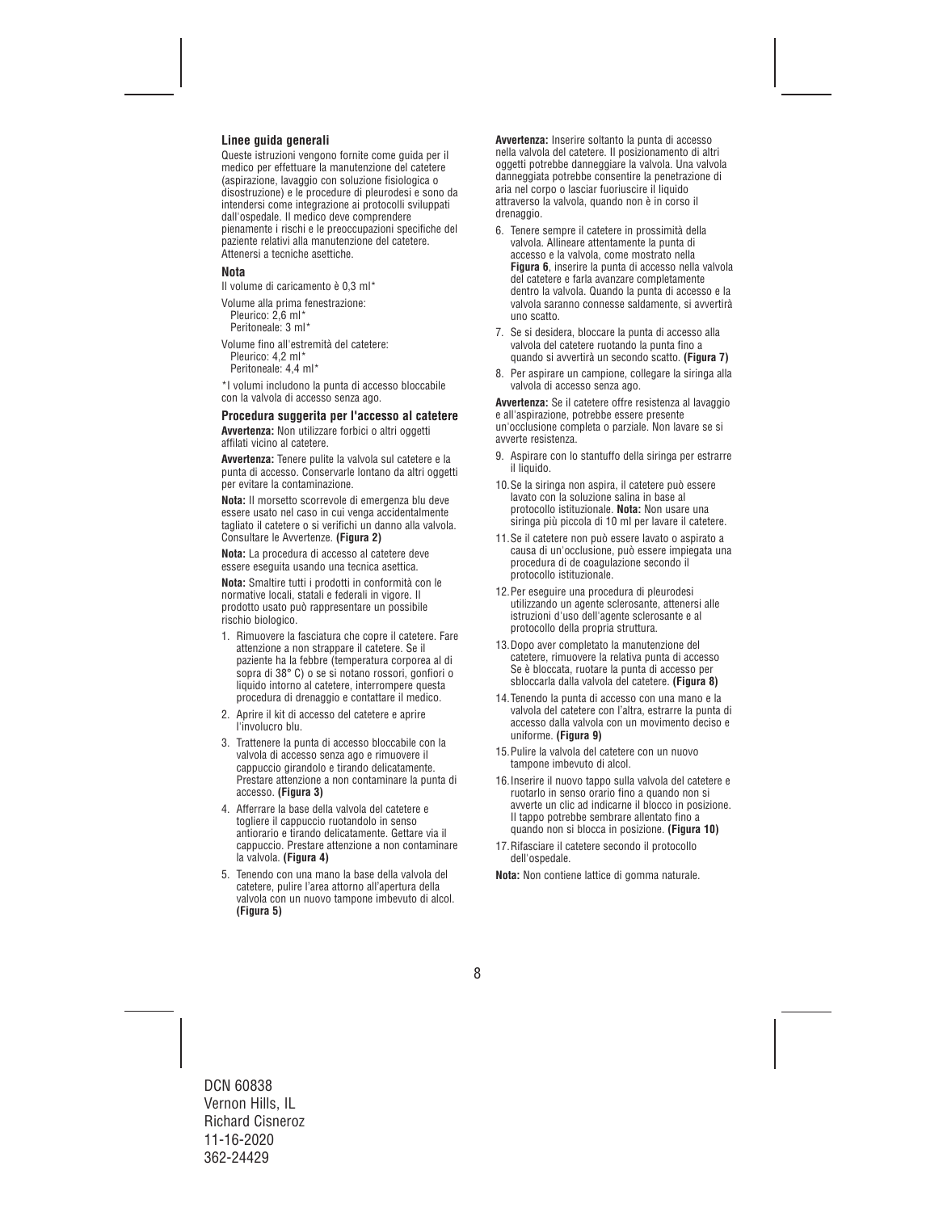### Linee guida generali

Queste istruzioni vengono fornite come guida per il medico per effettuare la manutenzione del catetere (aspirazione, lavaggio con soluzione fisiologica o disostruzione) e le procedure di pleurodesi e sono da intendersi come integrazione ai protocolli sviluppati dall'ospedale. Il medico deve comprendere pienamente i rischi e le preoccupazioni specifiche del paziente relativi alla manutenzione del catetere. Attenersi a tecniche asettiche.

### Nota

Il volume di caricamento è 0,3 ml*

Volume alla prima fenestrazione:
Pleurico: 2,6 ml*
Peritoneale: 3 ml*

Volume fino all'estremità del catetere:
Pleurico: 4,2 ml*
Peritoneale: 4,4 ml*

*I volumi includono la punta di accesso bloccabile con la valvola di accesso senza ago.

### Procedura suggerita per l'accesso al catetere

**Avvertenza:** Non utilizzare forbici o altri oggetti affilati vicino al catetere.

**Avvertenza:** Tenere pulite la valvola sul catetere e la punta di accesso. Conservarle lontano da altri oggetti per evitare la contaminazione.

**Nota:** Il morsetto scorrevole di emergenza blu deve essere usato nel caso in cui venga accidentalmente tagliato il catetere o si verifichi un danno alla valvola. Consultare le Avvertenze. **(Figura 2)**

**Nota:** La procedura di accesso al catetere deve essere eseguita usando una tecnica asettica.

**Nota:** Smaltire tutti i prodotti in conformità con le normative locali, statali e federali in vigore. Il prodotto usato può rappresentare un possibile rischio biologico.

1. Rimuovere la fasciatura che copre il catetere. Fare attenzione a non strappare il catetere. Se il paziente ha la febbre (temperatura corporea al di sopra di 38° C) o se si notano rossori, gonfiori o liquido intorno al catetere, interrompere questa procedura di drenaggio e contattare il medico.
2. Aprire il kit di accesso del catetere e aprire l'involucro blu.
3. Trattenere la punta di accesso bloccabile con la valvola di accesso senza ago e rimuovere il cappuccio girandolo e tirando delicatamente. Prestare attenzione a non contaminare la punta di accesso. **(Figura 3)**
4. Afferrare la base della valvola del catetere e togliere il cappuccio ruotandolo in senso antiorario e tirando delicatamente. Gettare via il cappuccio. Prestare attenzione a non contaminare la valvola. **(Figura 4)**
5. Tenendo con una mano la base della valvola del catetere, pulire l'area attorno all'apertura della valvola con un nuovo tampone imbevuto di alcol. **(Figura 5)**

**Avvertenza:** Inserire soltanto la punta di accesso nella valvola del catetere. Il posizionamento di altri oggetti potrebbe danneggiare la valvola. Una valvola danneggiata potrebbe consentire la penetrazione di aria nel corpo o lasciar fuoriuscire il liquido attraverso la valvola, quando non è in corso il drenaggio.

6. Tenere sempre il catetere in prossimità della valvola. Allineare attentamente la punta di accesso e la valvola, come mostrato nella **Figura 6**, inserire la punta di accesso nella valvola del catetere e farla avanzare completamente dentro la valvola. Quando la punta di accesso e la valvola saranno connesse saldamente, si avvertirà uno scatto.
7. Se si desidera, bloccare la punta di accesso alla valvola del catetere ruotando la punta fino a quando si avvertirà un secondo scatto. **(Figura 7)**
8. Per aspirare un campione, collegare la siringa alla valvola di accesso senza ago.

**Avvertenza:** Se il catetere offre resistenza al lavaggio e all'aspirazione, potrebbe essere presente un'occlusione completa o parziale. Non lavare se si avverte resistenza.

9. Aspirare con lo stantuffo della siringa per estrarre il liquido.
10. Se la siringa non aspira, il catetere può essere lavato con la soluzione salina in base al protocollo istituzionale. **Nota:** Non usare una siringa più piccola di 10 ml per lavare il catetere.
11. Se il catetere non può essere lavato o aspirato a causa di un'occlusione, può essere impiegata una procedura di de coagulazione secondo il protocollo istituzionale.
12. Per eseguire una procedura di pleurodesi utilizzando un agente sclerosante, attenersi alle istruzioni d'uso dell'agente sclerosante e al protocollo della propria struttura.
13. Dopo aver completato la manutenzione del catetere, rimuovere la relativa punta di accesso Se è bloccata, ruotare la punta di accesso per sbloccarla dalla valvola del catetere. **(Figura 8)**
14. Tenendo la punta di accesso con una mano e la valvola del catetere con l'altra, estrarre la punta di accesso dalla valvola con un movimento deciso e uniforme. **(Figura 9)**
15. Pulire la valvola del catetere con un nuovo tampone imbevuto di alcol.
16. Inserire il nuovo tappo sulla valvola del catetere e ruotarlo in senso orario fino a quando non si avverte un clic ad indicarne il blocco in posizione. Il tappo potrebbe sembrare allentato fino a quando non si blocca in posizione. **(Figura 10)**
17. Rifasciare il catetere secondo il protocollo dell'ospedale.

**Nota:** Non contiene lattice di gomma naturale.

DCN 60838
Vernon Hills, IL
Richard Cisneroz
11-16-2020
362-24429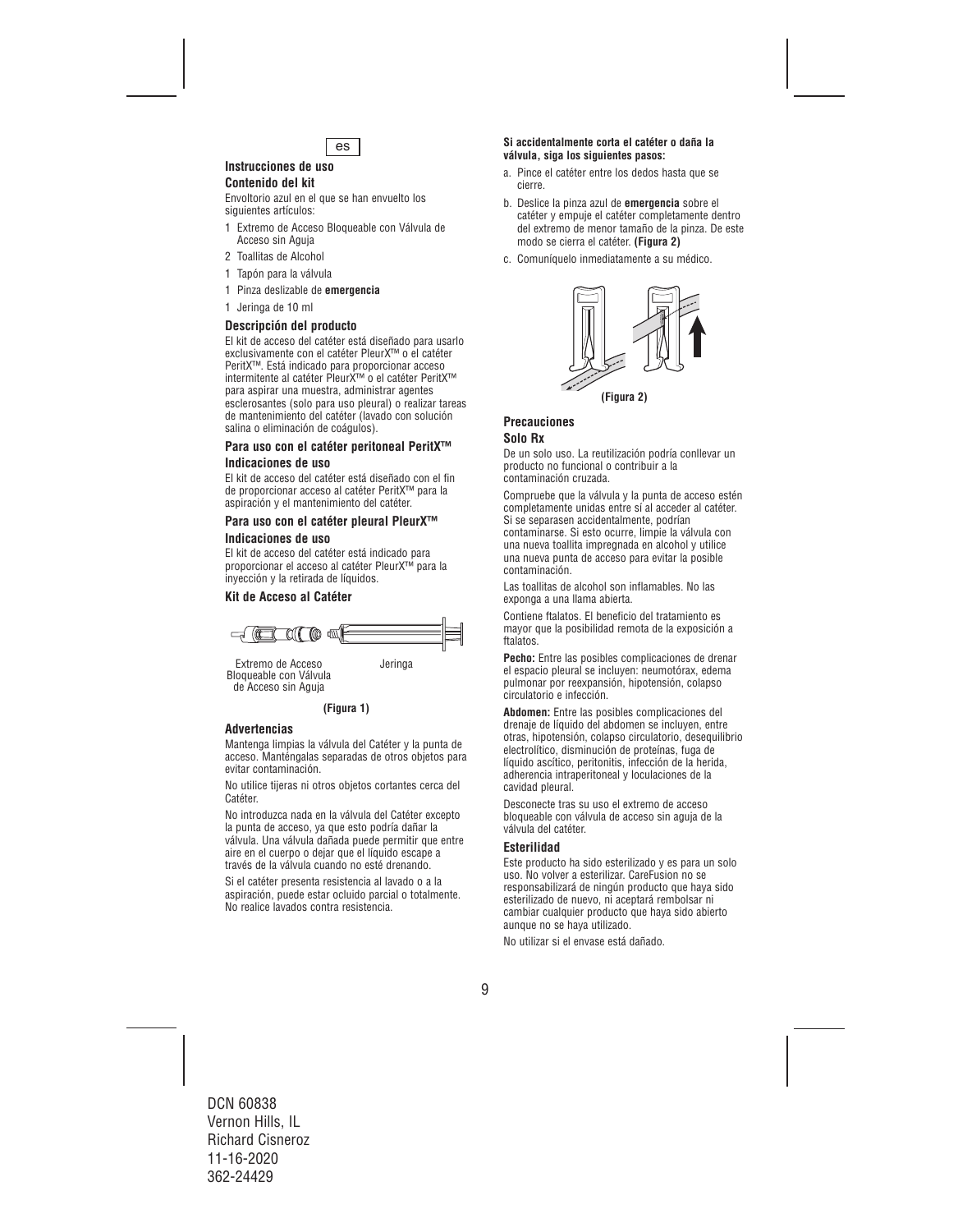es

## Instrucciones de uso

### Contenido del kit

Envoltorio azul en el que se han envuelto los siguientes artículos:

- 1 Extremo de Acceso Bloqueable con Válvula de Acceso sin Aguja
- 2 Toallitas de Alcohol
- 1 Tapón para la válvula
- 1 Pinza deslizable de **emergencia**
- 1 Jeringa de 10 ml

### Descripción del producto

El kit de acceso del catéter está diseñado para usarlo exclusivamente con el catéter PleurX™ o el catéter PeritX™. Está indicado para proporcionar acceso intermitente al catéter PleurX™ o el catéter PeritX™ para aspirar una muestra, administrar agentes esclerosantes (solo para uso pleural) o realizar tareas de mantenimiento del catéter (lavado con solución salina o eliminación de coágulos).

### Para uso con el catéter peritoneal PeritX™

### Indicaciones de uso

El kit de acceso del catéter está diseñado con el fin de proporcionar acceso al catéter PeritX™ para la aspiración y el mantenimiento del catéter.

### Para uso con el catéter pleural PleurX™

### Indicaciones de uso

El kit de acceso del catéter está indicado para proporcionar el acceso al catéter PleurX™ para la inyección y la retirada de líquidos.

### Kit de Acceso al Catéter

Extremo de Acceso Bloqueable con Válvula de Acceso sin Aguja

Jeringa

**(Figura 1)**

### Advertencias

Mantenga limpias la válvula del Catéter y la punta de acceso. Manténgalas separadas de otros objetos para evitar contaminación.

No utilice tijeras ni otros objetos cortantes cerca del Catéter.

No introduzca nada en la válvula del Catéter excepto la punta de acceso, ya que esto podría dañar la válvula. Una válvula dañada puede permitir que entre aire en el cuerpo o dejar que el líquido escape a través de la válvula cuando no esté drenando.

Si el catéter presenta resistencia al lavado o a la aspiración, puede estar ocluido parcial o totalmente. No realice lavados contra resistencia.

**Si accidentalmente corta el catéter o daña la válvula, siga los siguientes pasos:**

a. Pince el catéter entre los dedos hasta que se cierre.

b. Deslice la pinza azul de **emergencia** sobre el catéter y empuje el catéter completamente dentro del extremo de menor tamaño de la pinza. De este modo se cierra el catéter. **(Figura 2)**

c. Comuníquelo inmediatamente a su médico.

**(Figura 2)**

### Precauciones

### Solo Rx

De un solo uso. La reutilización podría conllevar un producto no funcional o contribuir a la contaminación cruzada.

Compruebe que la válvula y la punta de acceso estén completamente unidas entre sí al acceder al catéter. Si se separasen accidentalmente, podrían contaminarse. Si esto ocurre, limpie la válvula con una nueva toallita impregnada en alcohol y utilice una nueva punta de acceso para evitar la posible contaminación.

Las toallitas de alcohol son inflamables. No las exponga a una llama abierta.

Contiene ftalatos. El beneficio del tratamiento es mayor que la posibilidad remota de la exposición a ftalatos.

**Pecho:** Entre las posibles complicaciones de drenar el espacio pleural se incluyen: neumotórax, edema pulmonar por reexpansión, hipotensión, colapso circulatorio e infección.

**Abdomen:** Entre las posibles complicaciones del drenaje de líquido del abdomen se incluyen, entre otras, hipotensión, colapso circulatorio, desequilibrio electrolítico, disminución de proteínas, fuga de líquido ascítico, peritonitis, infección de la herida, adherencia intraperitoneal y loculaciones de la cavidad pleural.

Desconecte tras su uso el extremo de acceso bloqueable con válvula de acceso sin aguja de la válvula del catéter.

### Esterilidad

Este producto ha sido esterilizado y es para un solo uso. No volver a esterilizar. CareFusion no se responsabilizará de ningún producto que haya sido esterilizado de nuevo, ni aceptará rembolsar ni cambiar cualquier producto que haya sido abierto aunque no se haya utilizado.

No utilizar si el envase está dañado.

DCN 60838
Vernon Hills, IL
Richard Cisneroz
11-16-2020
362-24429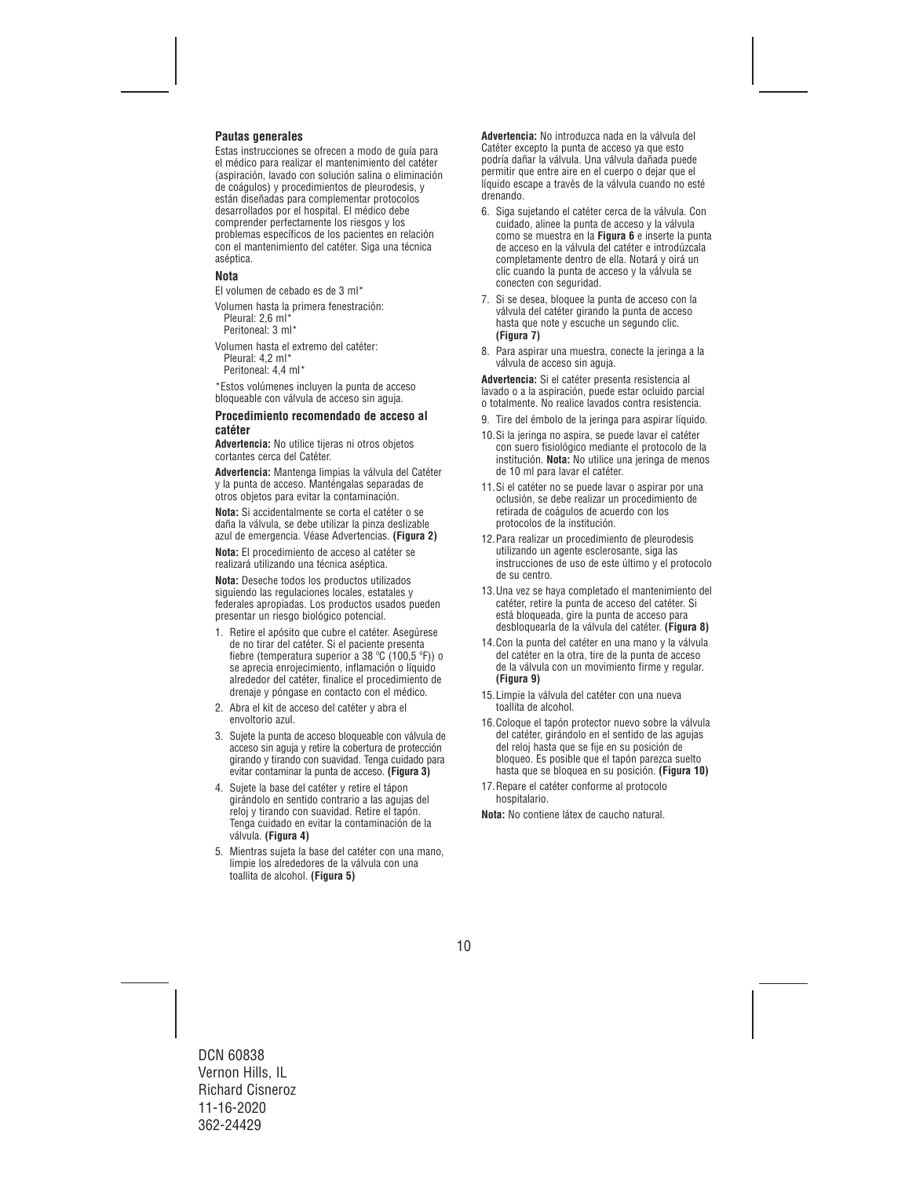### Pautas generales

Estas instrucciones se ofrecen a modo de guía para el médico para realizar el mantenimiento del catéter (aspiración, lavado con solución salina o eliminación de coágulos) y procedimientos de pleurodesis, y están diseñadas para complementar protocolos desarrollados por el hospital. El médico debe comprender perfectamente los riesgos y los problemas específicos de los pacientes en relación con el mantenimiento del catéter. Siga una técnica aséptica.

### Nota

El volumen de cebado es de 3 ml*

Volumen hasta la primera fenestración:
Pleural: 2,6 ml*
Peritoneal: 3 ml*

Volumen hasta el extremo del catéter:
Pleural: 4,2 ml*
Peritoneal: 4,4 ml*

*Estos volúmenes incluyen la punta de acceso bloqueable con válvula de acceso sin aguja.

### Procedimiento recomendado de acceso al catéter

**Advertencia:** No utilice tijeras ni otros objetos cortantes cerca del Catéter.

**Advertencia:** Mantenga limpias la válvula del Catéter y la punta de acceso. Manténgalas separadas de otros objetos para evitar la contaminación.

**Nota:** Si accidentalmente se corta el catéter o se daña la válvula, se debe utilizar la pinza deslizable azul de emergencia. Véase Advertencias. **(Figura 2)**

**Nota:** El procedimiento de acceso al catéter se realizará utilizando una técnica aséptica.

**Nota:** Deseche todos los productos utilizados siguiendo las regulaciones locales, estatales y federales apropiadas. Los productos usados pueden presentar un riesgo biológico potencial.

1. Retire el apósito que cubre el catéter. Asegúrese de no tirar del catéter. Si el paciente presenta fiebre (temperatura superior a 38 °C (100,5 °F)) o se aprecia enrojecimiento, inflamación o líquido alrededor del catéter, finalice el procedimiento de drenaje y póngase en contacto con el médico.
2. Abra el kit de acceso del catéter y abra el envoltorio azul.
3. Sujete la punta de acceso bloqueable con válvula de acceso sin aguja y retire la cobertura de protección girando y tirando con suavidad. Tenga cuidado para evitar contaminar la punta de acceso. **(Figura 3)**
4. Sujete la base del catéter y retire el tápon girándolo en sentido contrario a las agujas del reloj y tirando con suavidad. Retire el tapón. Tenga cuidado en evitar la contaminación de la válvula. **(Figura 4)**
5. Mientras sujeta la base del catéter con una mano, limpie los alrededores de la válvula con una toallita de alcohol. **(Figura 5)**

**Advertencia:** No introduzca nada en la válvula del Catéter excepto la punta de acceso ya que esto podría dañar la válvula. Una válvula dañada puede permitir que entre aire en el cuerpo o dejar que el líquido escape a través de la válvula cuando no esté drenando.

6. Siga sujetando el catéter cerca de la válvula. Con cuidado, alinee la punta de acceso y la válvula como se muestra en la **Figura 6** e inserte la punta de acceso en la válvula del catéter e introdúzcala completamente dentro de ella. Notará y oirá un clic cuando la punta de acceso y la válvula se conecten con seguridad.
7. Si se desea, bloquee la punta de acceso con la válvula del catéter girando la punta de acceso hasta que note y escuche un segundo clic. **(Figura 7)**
8. Para aspirar una muestra, conecte la jeringa a la válvula de acceso sin aguja.

**Advertencia:** Si el catéter presenta resistencia al lavado o a la aspiración, puede estar ocluido parcial o totalmente. No realice lavados contra resistencia.

9. Tire del émbolo de la jeringa para aspirar líquido.
10. Si la jeringa no aspira, se puede lavar el catéter con suero fisiológico mediante el protocolo de la institución. **Nota:** No utilice una jeringa de menos de 10 ml para lavar el catéter.
11. Si el catéter no se puede lavar o aspirar por una oclusión, se debe realizar un procedimiento de retirada de coágulos de acuerdo con los protocolos de la institución.
12. Para realizar un procedimiento de pleurodesis utilizando un agente esclerosante, siga las instrucciones de uso de este último y el protocolo de su centro.
13. Una vez se haya completado el mantenimiento del catéter, retire la punta de acceso del catéter. Si está bloqueada, gire la punta de acceso para desbloquearla de la válvula del catéter. **(Figura 8)**
14. Con la punta del catéter en una mano y la válvula del catéter en la otra, tire de la punta de acceso de la válvula con un movimiento firme y regular. **(Figura 9)**
15. Limpie la válvula del catéter con una nueva toallita de alcohol.
16. Coloque el tapón protector nuevo sobre la válvula del catéter, girándolo en el sentido de las agujas del reloj hasta que se fije en su posición de bloqueo. Es posible que el tapón parezca suelto hasta que se bloquea en su posición. **(Figura 10)**
17. Repare el catéter conforme al protocolo hospitalario.

**Nota:** No contiene látex de caucho natural.

DCN 60838
Vernon Hills, IL
Richard Cisneroz
11-16-2020
362-24429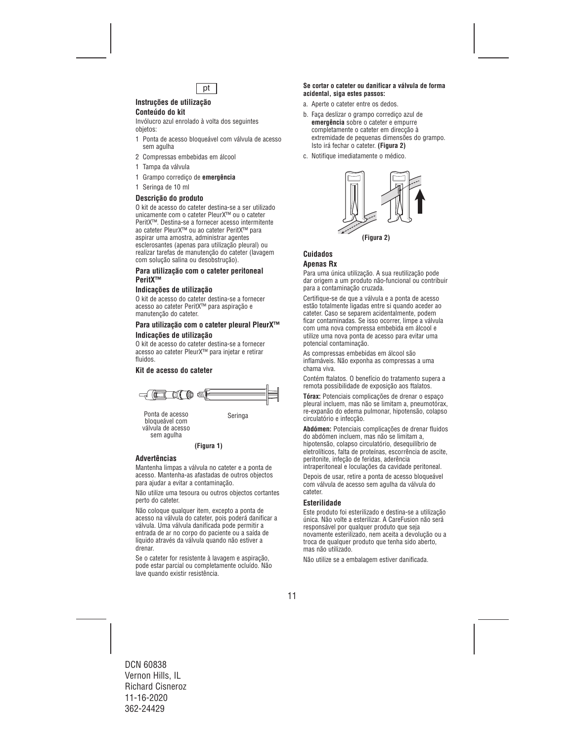pt

### Instruções de utilização

#### Conteúdo do kit

Invólucro azul enrolado à volta dos seguintes objetos:

1 Ponta de acesso bloqueável com válvula de acesso sem agulha

2 Compressas embebidas em álcool

1 Tampa da válvula

1 Grampo corrediço de **emergência**

1 Seringa de 10 ml

#### Descrição do produto

O kit de acesso do cateter destina-se a ser utilizado unicamente com o cateter PleurX™ ou o cateter PeritX™. Destina-se a fornecer acesso intermitente ao cateter PleurX™ ou ao cateter PeritX™ para aspirar uma amostra, administrar agentes esclerosantes (apenas para utilização pleural) ou realizar tarefas de manutenção do cateter (lavagem com solução salina ou desobstrução).

#### Para utilização com o cateter peritoneal PeritX™

#### Indicações de utilização

O kit de acesso do cateter destina-se a fornecer acesso ao cateter PeritX™ para aspiração e manutenção do cateter.

#### Para utilização com o cateter pleural PleurX™

#### Indicações de utilização

O kit de acesso do cateter destina-se a fornecer acesso ao cateter PleurX™ para injetar e retirar fluidos.

#### Kit de acesso do cateter

Ponta de acesso bloqueável com válvula de acesso sem agulha

Seringa

**(Figura 1)**

#### Advertências

Mantenha limpas a válvula no cateter e a ponta de acesso. Mantenha-as afastadas de outros objectos para ajudar a evitar a contaminação.

Não utilize uma tesoura ou outros objectos cortantes perto do cateter.

Não coloque qualquer item, excepto a ponta de acesso na válvula do cateter, pois poderá danificar a válvula. Uma válvula danificada pode permitir a entrada de ar no corpo do paciente ou a saída de líquido através da válvula quando não estiver a drenar.

Se o cateter for resistente à lavagem e aspiração, pode estar parcial ou completamente ocluído. Não lave quando existir resistência.

**Se cortar o cateter ou danificar a válvula de forma acidental, siga estes passos:**

a. Aperte o cateter entre os dedos.

b. Faça deslizar o grampo corrediço azul de **emergência** sobre o cateter e empurre completamente o cateter em direcção à extremidade de pequenas dimensões do grampo. Isto irá fechar o cateter. **(Figura 2)**

c. Notifique imediatamente o médico.

**(Figura 2)**

### Cuidados

#### Apenas Rx

Para uma única utilização. A sua reutilização pode dar origem a um produto não-funcional ou contribuir para a contaminação cruzada.

Certifique-se de que a válvula e a ponta de acesso estão totalmente ligadas entre si quando aceder ao cateter. Caso se separem acidentalmente, podem ficar contaminadas. Se isso ocorrer, limpe a válvula com uma nova compressa embebida em álcool e utilize uma nova ponta de acesso para evitar uma potencial contaminação.

As compressas embebidas em álcool são inflamáveis. Não exponha as compressas a uma chama viva.

Contém ftalatos. O benefício do tratamento supera a remota possibilidade de exposição aos ftalatos.

**Tórax:** Potenciais complicações de drenar o espaço pleural incluem, mas não se limitam a, pneumotórax, re-expanão do edema pulmonar, hipotensão, colapso circulatório e infecção.

**Abdómen:** Potenciais complicações de drenar fluidos do abdómen incluem, mas não se limitam a, hipotensão, colapso circulatório, desequilíbrio de eletrolíticos, falta de proteínas, escorrência de ascite, peritonite, infeção de feridas, aderência intraperitoneal e loculações da cavidade peritoneal.

Depois de usar, retire a ponta de acesso bloqueável com válvula de acesso sem agulha da válvula do cateter.

#### Esterilidade

Este produto foi esterilizado e destina-se a utilização única. Não volte a esterilizar. A CareFusion não será responsável por qualquer produto que seja novamente esterilizado, nem aceita a devolução ou a troca de qualquer produto que tenha sido aberto, mas não utilizado.

Não utilize se a embalagem estiver danificada.

DCN 60838
Vernon Hills, IL
Richard Cisneroz
11-16-2020
362-24429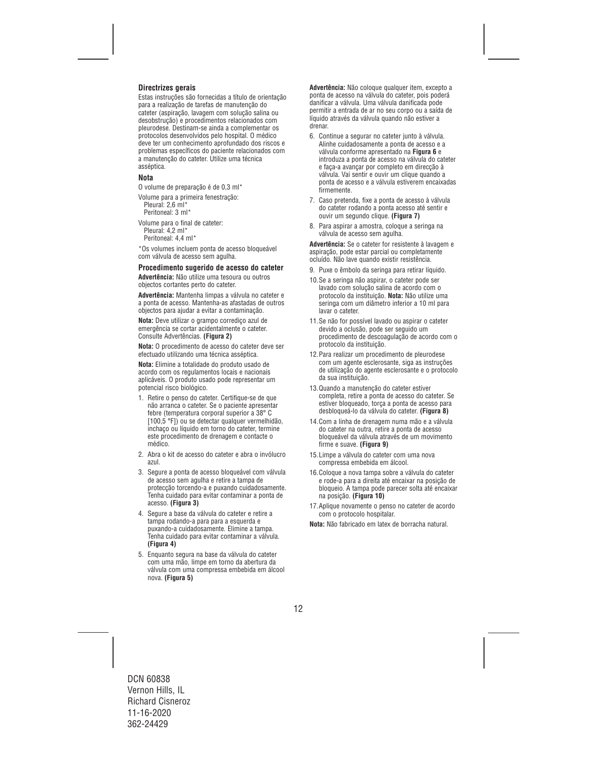### Directrizes gerais

Estas instruções são fornecidas a título de orientação para a realização de tarefas de manutenção do cateter (aspiração, lavagem com solução salina ou desobstrução) e procedimentos relacionados com pleurodese. Destinam-se ainda a complementar os protocolos desenvolvidos pelo hospital. O médico deve ter um conhecimento aprofundado dos riscos e problemas específicos do paciente relacionados com a manutenção do cateter. Utilize uma técnica asséptica.

### Nota

O volume de preparação é de 0,3 ml*

Volume para a primeira fenestração:
Pleural: 2,6 ml*
Peritoneal: 3 ml*

Volume para o final de cateter:
Pleural: 4,2 ml*
Peritoneal: 4,4 ml*

*Os volumes incluem ponta de acesso bloqueável com válvula de acesso sem agulha.

### Procedimento sugerido de acesso do cateter

**Advertência:** Não utilize uma tesoura ou outros objectos cortantes perto do cateter.

**Advertência:** Mantenha limpas a válvula no cateter e a ponta de acesso. Mantenha-as afastadas de outros objectos para ajudar a evitar a contaminação.

**Nota:** Deve utilizar o grampo corrediço azul de emergência se cortar acidentalmente o cateter. Consulte Advertências. **(Figura 2)**

**Nota:** O procedimento de acesso do cateter deve ser efectuado utilizando uma técnica asséptica.

**Nota:** Elimine a totalidade do produto usado de acordo com os regulamentos locais e nacionais aplicáveis. O produto usado pode representar um potencial risco biológico.

1. Retire o penso do cateter. Certifique-se de que não arranca o cateter. Se o paciente apresentar febre (temperatura corporal superior a 38° C [100,5 °F]) ou se detectar qualquer vermelhidão, inchaço ou líquido em torno do cateter, termine este procedimento de drenagem e contacte o médico.
2. Abra o kit de acesso do cateter e abra o invólucro azul.
3. Segure a ponta de acesso bloqueável com válvula de acesso sem agulha e retire a tampa de protecção torcendo-a e puxando cuidadosamente. Tenha cuidado para evitar contaminar a ponta de acesso. **(Figura 3)**
4. Segure a base da válvula do cateter e retire a tampa rodando-a para para a esquerda e puxando-a cuidadosamente. Elimine a tampa. Tenha cuidado para evitar contaminar a válvula. **(Figura 4)**
5. Enquanto segura na base da válvula do cateter com uma mão, limpe em torno da abertura da válvula com uma compressa embebida em álcool nova. **(Figura 5)**

**Advertência:** Não coloque qualquer item, excepto a ponta de acesso na válvula do cateter, pois poderá danificar a válvula. Uma válvula danificada pode permitir a entrada de ar no seu corpo ou a saída de líquido através da válvula quando não estiver a drenar.

6. Continue a segurar no cateter junto à válvula. Alinhe cuidadosamente a ponta de acesso e a válvula conforme apresentado na **Figura 6** e introduza a ponta de acesso na válvula do cateter e faça-a avançar por completo em direcção à válvula. Vai sentir e ouvir um clique quando a ponta de acesso e a válvula estiverem encaixadas firmemente.
7. Caso pretenda, fixe a ponta de acesso à válvula do cateter rodando a ponta acesso até sentir e ouvir um segundo clique. **(Figura 7)**
8. Para aspirar a amostra, coloque a seringa na válvula de acesso sem agulha.

**Advertência:** Se o cateter for resistente à lavagem e aspiração, pode estar parcial ou completamente ocluído. Não lave quando existir resistência.

9. Puxe o êmbolo da seringa para retirar líquido.
10. Se a seringa não aspirar, o cateter pode ser lavado com solução salina de acordo com o protocolo da instituição. **Nota:** Não utilize uma seringa com um diâmetro inferior a 10 ml para lavar o cateter.
11. Se não for possível lavado ou aspirar o cateter devido a oclusão, pode ser seguido um procedimento de descoagulação de acordo com o protocolo da instituição.
12. Para realizar um procedimento de pleurodese com um agente esclerosante, siga as instruções de utilização do agente esclerosante e o protocolo da sua instituição.
13. Quando a manutenção do cateter estiver completa, retire a ponta de acesso do cateter. Se estiver bloqueado, torça a ponta de acesso para desbloqueá-lo da válvula do cateter. **(Figura 8)**
14. Com a linha de drenagem numa mão e a válvula do cateter na outra, retire a ponta de acesso bloqueável da válvula através de um movimento firme e suave. **(Figura 9)**
15. Limpe a válvula do cateter com uma nova compressa embebida em álcool.
16. Coloque a nova tampa sobre a válvula do cateter e rode-a para a direita até encaixar na posição de bloqueio. A tampa pode parecer solta até encaixar na posição. **(Figura 10)**
17. Aplique novamente o penso no cateter de acordo com o protocolo hospitalar.

**Nota:** Não fabricado em latex de borracha natural.

DCN 60838
Vernon Hills, IL
Richard Cisneroz
11-16-2020
362-24429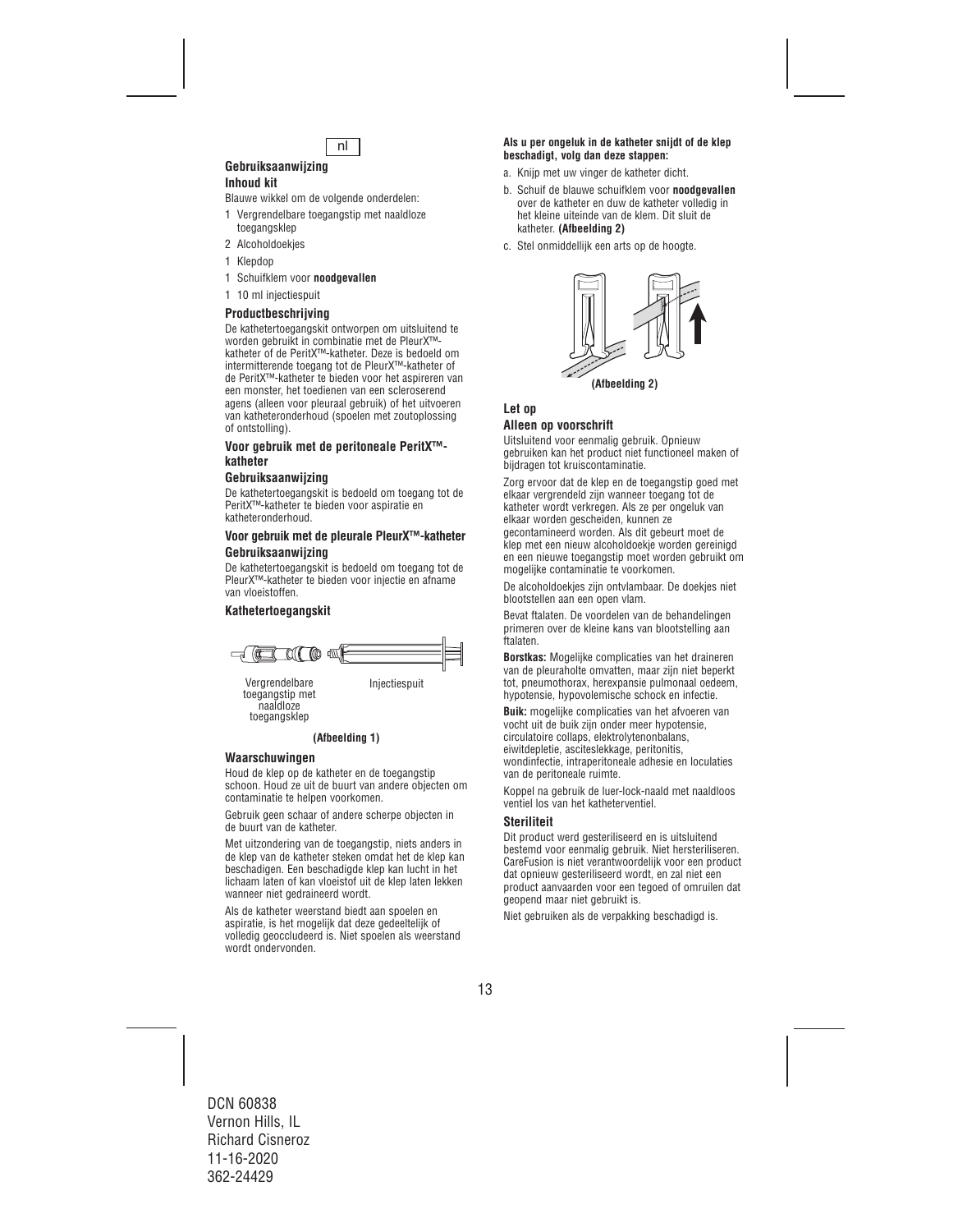nl

## Gebruiksaanwijzing

### Inhoud kit

Blauwe wikkel om de volgende onderdelen:

1 Vergrendelbare toegangstip met naaldloze toegangsklep

2 Alcoholdoekjes

1 Klepdop

1 Schuifklem voor **noodgevallen**

1 10 ml injectiespuit

### Productbeschrijving

De kathetertoegangskit ontworpen om uitsluitend te worden gebruikt in combinatie met de PleurX™-katheter of de PeritX™-katheter. Deze is bedoeld om intermitterende toegang tot de PleurX™-katheter of de PeritX™-katheter te bieden voor het aspireren van een monster, het toedienen van een scleroserend agens (alleen voor pleuraal gebruik) of het uitvoeren van katheteronderhoud (spoelen met zoutoplossing of ontstolling).

### Voor gebruik met de peritoneale PeritX™-katheter

### Gebruiksaanwijzing

De kathetertoegangskit is bedoeld om toegang tot de PeritX™-katheter te bieden voor aspiratie en katheteronderhoud.

### Voor gebruik met de pleurale PleurX™-katheter

### Gebruiksaanwijzing

De kathetertoegangskit is bedoeld om toegang tot de PleurX™-katheter te bieden voor injectie en afname van vloeistoffen.

### Kathetertoegangskit

Vergrendelbare toegangstip met naaldloze toegangsklep

Injectiespuit

**(Afbeelding 1)**

### Waarschuwingen

Houd de klep op de katheter en de toegangstip schoon. Houd ze uit de buurt van andere objecten om contaminatie te helpen voorkomen.

Gebruik geen schaar of andere scherpe objecten in de buurt van de katheter.

Met uitzondering van de toegangstip, niets anders in de klep van de katheter steken omdat het de klep kan beschadigen. Een beschadigde klep kan lucht in het lichaam laten of kan vloeistof uit de klep laten lekken wanneer niet gedraineerd wordt.

Als de katheter weerstand biedt aan spoelen en aspiratie, is het mogelijk dat deze gedeeltelijk of volledig geoccludeerd is. Niet spoelen als weerstand wordt ondervonden.

**Als u per ongeluk in de katheter snijdt of de klep beschadigt, volg dan deze stappen:**

a. Knijp met uw vinger de katheter dicht.

b. Schuif de blauwe schuifklem voor **noodgevallen** over de katheter en duw de katheter volledig in het kleine uiteinde van de klem. Dit sluit de katheter. **(Afbeelding 2)**

c. Stel onmiddellijk een arts op de hoogte.

**(Afbeelding 2)**

### Let op

### Alleen op voorschrift

Uitsluitend voor eenmalig gebruik. Opnieuw gebruiken kan het product niet functioneel maken of bijdragen tot kruiscontaminatie.

Zorg ervoor dat de klep en de toegangstip goed met elkaar vergrendeld zijn wanneer toegang tot de katheter wordt verkregen. Als ze per ongeluk van elkaar worden gescheiden, kunnen ze gecontamineerd worden. Als dit gebeurt moet de klep met een nieuw alcoholdoekje worden gereinigd en een nieuwe toegangstip moet worden gebruikt om mogelijke contaminatie te voorkomen.

De alcoholdoekjes zijn ontvlambaar. De doekjes niet blootstellen aan een open vlam.

Bevat ftalaten. De voordelen van de behandelingen primeren over de kleine kans van blootstelling aan ftalaten.

**Borstkas:** Mogelijke complicaties van het draineren van de pleuraholte omvatten, maar zijn niet beperkt tot, pneumothorax, herexpansie pulmonaal oedeem, hypotensie, hypovolemische schock en infectie.

**Buik:** mogelijke complicaties van het afvoeren van vocht uit de buik zijn onder meer hypotensie, circulatoire collaps, elektrolytenonbalans, eiwitdepletie, ascitleslekkage, peritonitis, wondinfectie, intraperitoneale adhesie en loculaties van de peritoneale ruimte.

Koppel na gebruik de luer-lock-naald met naaldloos ventiel los van het katheterventiel.

### Steriliteit

Dit product werd gesteriliseerd en is uitsluitend bestemd voor eenmalig gebruik. Niet hersteriliseren. CareFusion is niet verantwoordelijk voor een product dat opnieuw gesteriliseerd wordt, en zal niet een product aanvaarden voor een tegoed of omruilen dat geopend maar niet gebruikt is.

Niet gebruiken als de verpakking beschadigd is.

DCN 60838
Vernon Hills, IL
Richard Cisneroz
11-16-2020
362-24429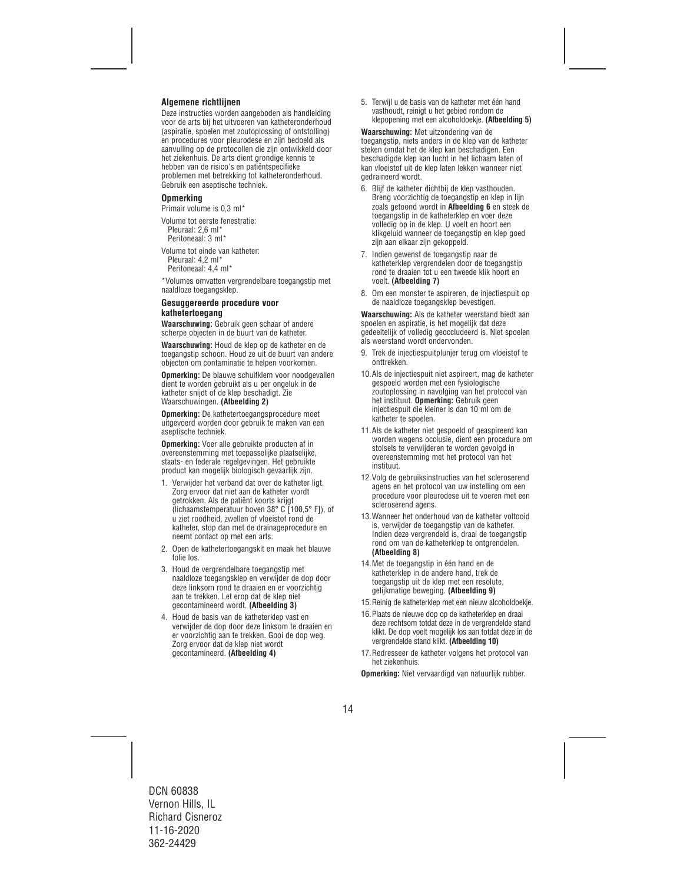### Algemene richtlijnen

Deze instructies worden aangeboden als handleiding voor de arts bij het uitvoeren van katheteronderhoud (aspiratie, spoelen met zoutoplossing of ontstolling) en procedures voor pleurodese en zijn bedoeld als aanvulling op de protocollen die zijn ontwikkeld door het ziekenhuis. De arts dient grondige kennis te hebben van de risico's en patiëntspecifieke problemen met betrekking tot katheteronderhoud. Gebruik een aseptische techniek.

### Opmerking

Primair volume is 0,3 ml*

Volume tot eerste fenestratie:
Pleuraal: 2,6 ml*
Peritoneaal: 3 ml*

Volume tot einde van katheter:
Pleuraal: 4,2 ml*
Peritoneaal: 4,4 ml*

*Volumes omvatten vergrendelbare toegangstip met naaldloze toegangsklep.

### Gesuggereerde procedure voor kathetertoegang

**Waarschuwing:** Gebruik geen schaar of andere scherpe objecten in de buurt van de katheter.

**Waarschuwing:** Houd de klep op de katheter en de toegangstip schoon. Houd ze uit de buurt van andere objecten om contaminatie te helpen voorkomen.

**Opmerking:** De blauwe schuifklem voor noodgevallen dient te worden gebruikt als u per ongeluk in de katheter snijdt of de klep beschadigt. Zie Waarschuwingen. **(Afbeelding 2)**

**Opmerking:** De kathetertoegangsprocedure moet uitgevoerd worden door gebruik te maken van een aseptische techniek.

**Opmerking:** Voer alle gebruikte producten af in overeenstemming met toepasselijke plaatselijke, staats- en federale regelgevingen. Het gebruikte product kan mogelijk biologisch gevaarlijk zijn.

1. Verwijder het verband dat over de katheter ligt. Zorg ervoor dat niet aan de katheter wordt getrokken. Als de patiënt koorts krijgt (lichaamstemperatuur boven 38° C [100,5° F]), of u ziet roodheid, zwellen of vloeistof rond de katheter, stop dan met de drainageprocedure en neemt contact op met een arts.
2. Open de kathetertoegangskit en maak het blauwe folie los.
3. Houd de vergrendelbare toegangstip met naaldloze toegangsklep en verwijder de dop door deze linksom rond te draaien en er voorzichtig aan te trekken. Let erop dat de klep niet gecontamineerd wordt. **(Afbeelding 3)**
4. Houd de basis van de katheterklep vast en verwijder de dop door deze linksom te draaien en er voorzichtig aan te trekken. Gooi de dop weg. Zorg ervoor dat de klep niet wordt gecontamineerd. **(Afbeelding 4)**
5. Terwijl u de basis van de katheter met één hand vasthoudt, reinigt u het gebied rondom de klepopening met een alcoholdoekje. **(Afbeelding 5)**

**Waarschuwing:** Met uitzondering van de toegangstip, niets anders in de klep van de katheter steken omdat het de klep kan beschadigen. Een beschadigde klep kan lucht in het lichaam laten of kan vloeistof uit de klep laten lekken wanneer niet gedraineerd wordt.

6. Blijf de katheter dichtbij de klep vasthouden. Breng voorzichtig de toegangstip en klep in lijn zoals getoond wordt in **Afbeelding 6** en steek de toegangstip in de katheterklep en voer deze volledig op in de klep. U voelt en hoort een klikgeluid wanneer de toegangstip en klep goed zijn aan elkaar zijn gekoppeld.
7. Indien gewenst de toegangstip naar de katheterklep vergrendelen door de toegangstip rond te draaien tot u een tweede klik hoort en voelt. **(Afbeelding 7)**
8. Om een monster te aspireren, de injectiespuit op de naaldloze toegangsklep bevestigen.

**Waarschuwing:** Als de katheter weerstand biedt aan spoelen en aspiratie, is het mogelijk dat deze gedeeltelijk of volledig geoccludeerd is. Niet spoelen als weerstand wordt ondervonden.

9. Trek de injectiespuitplunjer terug om vloeistof te onttrekken.
10. Als de injectiespuit niet aspireert, mag de katheter gespoeld worden met een fysiologische zoutoplossing in navolging van het protocol van het instituut. **Opmerking:** Gebruik geen injectiespuit die kleiner is dan 10 ml om de katheter te spoelen.
11. Als de katheter niet gespoeld of geaspireerd kan worden wegens occlusie, dient een procedure om stolsels te verwijderen te worden gevolgd in overeenstemming met het protocol van het instituut.
12. Volg de gebruiksinstructies van het scleroserend agens en het protocol van uw instelling om een procedure voor pleurodese uit te voeren met een scleroserend agens.
13. Wanneer het onderhoud van de katheter voltooid is, verwijder de toegangstip van de katheter. Indien deze vergrendeld is, draai de toegangstip rond om van de katheterklep te ontgrendelen. **(Afbeelding 8)**
14. Met de toegangstip in één hand en de katheterklep in de andere hand, trek de toegangstip uit de klep met een resolute, gelijkmatige beweging. **(Afbeelding 9)**
15. Reinig de katheterklep met een nieuw alcoholdoekje.
16. Plaats de nieuwe dop op de katheterklep en draai deze rechtsom totdat deze in de vergrendelde stand klikt. De dop voelt mogelijk los aan totdat deze in de vergrendelde stand klikt. **(Afbeelding 10)**
17. Redresseer de katheter volgens het protocol van het ziekenhuis.

**Opmerking:** Niet vervaardigd van natuurlijk rubber.

DCN 60838
Vernon Hills, IL
Richard Cisneroz
11-16-2020
362-24429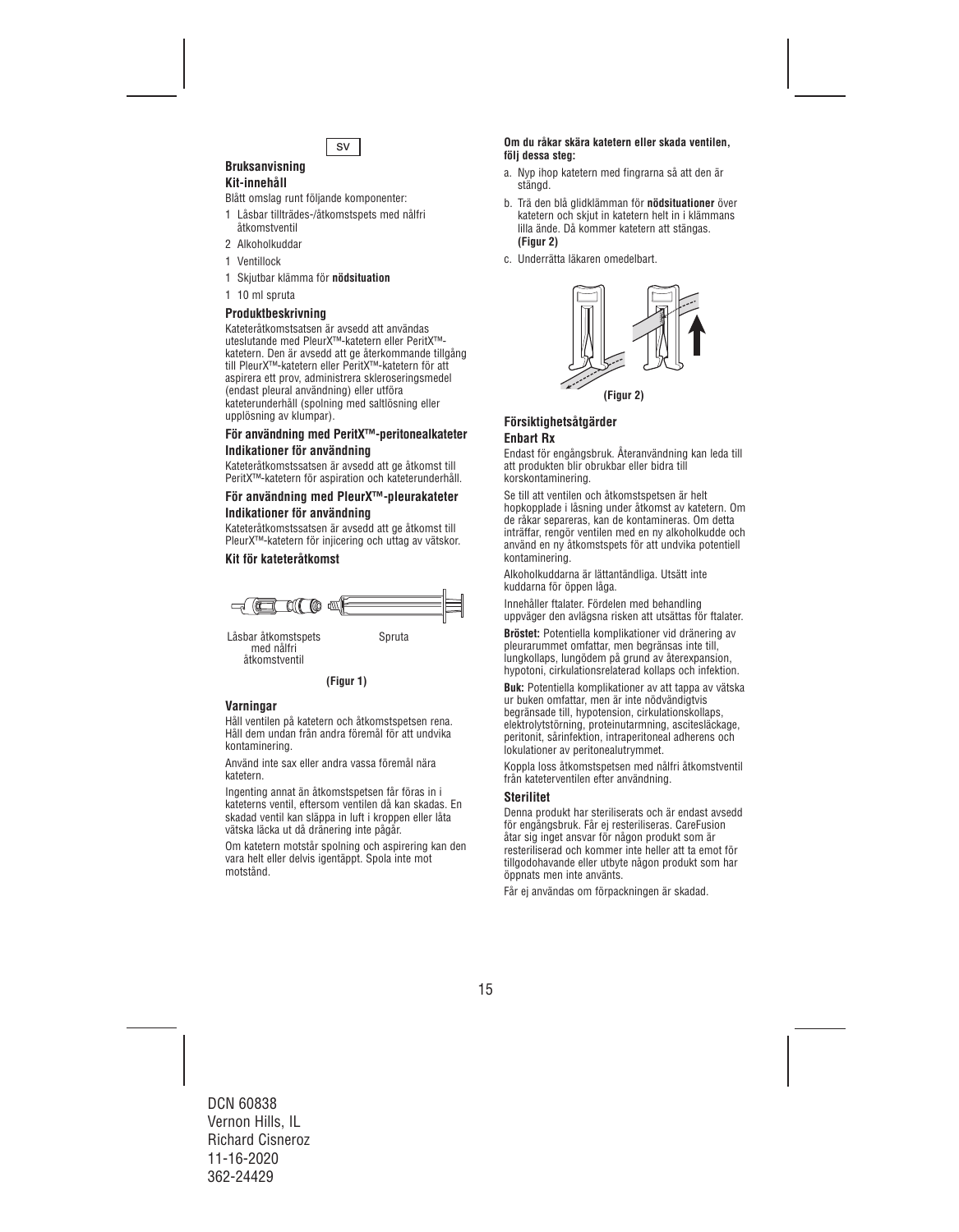SV

## Bruksanvisning

### Kit-innehåll

Blått omslag runt följande komponenter:

1 Låsbar tillträdes-/åtkomstspets med nålfri åtkomstventil

2 Alkoholkuddar

1 Ventillock

1 Skjutbar klämma för **nödsituation**

1 10 ml spruta

### Produktbeskrivning

Kateteråtkomstsatsen är avsedd att användas uteslutande med PleurX™-katetern eller PeritX™-katetern. Den är avsedd att ge återkommande tillgång till PleurX™-katetern eller PeritX™-katetern för att aspirera ett prov, administrera skleroseringsmedel (endast pleural användning) eller utföra kateterunderhåll (spolning med saltlösning eller upplösning av klumpar).

### För användning med PeritX™-peritonealkateter

### Indikationer för användning

Kateteråtkomstssatsen är avsedd att ge åtkomst till PeritX™-katetern för aspiration och kateterunderhåll.

### För användning med PleurX™-pleurakateter

### Indikationer för användning

Kateteråtkomstssatsen är avsedd att ge åtkomst till PleurX™-katetern för injicering och uttag av vätskor.

### Kit för kateteråtkomst

Låsbar åtkomstspets med nålfri åtkomstventil

Spruta

**(Figur 1)**

### Varningar

Håll ventilen på katetern och åtkomstspetsen rena. Håll dem undan från andra föremål för att undvika kontaminering.

Använd inte sax eller andra vassa föremål nära katetern.

Ingenting annat än åtkomstspetsen får föras in i kateterns ventil, eftersom ventilen då kan skadas. En skadad ventil kan släppa in luft i kroppen eller låta vätska läcka ut då dränering inte pågår.

Om katetern motstår spolning och aspirering kan den vara helt eller delvis igentäppt. Spola inte mot motstånd.

**Om du råkar skära katetern eller skada ventilen, följ dessa steg:**

a. Nyp ihop katetern med fingrarna så att den är stängd.

b. Trä den blå glidklämman för **nödsituationer** över katetern och skjut in katetern helt in i klämmans lilla ände. Då kommer katetern att stängas. **(Figur 2)**

c. Underrätta läkaren omedelbart.

**(Figur 2)**

### Försiktighetsåtgärder

### Enbart Rx

Endast för engångsbruk. Återanvändning kan leda till att produkten blir obrukbar eller bidra till korskontaminering.

Se till att ventilen och åtkomstspetsen är helt hopkopplade i låsning under åtkomst av katetern. Om de råkar separeras, kan de kontamineras. Om detta inträffar, rengör ventilen med en ny alkoholkudde och använd en ny åtkomstspets för att undvika potentiell kontaminering.

Alkoholkuddarna är lättantändliga. Utsätt inte kuddarna för öppen låga.

Innehåller ftalater. Fördelen med behandling uppväger den avlägsna risken att utsättas för ftalater.

**Bröstet:** Potentiella komplikationer vid dränering av pleurarummet omfattar, men begränsas inte till, lungkollaps, lungödem på grund av återexpansion, hypotoni, cirkulationsrelaterad kollaps och infektion.

**Buk:** Potentiella komplikationer av att tappa av vätska ur buken omfattar, men är inte nödvändigtvis begränsade till, hypotension, cirkulationskollaps, elektrolytstörning, proteinutarmning, ascitesläckage, peritonit, sårinfektion, intraperitoneal adherens och lokulationer av peritonealutrymmet.

Koppla loss åtkomstspetsen med nålfri åtkomstventil från kateterventilen efter användning.

### Sterilitet

Denna produkt har steriliserats och är endast avsedd för engångsbruk. Får ej resteriliseras. CareFusion åtar sig inget ansvar för någon produkt som är resteriliserad och kommer inte heller att ta emot för tillgodohavande eller utbyte någon produkt som har öppnats men inte använts.

Får ej användas om förpackningen är skadad.

DCN 60838
Vernon Hills, IL
Richard Cisneroz
11-16-2020
362-24429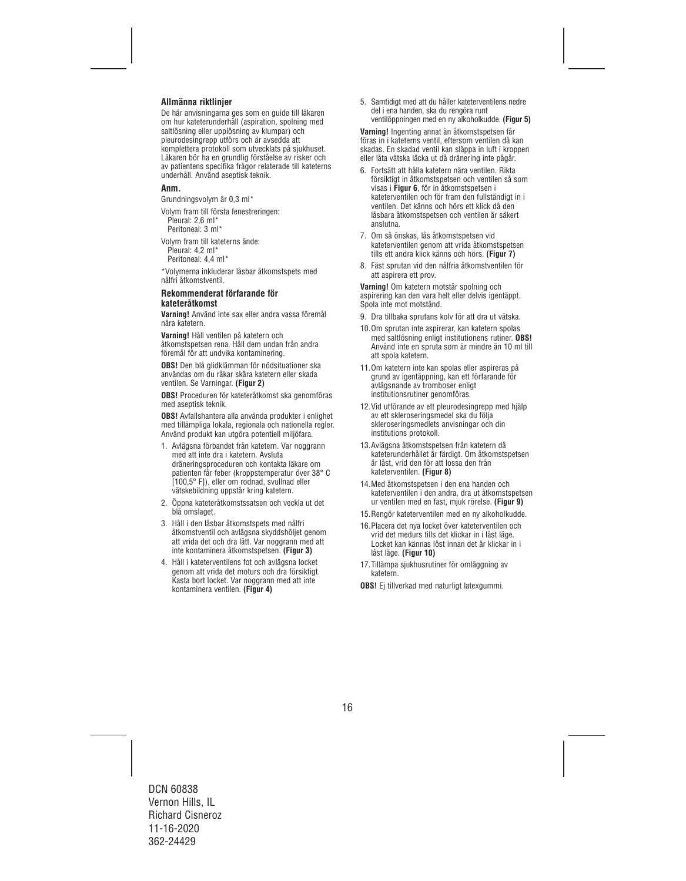### Allmänna riktlinjer

De här anvisningarna ges som en guide till läkaren om hur kateterunderhåll (aspiration, spolning med saltlösning eller upplösning av klumpar) och pleurodesingrepp utförs och är avsedda att komplettera protokoll som utvecklats på sjukhuset. Läkaren bör ha en grundlig förståelse av risker och av patientens specifika frågor relaterade till kateterns underhåll. Använd aseptisk teknik.

### Anm.

Grundningsvolym är 0,3 ml*

Volym fram till första fenestreringen:
Pleural: 2,6 ml*
Peritoneal: 3 ml*

Volym fram till kateterns ände:
Pleural: 4,2 ml*
Peritoneal: 4,4 ml*

*Volymerna inkluderar låsbar åtkomstspets med nålfri åtkomstventil.

### Rekommenderat förfarande för kateteråtkomst

**Varning!** Använd inte sax eller andra vassa föremål nära katetern.

**Varning!** Håll ventilen på katetern och åtkomstspetsen rena. Håll dem undan från andra föremål för att undvika kontaminering.

**OBS!** Den blå glidklämman för nödsituationer ska användas om du råkar skära katetern eller skada ventilen. Se Varningar. **(Figur 2)**

**OBS!** Proceduren för kateteråtkomst ska genomföras med aseptisk teknik.

**OBS!** Avfallshantera alla använda produkter i enlighet med tillämpliga lokala, regionala och nationella regler. Använd produkt kan utgöra potentiell miljöfara.

1. Avlägsna förbandet från katetern. Var noggrann med att inte dra i katetern. Avsluta dräneringsproceduren och kontakta läkare om patienten får feber (kroppstemperatur över 38° C [100,5° F]), eller om rodnad, svullnad eller vätskebildning uppstår kring katetern.
2. Öppna kateteråtkomstssatsen och veckla ut det blå omslaget.
3. Håll i den låsbar åtkomstspets med nålfri åtkomstventil och avlägsna skyddshöljet genom att vrida det och dra lätt. Var noggrann med att inte kontaminera åtkomstspetsen. **(Figur 3)**
4. Håll i kateterventilens fot och avlägsna locket genom att vrida det moturs och dra försiktigt. Kasta bort locket. Var noggrann med att inte kontaminera ventilen. **(Figur 4)**
5. Samtidigt med att du håller kateterventilens nedre del i ena handen, ska du rengöra runt ventilöppningen med en ny alkoholkudde. **(Figur 5)**

**Varning!** Ingenting annat än åtkomstspetsen får föras in i kateterns ventil, eftersom ventilen då kan skadas. En skadad ventil kan släppa in luft i kroppen eller låta vätska läcka ut då dränering inte pågår.

6. Fortsätt att hålla katetern nära ventilen. Rikta försiktigt in åtkomstspetsen och ventilen så som visas i **Figur 6**, för in åtkomstspetsen i kateterventilen och för fram den fullständigt in i ventilen. Det känns och hörs ett klick då den låsbara åtkomstspetsen och ventilen är säkert anslutna.
7. Om så önskas, lås åtkomstspetsen vid kateterventilen genom att vrida åtkomstspetsen tills ett andra klick känns och hörs. **(Figur 7)**
8. Fäst sprutan vid den nålfria åtkomstventilen för att aspirera ett prov.

**Varning!** Om katetern motstår spolning och aspirering kan den vara helt eller delvis igentäppt. Spola inte mot motstånd.

9. Dra tillbaka sprutans kolv för att dra ut vätska.
10. Om sprutan inte aspirerar, kan katetern spolas med saltlösning enligt institutionens rutiner. **OBS!** Använd inte en spruta som är mindre än 10 ml till att spola katetern.
11. Om katetern inte kan spolas eller aspireras på grund av igentäppning, kan ett förfarande för avlägsnande av tromboser enligt institutionsrutiner genomföras.
12. Vid utförande av ett pleurodesingrepp med hjälp av ett skleroseringsmedel ska du följa skleroseringsmedlets anvisningar och din institutions protokoll.
13. Avlägsna åtkomstspetsen från katetern då kateterunderhållet är färdigt. Om åtkomstspetsen är låst, vrid den för att lossa den från kateterventilen. **(Figur 8)**
14. Med åtkomstspetsen i den ena handen och kateterventilen i den andra, dra ut åtkomstspetsen ur ventilen med en fast, mjuk rörelse. **(Figur 9)**
15. Rengör kateterventilen med en ny alkoholkudde.
16. Placera det nya locket över kateterventilen och vrid det medurs tills det klickar in i låst läge. Locket kan kännas löst innan det är klickar in i låst läge. **(Figur 10)**
17. Tillämpa sjukhusrutiner för omläggning av katetern.

**OBS!** Ej tillverkad med naturligt latexgummi.

DCN 60838
Vernon Hills, IL
Richard Cisneroz
11-16-2020
362-24429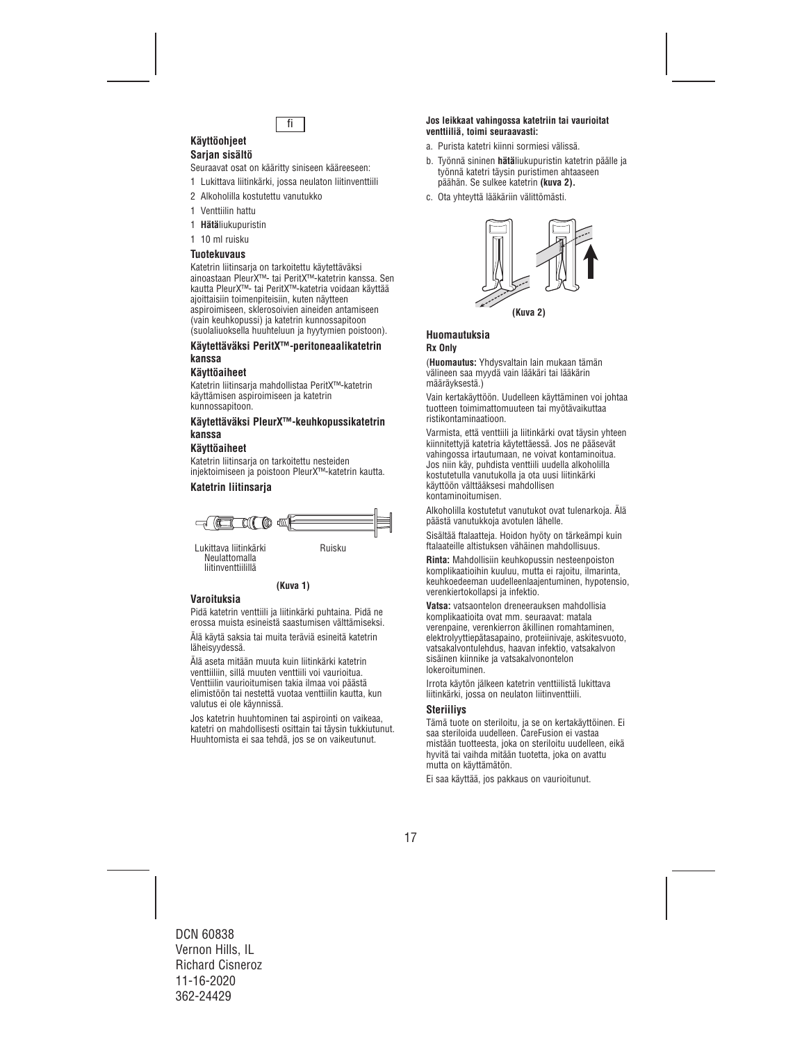fi

## Käyttöohjeet

### Sarjan sisältö

Seuraavat osat on kääritty siniseen kääreeseen:

1 Lukittava liitinkärki, jossa neulaton liitinventtiili

2 Alkoholilla kostutettu vanutukko

1 Venttiilin hattu

1 **Hätä**liukupuristin

1 10 ml ruisku

### Tuotekuvaus

Katetrin liitinsarja on tarkoitettu käytettäväksi ainoastaan PleurX™- tai PeritX™-katetrin kanssa. Sen kautta PleurX™- tai PeritX™-katetria voidaan käyttää ajoittaisiin toimenpiteisiin, kuten näytteen aspiroimiseen, sklerosoivien aineiden antamiseen (vain keuhkopussi) ja katetrin kunnossapitoon (suolaliuoksella huuhteluun ja hyytymien poistoon).

### Käytettäväksi PeritX™-peritoneaalikatetrin kanssa

### Käyttöaiheet

Katetrin liitinsarja mahdollistaa PeritX™-katetrin käyttämisen aspiroimiseen ja katetrin kunnossapitoon.

### Käytettäväksi PleurX™-keuhkopussikatetrin kanssa

### Käyttöaiheet

Katetrin liitinsarja on tarkoitettu nesteiden injektoimiseen ja poistoon PleurX™-katetrin kautta.

### Katetrin liitinsarja

Lukittava liitinkärki Neulattomalla liitinventtiilillä

Ruisku

**(Kuva 1)**

### Varoituksia

Pidä katetrin venttiili ja liitinkärki puhtaina. Pidä ne erossa muista esineistä saastumisen välttämiseksi.

Älä käytä saksia tai muita teräviä esineitä katetrin läheisyydessä.

Älä aseta mitään muuta kuin liitinkärki katetrin venttiiliin, sillä muuten venttiili voi vaurioitua. Venttiilin vaurioitumisen takia ilmaa voi päästä elimistöön tai nestettä vuotaa venttiilin kautta, kun valutus ei ole käynnissä.

Jos katetrin huuhtominen tai aspirointi on vaikeaa, katetri on mahdollisesti osittain tai täysin tukkiutunut. Huuhtomista ei saa tehdä, jos se on vaikeutunut.

**Jos leikkaat vahingossa katetriin tai vaurioitat venttiiliä, toimi seuraavasti:**

a. Purista katetri kiinni sormiesi välissä.

b. Työnnä sininen **hätä**liukupuristin katetrin päälle ja työnnä katetri täysin puristimen ahtaaseen päähän. Se sulkee katetrin **(kuva 2).**

c. Ota yhteyttä lääkäriin välittömästi.

**(Kuva 2)**

### Huomautuksia

**Rx Only**

(**Huomautus:** Yhdysvaltain lain mukaan tämän välineen saa myydä vain lääkäri tai lääkärin määräyksestä.)

Vain kertakäyttöön. Uudelleen käyttäminen voi johtaa tuotteen toimimattomuuteen tai myötävaikuttaa ristikontaminaatioon.

Varmista, että venttiili ja liitinkärki ovat täysin yhteen kiinnitettyjä katetria käytettäessä. Jos ne pääsevät vahingossa irtautumaan, ne voivat kontaminoitua. Jos niin käy, puhdista venttiili uudella alkoholilla kostutetulla vanutukolla ja ota uusi liitinkärki käyttöön välttääksesi mahdollisen kontaminoitumisen.

Alkoholilla kostutetut vanutukot ovat tulenarkoja. Älä päästä vanutukkoja avotulen lähelle.

Sisältää ftalaatteja. Hoidon hyöty on tärkeämpi kuin ftalaateille altistuksen vähäinen mahdollisuus.

**Rinta:** Mahdollisiin keuhkopussin nesteenpoiston komplikaatioihin kuuluu, mutta ei rajoitu, ilmarinta, keuhkoedeeman uudelleenlaajentuminen, hypotensio, verenkiertokollapsi ja infektio.

**Vatsa:** vatsaontelon dreneerauksen mahdollisia komplikaatioita ovat mm. seuraavat: matala verenpaine, verenkierron äkillinen romahtaminen, elektrolyyttiepätasapaino, proteiinivaje, askitesvuoto, vatsakalvontulehdus, haavan infektio, vatsakalvon sisäinen kiinnike ja vatsakalvonontelon lokeroituminen.

Irrota käytön jälkeen katetrin venttiilistä lukittava liitinkärki, jossa on neulaton liitinventtiili.

### Steriiliys

Tämä tuote on steriloitu, ja se on kertakäyttöinen. Ei saa steriloida uudelleen. CareFusion ei vastaa mistään tuotteesta, joka on steriloitu uudelleen, eikä hyvitä tai vaihda mitään tuotetta, joka on avattu mutta on käyttämätön.

Ei saa käyttää, jos pakkaus on vaurioitunut.

DCN 60838
Vernon Hills, IL
Richard Cisneroz
11-16-2020
362-24429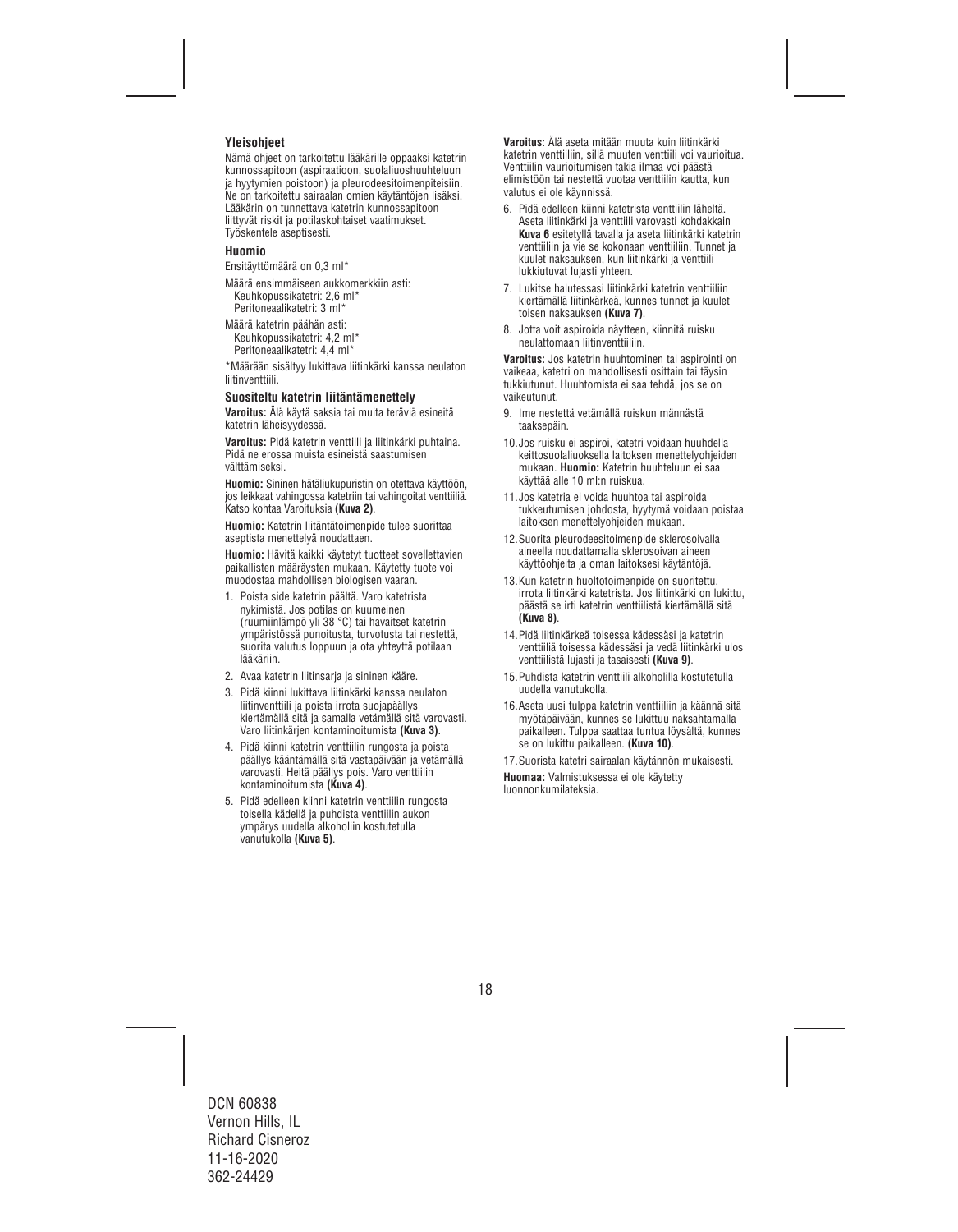### Yleisohjeet

Nämä ohjeet on tarkoitettu lääkärille oppaaksi katetrin kunnossapitoon (aspiraatioon, suolaliuoshuuhteluun ja hyytymien poistoon) ja pleurodeesitoimenpiteisiin. Ne on tarkoitettu sairaalan omien käytäntöjen lisäksi. Lääkärin on tunnettava katetrin kunnossapitoon liittyvät riskit ja potilaskohtaiset vaatimukset. Työskentele aseptisesti.

### Huomio

Ensitäyttömäärä on 0,3 ml*

Määrä ensimmäiseen aukkomerkkiin asti:
Keuhkopussikatetri: 2,6 ml*
Peritoneaalikatetri: 3 ml*

Määrä katetrin päähän asti:
Keuhkopussikatetri: 4,2 ml*
Peritoneaalikatetri: 4,4 ml*

*Määrään sisältyy lukittava liitinkärki kanssa neulaton liitinventtiili.

### Suositeltu katetrin liitäntämenettely

**Varoitus:** Älä käytä saksia tai muita teräviä esineitä katetrin läheisyydessä.

**Varoitus:** Pidä katetrin venttiili ja liitinkärki puhtaina. Pidä ne erossa muista esineistä saastumisen välttämiseksi.

**Huomio:** Sininen hätäliukupuristin on otettava käyttöön, jos leikkaat vahingossa katetriin tai vahingoitat venttiiliä. Katso kohtaa Varoituksia **(Kuva 2)**.

**Huomio:** Katetrin liitäntätoimenpide tulee suorittaa aseptista menettelyä noudattaen.

**Huomio:** Hävitä kaikki käytetyt tuotteet sovellettavien paikallisten määräysten mukaan. Käytetty tuote voi muodostaa mahdollisen biologisen vaaran.

1. Poista side katetrin päältä. Varo katetrista nykimistä. Jos potilas on kuumeinen (ruumiinlämpö yli 38 °C) tai havaitset katetrin ympäristössä punoitusta, turvotusta tai nestettä, suorita valutus loppuun ja ota yhteyttä potilaan lääkäriin.
2. Avaa katetrin liitinsarja ja sininen kääre.
3. Pidä kiinni lukittava liitinkärki kanssa neulaton liitinventtiili ja poista irrota suojapäällys kiertämällä sitä ja samalla vetämällä sitä varovasti. Varo liitinkärjen kontaminoitumista **(Kuva 3)**.
4. Pidä kiinni katetrin venttiilin rungosta ja poista päällys kääntämällä sitä vastapäivään ja vetämällä varovasti. Heitä päällys pois. Varo venttiilin kontaminoitumista **(Kuva 4)**.
5. Pidä edelleen kiinni katetrin venttiilin rungosta toisella kädellä ja puhdista venttiilin aukon ympärys uudella alkoholiin kostutetulla vanutukolla **(Kuva 5)**.

**Varoitus:** Älä aseta mitään muuta kuin liitinkärki katetrin venttiiliin, sillä muuten venttiili voi vaurioitua. Venttiilin vaurioitumisen takia ilmaa voi päästä elimistöön tai nestettä vuotaa venttiilin kautta, kun valutus ei ole käynnissä.

6. Pidä edelleen kiinni katetrista venttiilin läheltä. Aseta liitinkärki ja venttiili varovasti kohdakkain **Kuva 6** esitetyllä tavalla ja aseta liitinkärki katetrin venttiiliin ja vie se kokonaan venttiiliin. Tunnet ja kuulet naksauksen, kun liitinkärki ja venttiili lukkiutuvat lujasti yhteen.
7. Lukitse halutessasi liitinkärki katetrin venttiiliin kiertämällä liitinkärkeä, kunnes tunnet ja kuulet toisen naksauksen **(Kuva 7)**.
8. Jotta voit aspiroida näytteen, kiinnitä ruisku neulattomaan liitinventtiiliin.

**Varoitus:** Jos katetrin huuhtominen tai aspirointi on vaikeaa, katetri on mahdollisesti osittain tai täysin tukkiutunut. Huuhtomista ei saa tehdä, jos se on vaikeutunut.

9. Ime nestettä vetämällä ruiskun männästä taaksepäin.
10. Jos ruisku ei aspiroi, katetri voidaan huuhdella keittosuolaliuoksella laitoksen menettelyohjeiden mukaan. **Huomio:** Katetrin huuhteluun ei saa käyttää alle 10 ml:n ruiskua.
11. Jos katetria ei voida huuhtoa tai aspiroida tukkeutumisen johdosta, hyytymä voidaan poistaa laitoksen menettelyohjeiden mukaan.
12. Suorita pleurodeesitoimenpide sklerosoivalla aineella noudattamalla sklerosoivan aineen käyttöohjeita ja oman laitoksesi käytäntöjä.
13. Kun katetrin huoltotoimenpide on suoritettu, irrota liitinkärki katetrista. Jos liitinkärki on lukittu, päästä se irti katetrin venttiilistä kiertämällä sitä **(Kuva 8)**.
14. Pidä liitinkärkeä toisessa kädessäsi ja katetrin venttiiliä toisessa kädessäsi ja vedä liitinkärki ulos venttiilistä lujasti ja tasaisesti **(Kuva 9)**.
15. Puhdista katetrin venttiili alkoholilla kostutetulla uudella vanutukolla.
16. Aseta uusi tulppa katetrin venttiiliin ja käännä sitä myötäpäivään, kunnes se lukittuu naksahtamalla paikalleen. Tulppa saattaa tuntua löysältä, kunnes se on lukittu paikalleen. **(Kuva 10)**.
17. Suorista katetri sairaalan käytännön mukaisesti.

**Huomaa:** Valmistuksessa ei ole käytetty luonnonkumilateksia.

DCN 60838
Vernon Hills, IL
Richard Cisneroz
11-16-2020
362-24429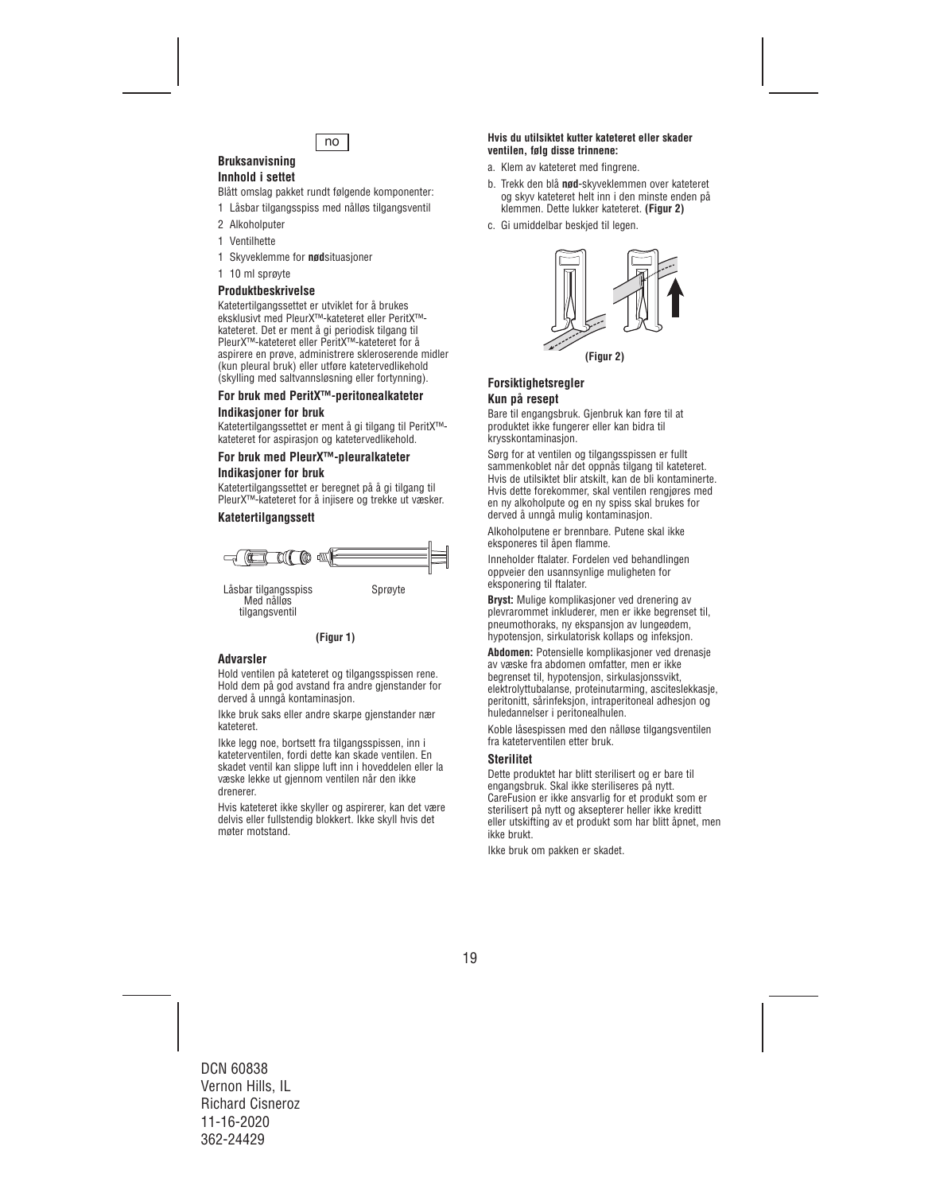no

## Bruksanvisning

### Innhold i settet

Blått omslag pakket rundt følgende komponenter:

1 Låsbar tilgangsspiss med nålløs tilgangsventil

2 Alkoholputer

1 Ventilhette

1 Skyveklemme for **nød**situasjoner

1 10 ml sprøyte

### Produktbeskrivelse

Katetertilgangssettet er utviklet for å brukes eksklusivt med PleurX™-kateteret eller PeritX™-kateteret. Det er ment å gi periodisk tilgang til PleurX™-kateteret eller PeritX™-kateteret for å aspirere en prøve, administrere skleroserende midler (kun pleural bruk) eller utføre katetervedlikehold (skylling med saltvannsløsning eller fortynning).

### For bruk med PeritX™-peritonealkateter

### Indikasjoner for bruk

Katetertilgangssettet er ment å gi tilgang til PeritX™-kateteret for aspirasjon og katetervedlikehold.

### For bruk med PleurX™-pleuralkateter

### Indikasjoner for bruk

Katetertilgangssettet er beregnet på å gi tilgang til PleurX™-kateteret for å injisere og trekke ut væsker.

### Katetertilgangssett

Låsbar tilgangsspiss Med nålløs tilgangsventil

Sprøyte

**(Figur 1)**

### Advarsler

Hold ventilen på kateteret og tilgangsspissen rene. Hold dem på god avstand fra andre gjenstander for derved å unngå kontaminasjon.

Ikke bruk saks eller andre skarpe gjenstander nær kateteret.

Ikke legg noe, bortsett fra tilgangsspissen, inn i kateterventilen, fordi dette kan skade ventilen. En skadet ventil kan slippe luft inn i hoveddelen eller la væske lekke ut gjennom ventilen når den ikke drenerer.

Hvis kateteret ikke skyller og aspirerer, kan det være delvis eller fullstendig blokkert. Ikke skyll hvis det møter motstand.

**Hvis du utilsiktet kutter kateteret eller skader ventilen, følg disse trinnene:**

a. Klem av kateteret med fingrene.

b. Trekk den blå **nød**-skyveklemmen over kateteret og skyv kateteret helt inn i den minste enden på klemmen. Dette lukker kateteret. **(Figur 2)**

c. Gi umiddelbar beskjed til legen.

**(Figur 2)**

### Forsiktighetsregler

### Kun på resept

Bare til engangsbruk. Gjenbruk kan føre til at produktet ikke fungerer eller kan bidra til krysskontaminasjon.

Sørg for at ventilen og tilgangsspissen er fullt sammenkoblet når det oppnås tilgang til kateteret. Hvis de utilsiktet blir atskilt, kan de bli kontaminerte. Hvis dette forekommer, skal ventilen rengjøres med en ny alkoholpute og en ny spiss skal brukes for derved å unngå mulig kontaminasjon.

Alkoholputene er brennbare. Putene skal ikke eksponeres til åpen flamme.

Inneholder ftalater. Fordelen ved behandlingen oppveier den usannsynlige muligheten for eksponering til ftalater.

**Bryst:** Mulige komplikasjoner ved drenering av plevrarommet inkluderer, men er ikke begrenset til, pneumothoraks, ny ekspansjon av lungeødem, hypotensjon, sirkulatorisk kollaps og infeksjon.

**Abdomen:** Potensielle komplikasjoner ved drenasje av væske fra abdomen omfatter, men er ikke begrenset til, hypotensjon, sirkulasjonssvikt, elektrolyttubalanse, proteinutarming, asciteslekkasje, peritonitt, sårinfeksjon, intraperitoneal adhesjon og huledannelser i peritonealhulen.

Koble låsespissen med den nålløse tilgangsventilen fra kateterventilen etter bruk.

### Sterilitet

Dette produktet har blitt sterilisert og er bare til engangsbruk. Skal ikke steriliseres på nytt. CareFusion er ikke ansvarlig for et produkt som er sterilisert på nytt og aksepterer heller ikke kreditt eller utskifting av et produkt som har blitt åpnet, men ikke brukt.

Ikke bruk om pakken er skadet.

DCN 60838
Vernon Hills, IL
Richard Cisneroz
11-16-2020
362-24429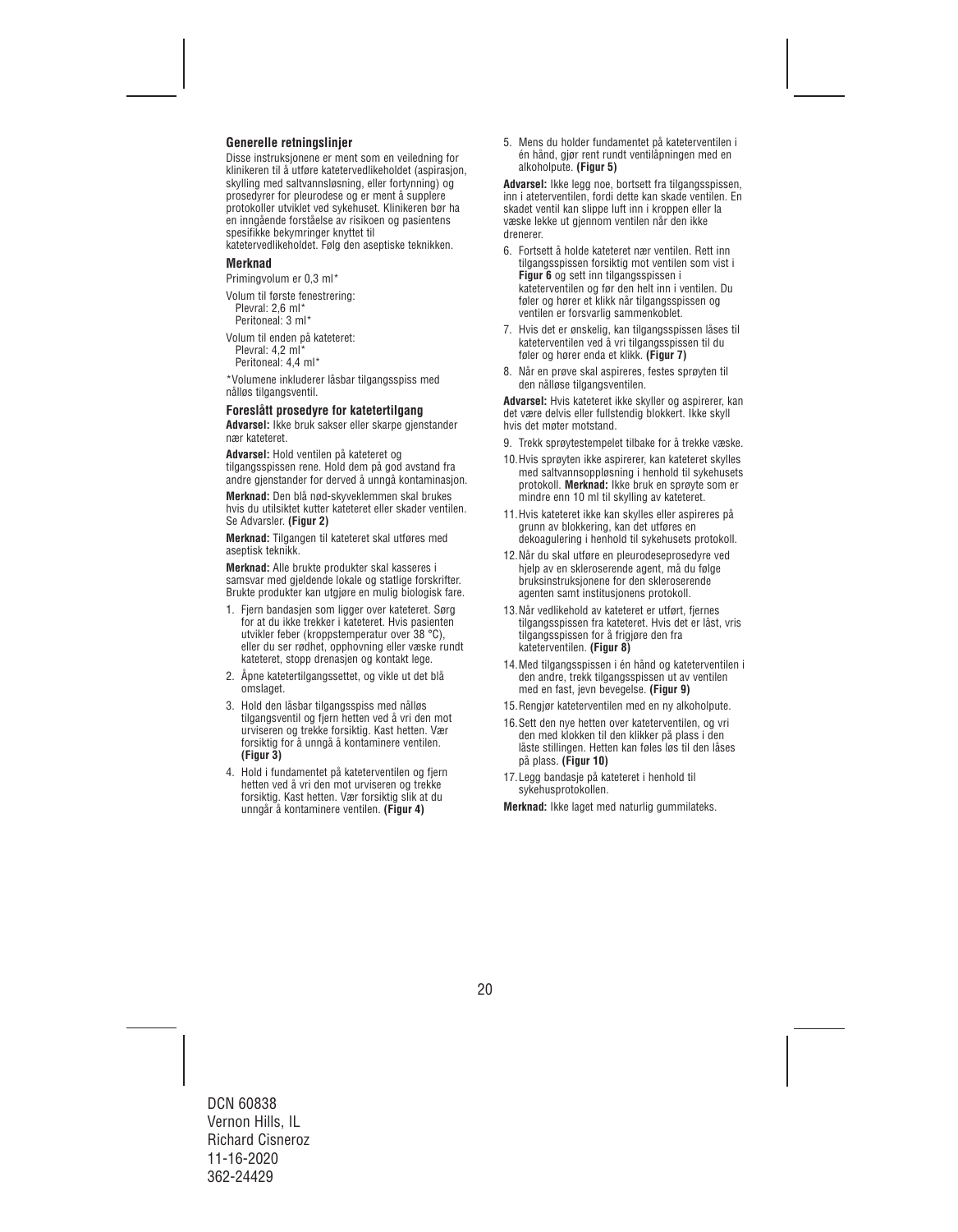### Generelle retningslinjer

Disse instruksjonene er ment som en veiledning for klinikeren til å utføre katetervedlikeholdet (aspirasjon, skylling med saltvannsløsning, eller fortynning) og prosedyrer for pleurodese og er ment å supplere protokoller utviklet ved sykehuset. Klinikeren bør ha en inngående forståelse av risikoen og pasientens spesifikke bekymringer knyttet til katetervedlikeholdet. Følg den aseptiske teknikken.

### Merknad

Primingvolum er 0,3 ml*

Volum til første fenestrering:
Plevral: 2,6 ml*
Peritoneal: 3 ml*

Volum til enden på kateteret:
Plevral: 4,2 ml*
Peritoneal: 4,4 ml*

*Volumene inkluderer låsbar tilgangsspiss med nålløs tilgangsventil.

### Foreslått prosedyre for katetertilgang

**Advarsel:** Ikke bruk sakser eller skarpe gjenstander nær kateteret.

**Advarsel:** Hold ventilen på kateteret og tilgangsspissen rene. Hold dem på god avstand fra andre gjenstander for derved å unngå kontaminasjon.

**Merknad:** Den blå nød-skyveklemmen skal brukes hvis du utilsiktet kutter kateteret eller skader ventilen. Se Advarsler. **(Figur 2)**

**Merknad:** Tilgangen til kateteret skal utføres med aseptisk teknikk.

**Merknad:** Alle brukte produkter skal kasseres i samsvar med gjeldende lokale og statlige forskrifter. Brukte produkter kan utgjøre en mulig biologisk fare.

1. Fjern bandasjen som ligger over kateteret. Sørg for at du ikke trekker i kateteret. Hvis pasienten utvikler feber (kroppstemperatur over 38 °C), eller du ser rødhet, opphovning eller væske rundt kateteret, stopp drenasjen og kontakt lege.
2. Åpne katetertilgangssettet, og vikle ut det blå omslaget.
3. Hold den låsbar tilgangsspiss med nålløs tilgangsventil og fjern hetten ved å vri den mot urviseren og trekke forsiktig. Kast hetten. Vær forsiktig for å unngå å kontaminere ventilen. **(Figur 3)**
4. Hold i fundamentet på kateterventilen og fjern hetten ved å vri den mot urviseren og trekke forsiktig. Kast hetten. Vær forsiktig slik at du unngår å kontaminere ventilen. **(Figur 4)**
5. Mens du holder fundamentet på kateterventilen i én hånd, gjør rent rundt ventilåpningen med en alkoholpute. **(Figur 5)**

**Advarsel:** Ikke legg noe, bortsett fra tilgangsspissen, inn i ateterventilen, fordi dette kan skade ventilen. En skadet ventil kan slippe luft inn i kroppen eller la væske lekke ut gjennom ventilen når den ikke drenerer.

6. Fortsett å holde kateteret nær ventilen. Rett inn tilgangsspissen forsiktig mot ventilen som vist i **Figur 6** og sett inn tilgangsspissen i kateterventilen og før den helt inn i ventilen. Du føler og hører et klikk når tilgangsspissen og ventilen er forsvarlig sammenkoblet.
7. Hvis det er ønskelig, kan tilgangsspissen låses til kateterventilen ved å vri tilgangsspissen til du føler og hører enda et klikk. **(Figur 7)**
8. Når en prøve skal aspireres, festes sprøyten til den nålløse tilgangsventilen.

**Advarsel:** Hvis kateteret ikke skyller og aspirerer, kan det være delvis eller fullstendig blokkert. Ikke skyll hvis det møter motstand.

9. Trekk sprøytestempelet tilbake for å trekke væske.
10. Hvis sprøyten ikke aspirerer, kan kateteret skylles med saltvannsoppløsning i henhold til sykehusets protokoll. **Merknad:** Ikke bruk en sprøyte som er mindre enn 10 ml til skylling av kateteret.
11. Hvis kateteret ikke kan skylles eller aspireres på grunn av blokkering, kan det utføres en dekoagulering i henhold til sykehusets protokoll.
12. Når du skal utføre en pleurodeseprosedyre ved hjelp av en skleroserende agent, må du følge bruksinstruksjonene for den skleroserende agenten samt institusjonens protokoll.
13. Når vedlikehold av kateteret er utført, fjernes tilgangsspissen fra kateteret. Hvis det er låst, vris tilgangsspissen for å frigjøre den fra kateterventilen. **(Figur 8)**
14. Med tilgangsspissen i én hånd og kateterventilen i den andre, trekk tilgangsspissen ut av ventilen med en fast, jevn bevegelse. **(Figur 9)**
15. Rengjør kateterventilen med en ny alkoholpute.
16. Sett den nye hetten over kateterventilen, og vri den med klokken til den klikker på plass i den låste stillingen. Hetten kan føles løs til den låses på plass. **(Figur 10)**
17. Legg bandasje på kateteret i henhold til sykehusprotokollen.

**Merknad:** Ikke laget med naturlig gummilateks.

DCN 60838
Vernon Hills, IL
Richard Cisneroz
11-16-2020
362-24429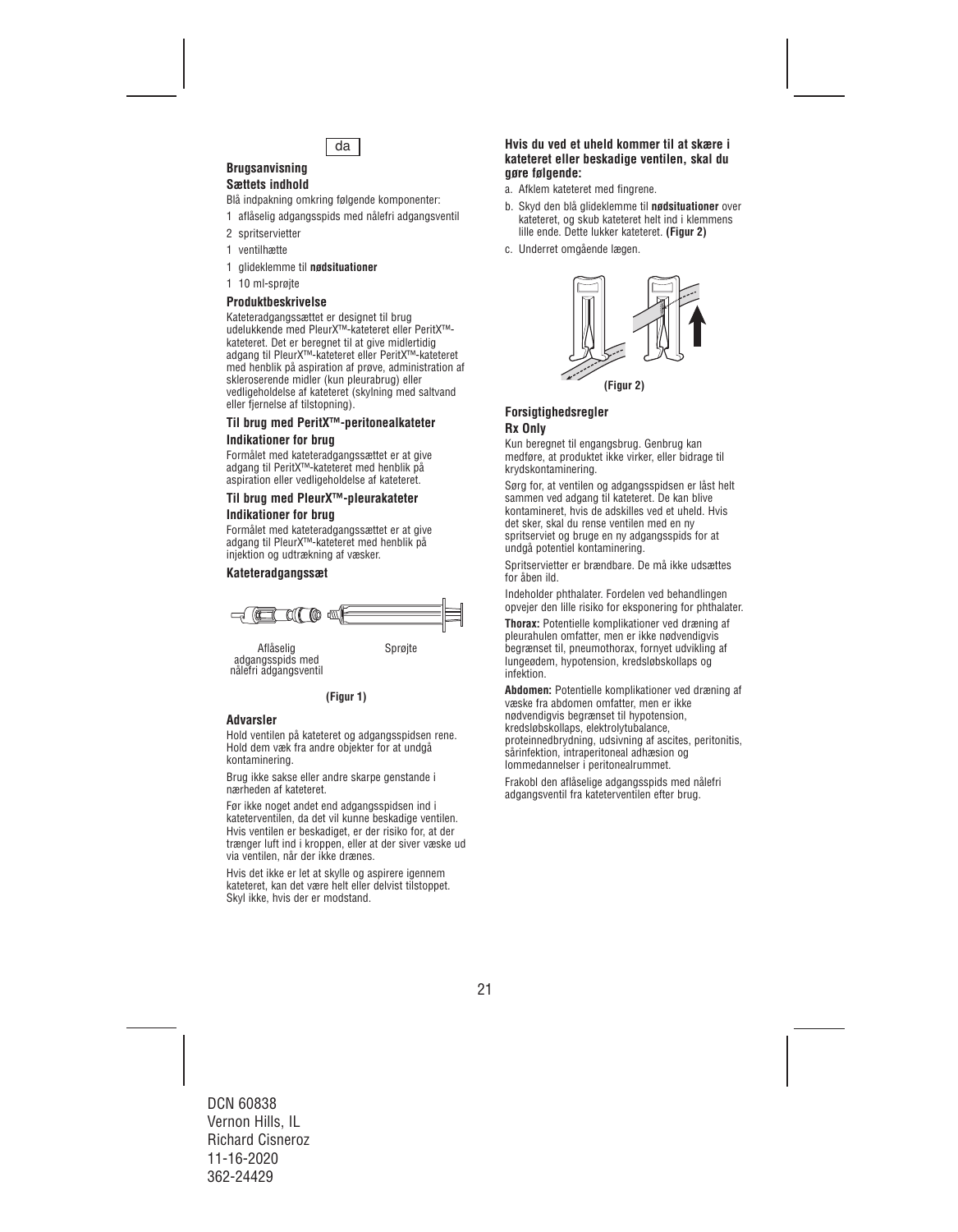da

## Brugsanvisning

### Sættets indhold

Blå indpakning omkring følgende komponenter:

1 aflåselig adgangsspids med nålefri adgangsventil

2 spritservietter

1 ventilhætte

1 glideklemme til **nødsituationer**

1 10 ml-sprøjte

### Produktbeskrivelse

Kateteradgangssættet er designet til brug udelukkende med PleurX™-kateteret eller PeritX™-kateteret. Det er beregnet til at give midlertidig adgang til PleurX™-kateteret eller PeritX™-kateteret med henblik på aspiration af prøve, administration af skleroserende midler (kun pleurabrug) eller vedligeholdelse af kateteret (skylning med saltvand eller fjernelse af tilstopning).

### Til brug med PeritX™-peritonealkateter

### Indikationer for brug

Formålet med kateteradgangssættet er at give adgang til PeritX™-kateteret med henblik på aspiration eller vedligeholdelse af kateteret.

### Til brug med PleurX™-pleurakateter

### Indikationer for brug

Formålet med kateteradgangssættet er at give adgang til PleurX™-kateteret med henblik på injektion og udtrækning af væsker.

### Kateteradgangssæt

Aflåselig adgangsspids med nålefri adgangsventil

Sprøjte

**(Figur 1)**

### Advarsler

Hold ventilen på kateteret og adgangsspidsen rene. Hold dem væk fra andre objekter for at undgå kontaminering.

Brug ikke sakse eller andre skarpe genstande i nærheden af kateteret.

Før ikke noget andet end adgangsspidsen ind i kateterventilen, da det vil kunne beskadige ventilen. Hvis ventilen er beskadiget, er der risiko for, at der trænger luft ind i kroppen, eller at der siver væske ud via ventilen, når der ikke drænes.

Hvis det ikke er let at skylle og aspirere igennem kateteret, kan det være helt eller delvist tilstoppet. Skyl ikke, hvis der er modstand.

### Hvis du ved et uheld kommer til at skære i kateteret eller beskadige ventilen, skal du gøre følgende:

a. Afklem kateteret med fingrene.

b. Skyd den blå glideklemme til **nødsituationer** over kateteret, og skub kateteret helt ind i klemmens lille ende. Dette lukker kateteret. **(Figur 2)**

c. Underret omgående lægen.

**(Figur 2)**

### Forsigtighedsregler

### Rx Only

Kun beregnet til engangsbrug. Genbrug kan medføre, at produktet ikke virker, eller bidrage til krydskontaminering.

Sørg for, at ventilen og adgangsspidsen er låst helt sammen ved adgang til kateteret. De kan blive kontamineret, hvis de adskilles ved et uheld. Hvis det sker, skal du rense ventilen med en ny spritserviet og bruge en ny adgangsspids for at undgå potentiel kontaminering.

Spritservietter er brændbare. De må ikke udsættes for åben ild.

Indeholder phthalater. Fordelen ved behandlingen opvejer den lille risiko for eksponering for phthalater.

**Thorax:** Potentielle komplikationer ved dræning af pleurahulen omfatter, men er ikke nødvendigvis begrænset til, pneumothorax, fornyet udvikling af lungeødem, hypotension, kredsløbskollaps og infektion.

**Abdomen:** Potentielle komplikationer ved dræning af væske fra abdomen omfatter, men er ikke nødvendigvis begrænset til hypotension, kredsløbskollaps, elektrolytubalance, proteinnedbrydning, udsivning af ascites, peritonitis, sårinfektion, intraperitoneal adhæsion og lommedannelser i peritonealrummet.

Frakobl den aflåselige adgangsspids med nålefri adgangsventil fra kateterventilen efter brug.

DCN 60838
Vernon Hills, IL
Richard Cisneroz
11-16-2020
362-24429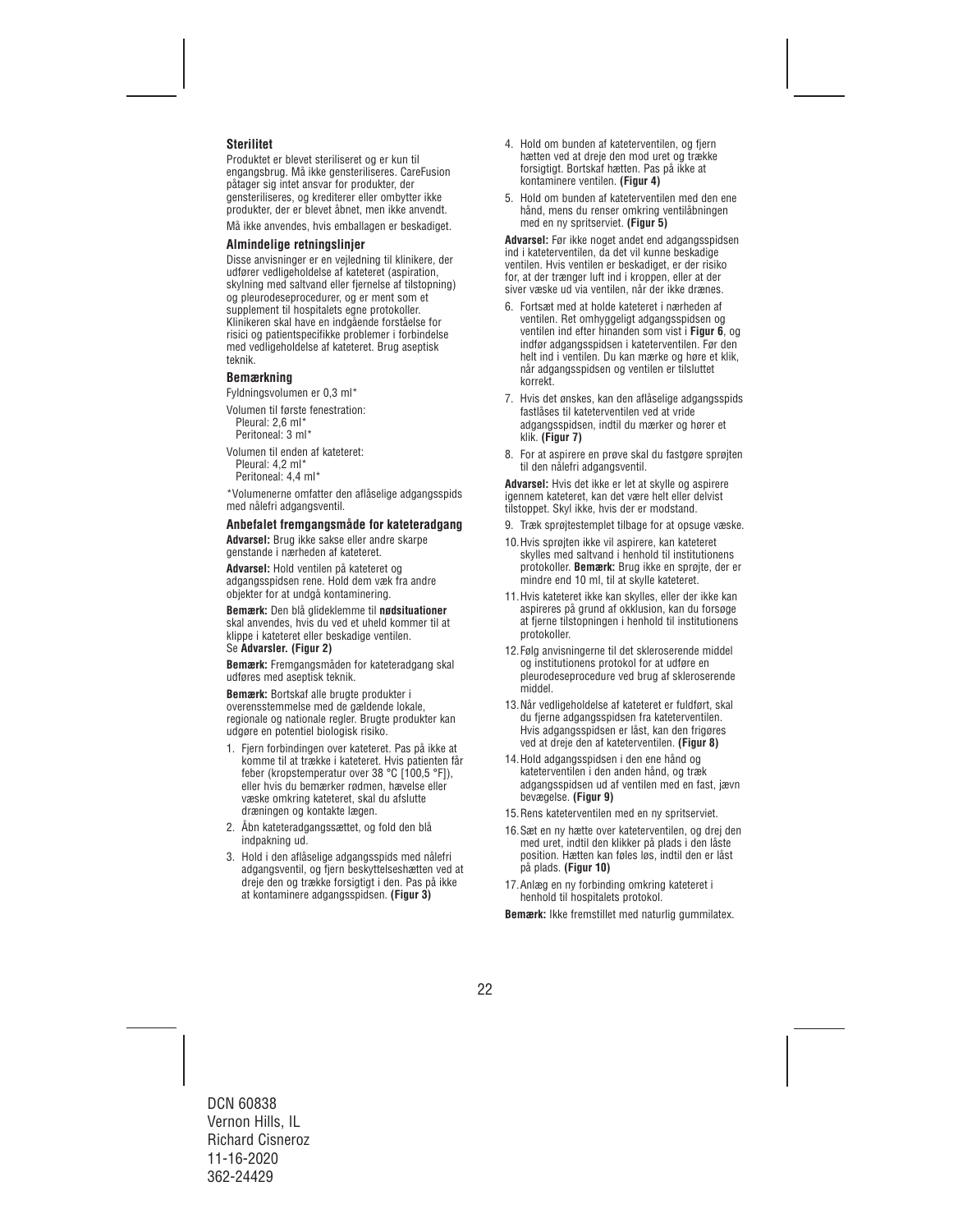### Sterilitet

Produktet er blevet steriliseret og er kun til engangsbrug. Må ikke gensteriliseres. CareFusion påtager sig intet ansvar for produkter, der gensteriliseres, og krediterer eller ombytter ikke produkter, der er blevet åbnet, men ikke anvendt.

Må ikke anvendes, hvis emballagen er beskadiget.

### Almindelige retningslinjer

Disse anvisninger er en vejledning til klinikere, der udfører vedligeholdelse af kateteret (aspiration, skylning med saltvand eller fjernelse af tilstopning) og pleurodeseprocedurer, og er ment som et supplement til hospitalets egne protokoller. Klinikeren skal have en indgående forståelse for risici og patientspecifikke problemer i forbindelse med vedligeholdelse af kateteret. Brug aseptisk teknik.

### Bemærkning

Fyldningsvolumen er 0,3 ml*

Volumen til første fenestration:
Pleural: 2,6 ml*
Peritoneal: 3 ml*

Volumen til enden af kateteret:
Pleural: 4,2 ml*
Peritoneal: 4,4 ml*

*Volumenerne omfatter den aflåselige adgangsspids med nålefri adgangsventil.

### Anbefalet fremgangsmåde for kateteradgang

**Advarsel:** Brug ikke sakse eller andre skarpe genstande i nærheden af kateteret.

**Advarsel:** Hold ventilen på kateteret og adgangsspidsen rene. Hold dem væk fra andre objekter for at undgå kontaminering.

**Bemærk:** Den blå glideklemme til **nødsituationer** skal anvendes, hvis du ved et uheld kommer til at klippe i kateteret eller beskadige ventilen. Se **Advarsler. (Figur 2)**

**Bemærk:** Fremgangsmåden for kateteradgang skal udføres med aseptisk teknik.

**Bemærk:** Bortskaf alle brugte produkter i overensstemmelse med de gældende lokale, regionale og nationale regler. Brugte produkter kan udgøre en potentiel biologisk risiko.

1. Fjern forbindingen over kateteret. Pas på ikke at komme til at trække i kateteret. Hvis patienten får feber (kropstemperatur over 38 °C [100,5 °F]), eller hvis du bemærker rødmen, hævelse eller væske omkring kateteret, skal du afslutte dræningen og kontakte lægen.
2. Åbn kateteradgangssættet, og fold den blå indpakning ud.
3. Hold i den aflåselige adgangsspids med nålefri adgangsventil, og fjern beskyttelseshætten ved at dreje den og trække forsigtigt i den. Pas på ikke at kontaminere adgangsspidsen. **(Figur 3)**
4. Hold om bunden af kateterventilen, og fjern hætten ved at dreje den mod uret og trække forsigtigt. Bortskaf hætten. Pas på ikke at kontaminere ventilen. **(Figur 4)**
5. Hold om bunden af kateterventilen med den ene hånd, mens du renser omkring ventilåbningen med en ny spritserviet. **(Figur 5)**

**Advarsel:** Før ikke noget andet end adgangsspidsen ind i kateterventilen, da det vil kunne beskadige ventilen. Hvis ventilen er beskadiget, er der risiko for, at der trænger luft ind i kroppen, eller at der siver væske ud via ventilen, når der ikke drænes.

6. Fortsæt med at holde kateteret i nærheden af ventilen. Ret omhyggeligt adgangsspidsen og ventilen ind efter hinanden som vist i **Figur 6**, og indfør adgangsspidsen i kateterventilen. Før den helt ind i ventilen. Du kan mærke og høre et klik, når adgangsspidsen og ventilen er tilsluttet korrekt.
7. Hvis det ønskes, kan den aflåselige adgangsspids fastlåses til kateterventilen ved at vride adgangsspidsen, indtil du mærker og hører et klik. **(Figur 7)**
8. For at aspirere en prøve skal du fastgøre sprøjten til den nålefri adgangsventil.

**Advarsel:** Hvis det ikke er let at skylle og aspirere igennem kateteret, kan det være helt eller delvist tilstoppet. Skyl ikke, hvis der er modstand.

9. Træk sprøjtestemplet tilbage for at opsuge væske.
10. Hvis sprøjten ikke vil aspirere, kan kateteret skylles med saltvand i henhold til institutionens protokoller. **Bemærk:** Brug ikke en sprøjte, der er mindre end 10 ml, til at skylle kateteret.
11. Hvis kateteret ikke kan skylles, eller der ikke kan aspireres på grund af okklusion, kan du forsøge at fjerne tilstopningen i henhold til institutionens protokoller.
12. Følg anvisningerne til det skleroserende middel og institutionens protokol for at udføre en pleurodeseprocedure ved brug af skleroserende middel.
13. Når vedligeholdelse af kateteret er fuldført, skal du fjerne adgangsspidsen fra kateterventilen. Hvis adgangsspidsen er låst, kan den frigøres ved at dreje den af kateterventilen. **(Figur 8)**
14. Hold adgangsspidsen i den ene hånd og kateterventilen i den anden hånd, og træk adgangsspidsen ud af ventilen med en fast, jævn bevægelse. **(Figur 9)**
15. Rens kateterventilen med en ny spritserviet.
16. Sæt en ny hætte over kateterventilen, og drej den med uret, indtil den klikker på plads i den låste position. Hætten kan føles løs, indtil den er låst på plads. **(Figur 10)**
17. Anlæg en ny forbinding omkring kateteret i henhold til hospitalets protokol.

**Bemærk:** Ikke fremstillet med naturlig gummilatex.

DCN 60838
Vernon Hills, IL
Richard Cisneroz
11-16-2020
362-24429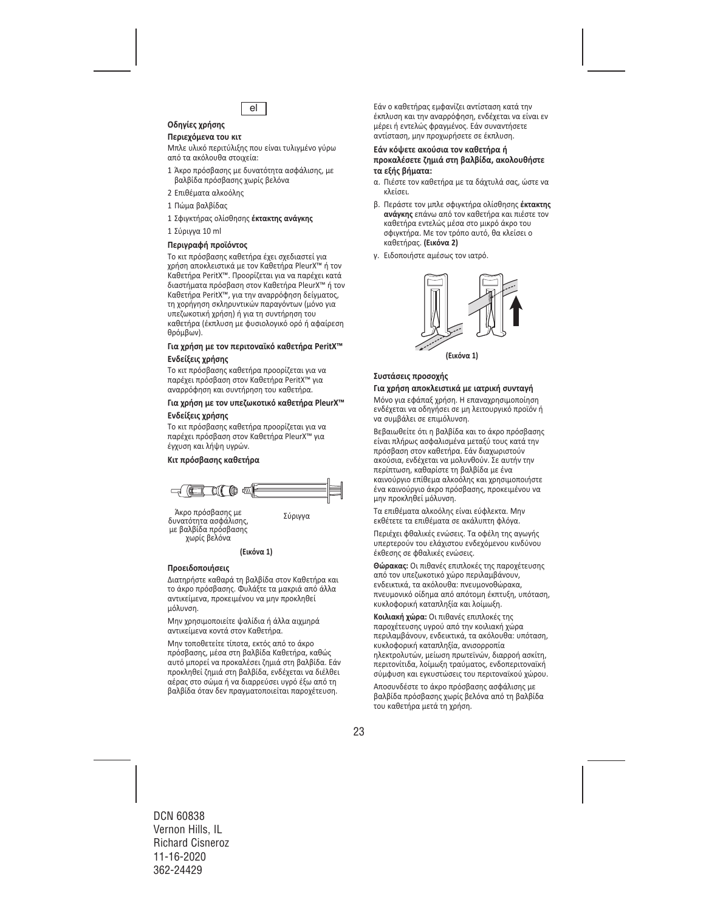el

**Οδηγίες χρήσης**

**Περιεχόμενα του κιτ**

Μπλε υλικό περιτύλιξης που είναι τυλιγμένο γύρω από τα ακόλουθα στοιχεία:

- 1 Άκρο πρόσβασης με δυνατότητα ασφάλισης, με βαλβίδα πρόσβασης χωρίς βελόνα
- 2 Επιθέματα αλκοόλης
- 1 Πώμα βαλβίδας
- 1 Σφιγκτήρας ολίσθησης **έκτακτης ανάγκης**
- 1 Σύριγγα 10 ml

**Περιγραφή προϊόντος**

Το κιτ πρόσβασης καθετήρα έχει σχεδιαστεί για χρήση αποκλειστικά με τον Καθετήρα PleurX™ ή τον Καθετήρα PeritX™. Προορίζεται για να παρέχει κατά διαστήματα πρόσβαση στον Καθετήρα PleurX™ ή τον Καθετήρα PeritX™, για την αναρρόφηση δείγματος, τη χορήγηση σκληρυντικών παραγόντων (μόνο για υπεζωκοτική χρήση) ή για τη συντήρηση του καθετήρα (έκπλυση με φυσιολογικό ορό ή αφαίρεση θρόμβων).

**Για χρήση με τον περιτοναϊκό καθετήρα PeritX™**

**Ενδείξεις χρήσης**

Το κιτ πρόσβασης καθετήρα προορίζεται για να παρέχει πρόσβαση στον Καθετήρα PeritX™ για αναρρόφηση και συντήρηση του καθετήρα.

**Για χρήση με τον υπεζωκοτικό καθετήρα PleurX™**

**Ενδείξεις χρήσης**

Το κιτ πρόσβασης καθετήρα προορίζεται για να παρέχει πρόσβαση στον Καθετήρα PleurX™ για έγχυση και λήψη υγρών.

**Κιτ πρόσβασης καθετήρα**

Άκρο πρόσβασης με δυνατότητα ασφάλισης, με βαλβίδα πρόσβασης χωρίς βελόνα

Σύριγγα

**(Εικόνα 1)**

**Προειδοποιήσεις**

Διατηρήστε καθαρά τη βαλβίδα στον Καθετήρα και το άκρο πρόσβασης. Φυλάξτε τα μακριά από άλλα αντικείμενα, προκειμένου να μην προκληθεί μόλυνση.

Μην χρησιμοποιείτε ψαλίδια ή άλλα αιχμηρά αντικείμενα κοντά στον Καθετήρα.

Μην τοποθετείτε τίποτα, εκτός από το άκρο πρόσβασης, μέσα στη βαλβίδα Καθετήρα, καθώς αυτό μπορεί να προκαλέσει ζημιά στη βαλβίδα. Εάν προκληθεί ζημιά στη βαλβίδα, ενδέχεται να διέλθει αέρας στο σώμα ή να διαρρεύσει υγρό έξω από τη βαλβίδα όταν δεν πραγματοποιείται παροχέτευση.

Εάν ο καθετήρας εμφανίζει αντίσταση κατά την έκπλυση και την αναρρόφηση, ενδέχεται να είναι εν μέρει ή εντελώς φραγμένος. Εάν συναντήσετε αντίσταση, μην προχωρήσετε σε έκπλυση.

**Εάν κόψετε ακούσια τον καθετήρα ή προκαλέσετε ζημιά στη βαλβίδα, ακολουθήστε τα εξής βήματα:**

α. Πιέστε τον καθετήρα με τα δάχτυλά σας, ώστε να κλείσει.

β. Περάστε τον μπλε σφιγκτήρα ολίσθησης **έκτακτης ανάγκης** επάνω από τον καθετήρα και πιέστε τον καθετήρα εντελώς μέσα στο μικρό άκρο του σφιγκτήρα. Με τον τρόπο αυτό, θα κλείσει ο καθετήρας. **(Εικόνα 2)**

γ. Ειδοποιήστε αμέσως τον ιατρό.

**(Εικόνα 1)**

**Συστάσεις προσοχής**

**Για χρήση αποκλειστικά με ιατρική συνταγή**

Μόνο για εφάπαξ χρήση. Η επαναχρησιμοποίηση ενδέχεται να οδηγήσει σε μη λειτουργικό προϊόν ή να συμβάλει σε επιμόλυνση.

Βεβαιωθείτε ότι η βαλβίδα και το άκρο πρόσβασης είναι πλήρως ασφαλισμένα μεταξύ τους κατά την πρόσβαση στον καθετήρα. Εάν διαχωριστούν ακούσια, ενδέχεται να μολυνθούν. Σε αυτήν την περίπτωση, καθαρίστε τη βαλβίδα με ένα καινούργιο επίθεμα αλκοόλης και χρησιμοποιήστε ένα καινούργιο άκρο πρόσβασης, προκειμένου να μην προκληθεί μόλυνση.

Τα επιθέματα αλκοόλης είναι εύφλεκτα. Μην εκθέτετε τα επιθέματα σε ακάλυπτη φλόγα.

Περιέχει φθαλικές ενώσεις. Τα οφέλη της αγωγής υπερτερούν του ελάχιστου ενδεχόμενου κινδύνου έκθεσης σε φθαλικές ενώσεις.

**Θώρακας:** Οι πιθανές επιπλοκές της παροχέτευσης από τον υπεζωκοτικό χώρο περιλαμβάνουν, ενδεικτικά, τα ακόλουθα: πνευμονοθώρακα, πνευμονικό οίδημα από απότομη έκπτυξη, υπόταση, κυκλοφορική καταπληξία και λοίμωξη.

**Κοιλιακή χώρα:** Οι πιθανές επιπλοκές της παροχέτευσης υγρού από την κοιλιακή χώρα περιλαμβάνουν, ενδεικτικά, τα ακόλουθα: υπόταση, κυκλοφορική καταπληξία, ανισορροπία ηλεκτρολυτών, μείωση πρωτεϊνών, διαρροή ασκίτη, περιτονίτιδα, λοίμωξη τραύματος, ενδοπεριτοναϊκή σύμφυση και εγκυστώσεις του περιτοναϊκού χώρου.

Αποσυνδέστε το άκρο πρόσβασης ασφάλισης με βαλβίδα πρόσβασης χωρίς βελόνα από τη βαλβίδα του καθετήρα μετά τη χρήση.

DCN 60838
Vernon Hills, IL
Richard Cisneroz
11-16-2020
362-24429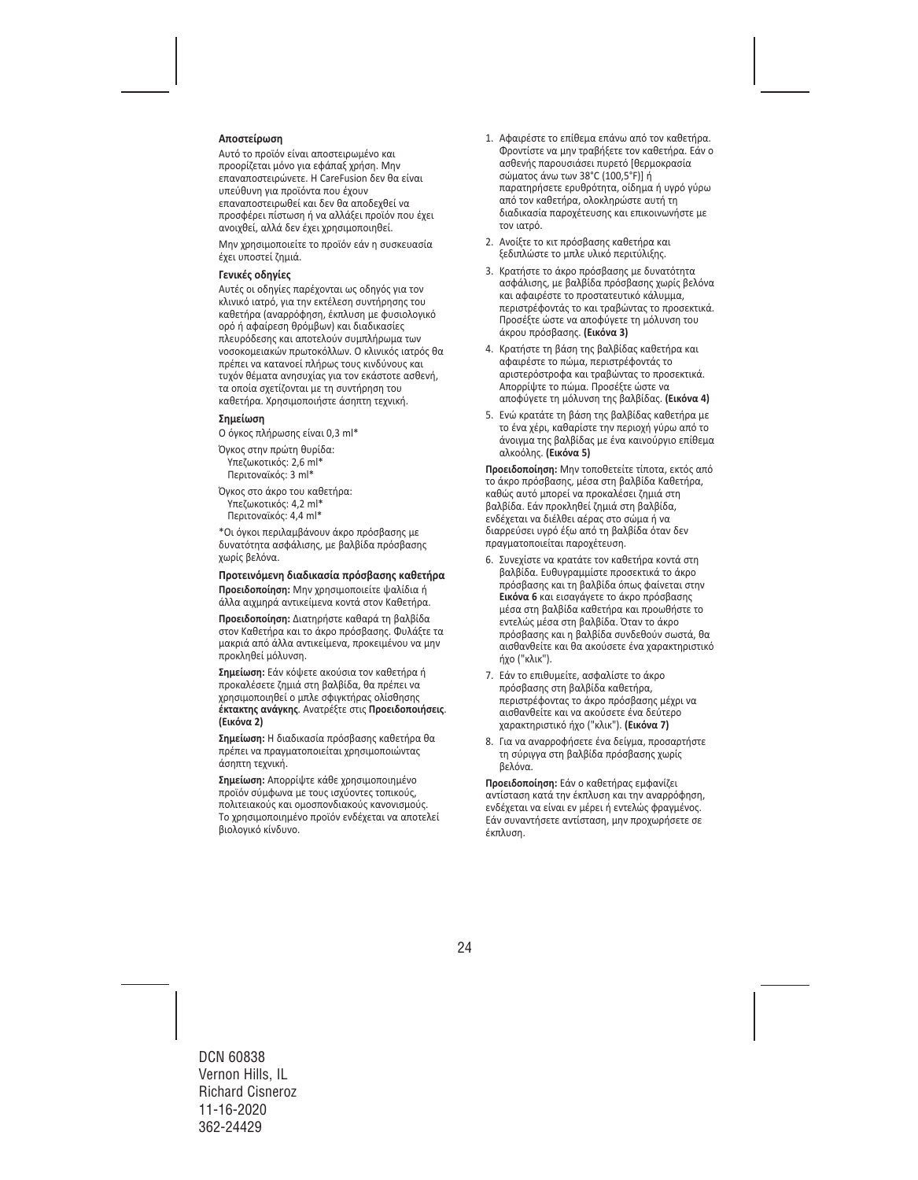**Αποστείρωση**

Αυτό το προϊόν είναι αποστειρωμένο και προορίζεται μόνο για εφάπαξ χρήση. Μην επαναποστειρώνετε. Η CareFusion δεν θα είναι υπεύθυνη για προϊόντα που έχουν επαναποστειρωθεί και δεν θα αποδεχθεί να προσφέρει πίστωση ή να αλλάξει προϊόν που έχει ανοιχθεί, αλλά δεν έχει χρησιμοποιηθεί.

Μην χρησιμοποιείτε το προϊόν εάν η συσκευασία έχει υποστεί ζημιά.

**Γενικές οδηγίες**

Αυτές οι οδηγίες παρέχονται ως οδηγός για τον κλινικό ιατρό, για την εκτέλεση συντήρησης του καθετήρα (αναρρόφηση, έκπλυση με φυσιολογικό ορό ή αφαίρεση θρόμβων) και διαδικασίες πλευρόδεσης και αποτελούν συμπλήρωμα των νοσοκομειακών πρωτοκόλλων. Ο κλινικός ιατρός θα πρέπει να κατανοεί πλήρως τους κινδύνους και τυχόν θέματα ανησυχίας για τον εκάστοτε ασθενή, τα οποία σχετίζονται με τη συντήρηση του καθετήρα. Χρησιμοποιήστε άσηπτη τεχνική.

**Σημείωση**

Ο όγκος πλήρωσης είναι 0,3 ml*

Όγκος στην πρώτη θυρίδα:
Υπεζωκοτικός: 2,6 ml*
Περιτοναϊκός: 3 ml*

Όγκος στο άκρο του καθετήρα:
Υπεζωκοτικός: 4,2 ml*
Περιτοναϊκός: 4,4 ml*

*Οι όγκοι περιλαμβάνουν άκρο πρόσβασης με δυνατότητα ασφάλισης, με βαλβίδα πρόσβασης χωρίς βελόνα.

**Προτεινόμενη διαδικασία πρόσβασης καθετήρα**

**Προειδοποίηση:** Μην χρησιμοποιείτε ψαλίδια ή άλλα αιχμηρά αντικείμενα κοντά στον Καθετήρα.

**Προειδοποίηση:** Διατηρήστε καθαρά τη βαλβίδα στον Καθετήρα και το άκρο πρόσβασης. Φυλάξτε τα μακριά από άλλα αντικείμενα, προκειμένου να μην προκληθεί μόλυνση.

**Σημείωση:** Εάν κόψετε ακούσια τον καθετήρα ή προκαλέσετε ζημιά στη βαλβίδα, θα πρέπει να χρησιμοποιηθεί ο μπλε σφιγκτήρας ολίσθησης **έκτακτης ανάγκης**. Ανατρέξτε στις **Προειδοποιήσεις**. **(Εικόνα 2)**

**Σημείωση:** Η διαδικασία πρόσβασης καθετήρα θα πρέπει να πραγματοποιείται χρησιμοποιώντας άσηπτη τεχνική.

**Σημείωση:** Απορρίψτε κάθε χρησιμοποιημένο προϊόν σύμφωνα με τους ισχύοντες τοπικούς, πολιτειακούς και ομοσπονδιακούς κανονισμούς. Το χρησιμοποιημένο προϊόν ενδέχεται να αποτελεί βιολογικό κίνδυνο.

1. Αφαιρέστε το επίθεμα επάνω από τον καθετήρα. Φροντίστε να μην τραβήξετε τον καθετήρα. Εάν ο ασθενής παρουσιάσει πυρετό [θερμοκρασία σώματος άνω των 38°C (100,5°F)] ή παρατηρήσετε ερυθρότητα, οίδημα ή υγρό γύρω από τον καθετήρα, ολοκληρώστε αυτή τη διαδικασία παροχέτευσης και επικοινωνήστε με τον ιατρό.
2. Ανοίξτε το κιτ πρόσβασης καθετήρα και ξεδιπλώστε το μπλε υλικό περιτύλιξης.
3. Κρατήστε το άκρο πρόσβασης με δυνατότητα ασφάλισης, με βαλβίδα πρόσβασης χωρίς βελόνα και αφαιρέστε το προστατευτικό κάλυμμα, περιστρέφοντάς το και τραβώντας το προσεκτικά. Προσέξτε ώστε να αποφύγετε τη μόλυνση του άκρου πρόσβασης. **(Εικόνα 3)**
4. Κρατήστε τη βάση της βαλβίδας καθετήρα και αφαιρέστε το πώμα, περιστρέφοντάς το αριστερόστροφα και τραβώντας το προσεκτικά. Απορρίψτε το πώμα. Προσέξτε ώστε να αποφύγετε τη μόλυνση της βαλβίδας. **(Εικόνα 4)**
5. Ενώ κρατάτε τη βάση της βαλβίδας καθετήρα με το ένα χέρι, καθαρίστε την περιοχή γύρω από το άνοιγμα της βαλβίδας με ένα καινούργιο επίθεμα αλκοόλης. **(Εικόνα 5)**

**Προειδοποίηση:** Μην τοποθετείτε τίποτα, εκτός από το άκρο πρόσβασης, μέσα στη βαλβίδα Καθετήρα, καθώς αυτό μπορεί να προκαλέσει ζημιά στη βαλβίδα. Εάν προκληθεί ζημιά στη βαλβίδα, ενδέχεται να διέλθει αέρας στο σώμα ή να διαρρεύσει υγρό έξω από τη βαλβίδα όταν δεν πραγματοποιείται παροχέτευση.

6. Συνεχίστε να κρατάτε τον καθετήρα κοντά στη βαλβίδα. Ευθυγραμμίστε προσεκτικά το άκρο πρόσβασης και τη βαλβίδα όπως φαίνεται στην **Εικόνα 6** και εισαγάγετε το άκρο πρόσβασης μέσα στη βαλβίδα καθετήρα και προωθήστε το εντελώς μέσα στη βαλβίδα. Όταν το άκρο πρόσβασης και η βαλβίδα συνδεθούν σωστά, θα αισθανθείτε και θα ακούσετε ένα χαρακτηριστικό ήχο ("κλικ").
7. Εάν το επιθυμείτε, ασφαλίστε το άκρο πρόσβασης στη βαλβίδα καθετήρα, περιστρέφοντας το άκρο πρόσβασης μέχρι να αισθανθείτε και να ακούσετε ένα δεύτερο χαρακτηριστικό ήχο ("κλικ"). **(Εικόνα 7)**
8. Για να αναρροφήσετε ένα δείγμα, προσαρτήστε τη σύριγγα στη βαλβίδα πρόσβασης χωρίς βελόνα.

**Προειδοποίηση:** Εάν ο καθετήρας εμφανίζει αντίσταση κατά την έκπλυση και την αναρρόφηση, ενδέχεται να είναι εν μέρει ή εντελώς φραγμένος. Εάν συναντήσετε αντίσταση, μην προχωρήσετε σε έκπλυση.

DCN 60838
Vernon Hills, IL
Richard Cisneroz
11-16-2020
362-24429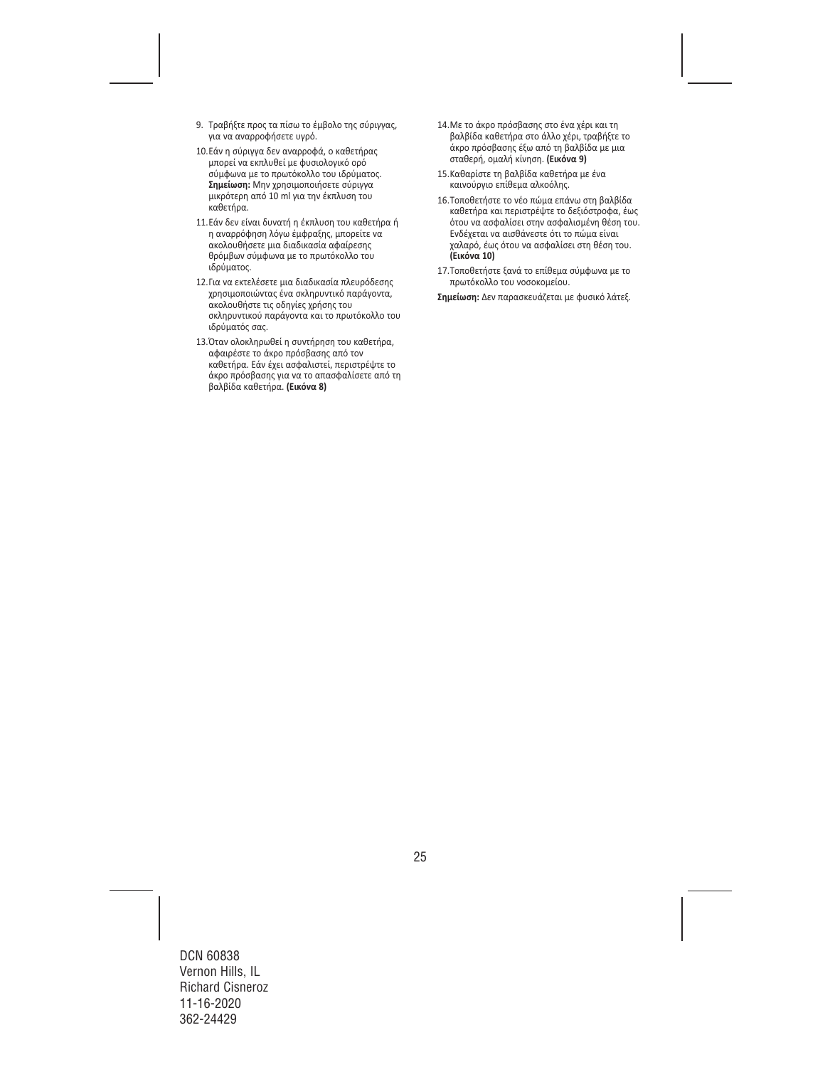9. Τραβήξτε προς τα πίσω το έμβολο της σύριγγας, για να αναρροφήσετε υγρό.
10. Εάν η σύριγγα δεν αναρροφά, ο καθετήρας μπορεί να εκπλυθεί με φυσιολογικό ορό σύμφωνα με το πρωτόκολλο του ιδρύματος. **Σημείωση:** Μην χρησιμοποιήσετε σύριγγα μικρότερη από 10 ml για την έκπλυση του καθετήρα.
11. Εάν δεν είναι δυνατή η έκπλυση του καθετήρα ή η αναρρόφηση λόγω έμφραξης, μπορείτε να ακολουθήσετε μια διαδικασία αφαίρεσης θρόμβων σύμφωνα με το πρωτόκολλο του ιδρύματος.
12. Για να εκτελέσετε μια διαδικασία πλευρόδεσης χρησιμοποιώντας ένα σκληρυντικό παράγοντα, ακολουθήστε τις οδηγίες χρήσης του σκληρυντικού παράγοντα και το πρωτόκολλο του ιδρύματός σας.
13. Όταν ολοκληρωθεί η συντήρηση του καθετήρα, αφαιρέστε το άκρο πρόσβασης από τον καθετήρα. Εάν έχει ασφαλιστεί, περιστρέψτε το άκρο πρόσβασης για να το απασφαλίσετε από τη βαλβίδα καθετήρα. **(Εικόνα 8)**
14. Με το άκρο πρόσβασης στο ένα χέρι και τη βαλβίδα καθετήρα στο άλλο χέρι, τραβήξτε το άκρο πρόσβασης έξω από τη βαλβίδα με μια σταθερή, ομαλή κίνηση. **(Εικόνα 9)**
15. Καθαρίστε τη βαλβίδα καθετήρα με ένα καινούργιο επίθεμα αλκοόλης.
16. Τοποθετήστε το νέο πώμα επάνω στη βαλβίδα καθετήρα και περιστρέψτε το δεξιόστροφα, έως ότου να ασφαλίσει στην ασφαλισμένη θέση του. Ενδέχεται να αισθάνεστε ότι το πώμα είναι χαλαρό, έως ότου να ασφαλίσει στη θέση του. **(Εικόνα 10)**
17. Τοποθετήστε ξανά το επίθεμα σύμφωνα με το πρωτόκολλο του νοσοκομείου.

**Σημείωση:** Δεν παρασκευάζεται με φυσικό λάτεξ.

DCN 60838
Vernon Hills, IL
Richard Cisneroz
11-16-2020
362-24429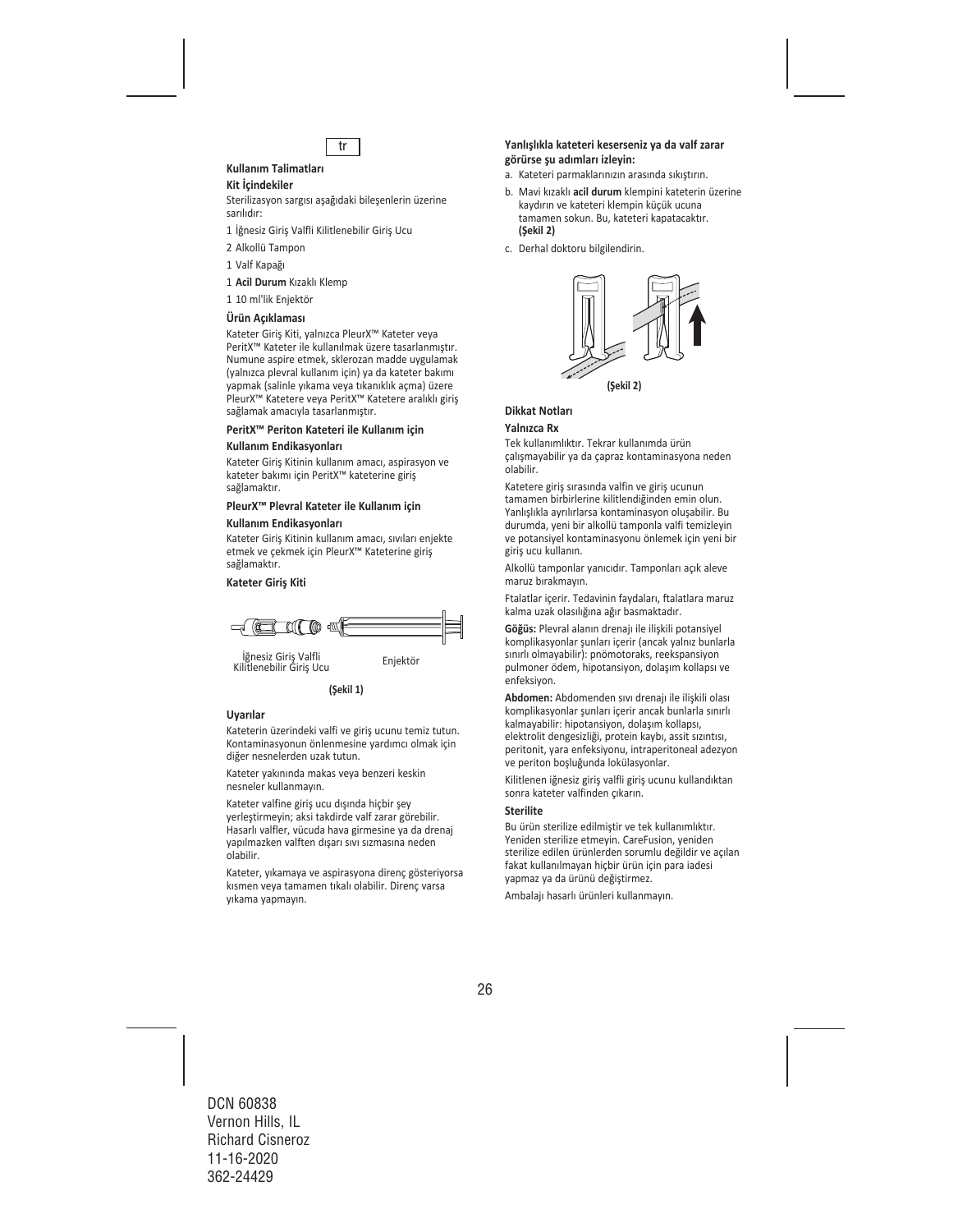tr

## Kullanım Talimatları

### Kit İçindekiler

Sterilizasyon sargısı aşağıdaki bileşenlerin üzerine sarılıdır:

1 İğnesiz Giriş Valfli Kilitlenebilir Giriş Ucu

2 Alkollü Tampon

1 Valf Kapağı

1 **Acil Durum** Kızaklı Klemp

1 10 ml'lik Enjektör

### Ürün Açıklaması

Kateter Giriş Kiti, yalnızca PleurX™ Kateter veya PeritX™ Kateter ile kullanılmak üzere tasarlanmıştır. Numune aspire etmek, sklerozan madde uygulamak (yalnızca plevral kullanım için) ya da kateter bakımı yapmak (salinle yıkama veya tıkanıklık açma) üzere PleurX™ Katetere veya PeritX™ Katetere aralıklı giriş sağlamak amacıyla tasarlanmıştır.

### PeritX™ Periton Kateteri ile Kullanım için

### Kullanım Endikasyonları

Kateter Giriş Kitinin kullanım amacı, aspirasyon ve kateter bakımı için PeritX™ kateterine giriş sağlamaktır.

### PleurX™ Plevral Kateter ile Kullanım için

### Kullanım Endikasyonları

Kateter Giriş Kitinin kullanım amacı, sıvıları enjekte etmek ve çekmek için PleurX™ Kateterine giriş sağlamaktır.

### Kateter Giriş Kiti

İğnesiz Giriş Valfli Kilitlenebilir Giriş Ucu

Enjektör

**(Şekil 1)**

### Uyarılar

Kateterin üzerindeki valfi ve giriş ucunu temiz tutun. Kontaminasyonun önlenmesine yardımcı olmak için diğer nesnelerden uzak tutun.

Kateter yakınında makas veya benzeri keskin nesneler kullanmayın.

Kateter valfine giriş ucu dışında hiçbir şey yerleştirmeyin; aksi takdirde valf zarar görebilir. Hasarlı valfler, vücuda hava girmesine ya da drenaj yapılmazken valften dışarı sıvı sızmasına neden olabilir.

Kateter, yıkamaya ve aspirasyona direnç gösteriyorsa kısmen veya tamamen tıkalı olabilir. Direnç varsa yıkama yapmayın.

**Yanlışlıkla kateteri keserseniz ya da valf zarar görürse şu adımları izleyin:**

a. Kateteri parmaklarınızın arasında sıkıştırın.

b. Mavi kızaklı **acil durum** klempini kateterin üzerine kaydırın ve kateteri klempin küçük ucuna tamamen sokun. Bu, kateteri kapatacaktır. **(Şekil 2)**

c. Derhal doktoru bilgilendirin.

**(Şekil 2)**

### Dikkat Notları

### Yalnızca Rx

Tek kullanımlıktır. Tekrar kullanımda ürün çalışmayabilir ya da çapraz kontaminasyona neden olabilir.

Katetere giriş sırasında valfin ve giriş ucunun tamamen birbirlerine kilitlendiğinden emin olun. Yanlışlıkla ayrılırlarsa kontaminasyon oluşabilir. Bu durumda, yeni bir alkollü tamponla valfi temizleyin ve potansiyel kontaminasyonu önlemek için yeni bir giriş ucu kullanın.

Alkollü tamponlar yanıcıdır. Tamponları açık aleve maruz bırakmayın.

Ftalatlar içerir. Tedavinin faydaları, ftalatlara maruz kalma uzak olasılığına ağır basmaktadır.

**Göğüs:** Plevral alanın drenajı ile ilişkili potansiyel komplikasyonlar şunları içerir (ancak yalnız bunlarla sınırlı olmayabilir): pnömotoraks, reekspansiyon pulmoner ödem, hipotansiyon, dolaşım kollapsı ve enfeksiyon.

**Abdomen:** Abdomenden sıvı drenajı ile ilişkili olası komplikasyonlar şunları içerir ancak bunlarla sınırlı kalmayabilir: hipotansiyon, dolaşım kollapsı, elektrolit dengesizliği, protein kaybı, assit sızıntısı, peritonit, yara enfeksiyonu, intraperitoneal adezyon ve periton boşluğunda lokülasyonlar.

Kilitlenen iğnesiz giriş valfli giriş ucunu kullandıktan sonra kateter valfinden çıkarın.

### Sterilite

Bu ürün sterilize edilmiştir ve tek kullanımlıktır. Yeniden sterilize etmeyin. CareFusion, yeniden sterilize edilen ürünlerden sorumlu değildir ve açılan fakat kullanılmayan hiçbir ürün için para iadesi yapmaz ya da ürünü değiştirmez.

Ambalajı hasarlı ürünleri kullanmayın.

DCN 60838
Vernon Hills, IL
Richard Cisneroz
11-16-2020
362-24429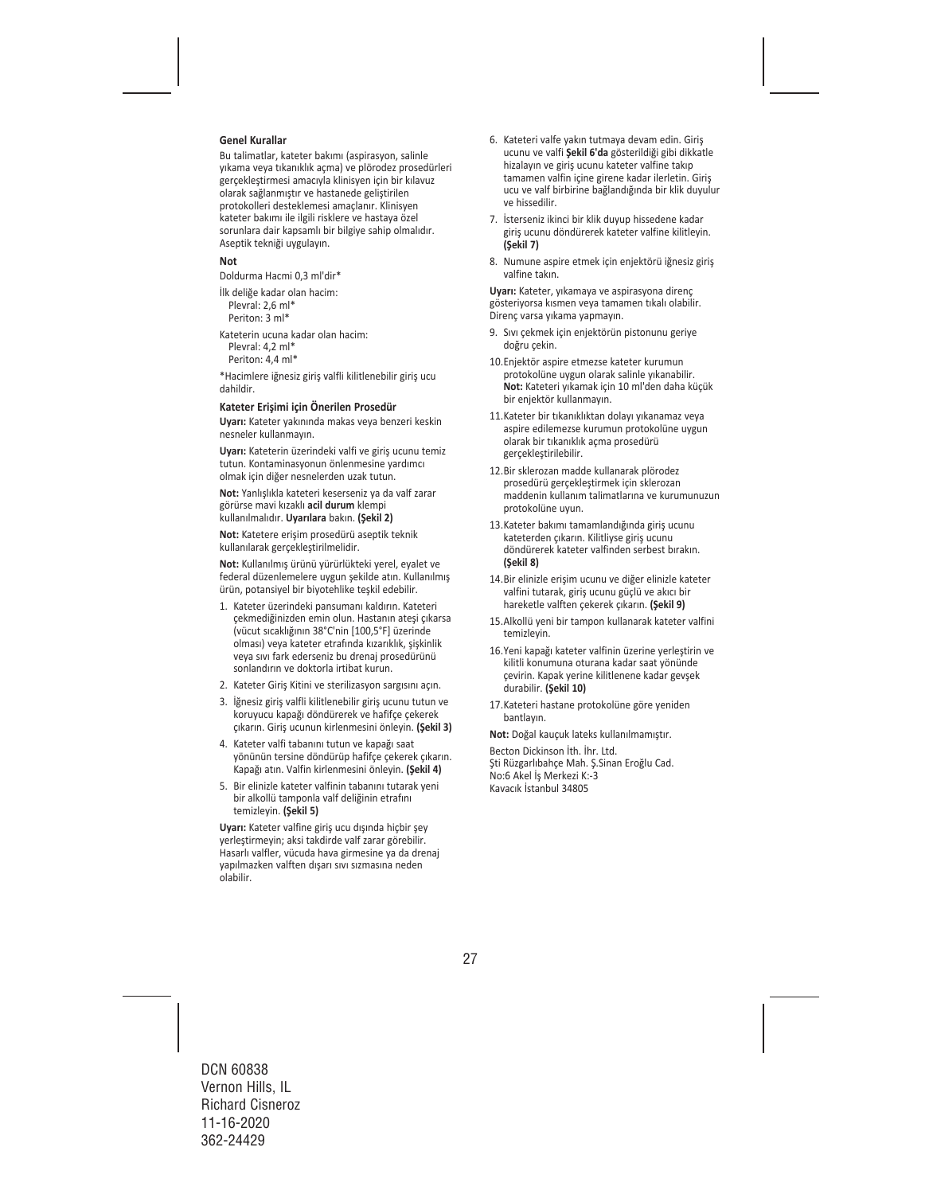### Genel Kurallar

Bu talimatlar, kateter bakımı (aspirasyon, salinle yıkama veya tıkanıklık açma) ve plörodez prosedürleri gerçekleştirmesi amacıyla klinisyen için bir kılavuz olarak sağlanmıştır ve hastanede geliştirilen protokolleri desteklemesi amaçlanır. Klinisyen kateter bakımı ile ilgili risklere ve hastaya özel sorunlara dair kapsamlı bir bilgiye sahip olmalıdır. Aseptik tekniği uygulayın.

### Not

Doldurma Hacmi 0,3 ml'dir*

İlk deliğe kadar olan hacim:
Plevral: 2,6 ml*
Periton: 3 ml*

Kateterin ucuna kadar olan hacim:
Plevral: 4,2 ml*
Periton: 4,4 ml*

*Hacimlere iğnesiz giriş valfli kilitlenebilir giriş ucu dahildir.

### Kateter Erişimi için Önerilen Prosedür

**Uyarı:** Kateter yakınında makas veya benzeri keskin nesneler kullanmayın.

**Uyarı:** Kateterin üzerindeki valfi ve giriş ucunu temiz tutun. Kontaminasyonun önlenmesine yardımcı olmak için diğer nesnelerden uzak tutun.

**Not:** Yanlışlıkla kateteri keserseniz ya da valf zarar görürse mavi kızaklı **acil durum** klempi kullanılmalıdır. **Uyarılara** bakın. **(Şekil 2)**

**Not:** Katetere erişim prosedürü aseptik teknik kullanılarak gerçekleştirilmelidir.

**Not:** Kullanılmış ürünü yürürlükteki yerel, eyalet ve federal düzenlemelere uygun şekilde atın. Kullanılmış ürün, potansiyel bir biyotehlike teşkil edebilir.

1. Kateter üzerindeki pansumanı kaldırın. Kateteri çekmediğinizden emin olun. Hastanın ateşi çıkarsa (vücut sıcaklığının 38°C'nin [100,5°F] üzerinde olması) veya kateter etrafında kızarıklık, şişkinlik veya sıvı fark ederseniz bu drenaj prosedürünü sonlandırın ve doktorla irtibat kurun.
2. Kateter Giriş Kitini ve sterilizasyon sargısını açın.
3. İğnesiz giriş valfli kilitlenebilir giriş ucunu tutun ve koruyucu kapağı döndürerek ve hafifçe çekerek çıkarın. Giriş ucunun kirlenmesini önleyin. **(Şekil 3)**
4. Kateter valfi tabanını tutun ve kapağı saat yönünün tersine döndürüp hafifçe çekerek çıkarın. Kapağı atın. Valfin kirlenmesini önleyin. **(Şekil 4)**
5. Bir elinizle kateter valfinin tabanını tutarak yeni bir alkollü tamponla valf deliğinin etrafını temizleyin. **(Şekil 5)**

**Uyarı:** Kateter valfine giriş ucu dışında hiçbir şey yerleştirmeyin; aksi takdirde valf zarar görebilir. Hasarlı valfler, vücuda hava girmesine ya da drenaj yapılmazken valften dışarı sıvı sızmasına neden olabilir.

6. Kateteri valfe yakın tutmaya devam edin. Giriş ucunu ve valfi **Şekil 6'da** gösterildiği gibi dikkatle hizalayın ve giriş ucunu kateter valfine takıp tamamen valfin içine girene kadar ilerletin. Giriş ucu ve valf birbirine bağlandığında bir klik duyulur ve hissedilir.
7. İsterseniz ikinci bir klik duyup hissedene kadar giriş ucunu döndürerek kateter valfine kilitleyin. **(Şekil 7)**
8. Numune aspire etmek için enjektörü iğnesiz giriş valfine takın.

**Uyarı:** Kateter, yıkamaya ve aspirasyona direnç gösteriyorsa kısmen veya tamamen tıkalı olabilir. Direnç varsa yıkama yapmayın.

9. Sıvı çekmek için enjektörün pistonunu geriye doğru çekin.
10. Enjektör aspire etmezse kateter kurumun protokolüne uygun olarak salinle yıkanabilir. **Not:** Kateteri yıkamak için 10 ml'den daha küçük bir enjektör kullanmayın.
11. Kateter bir tıkanıklıktan dolayı yıkanamaz veya aspire edilemezse kurumun protokolüne uygun olarak bir tıkanıklık açma prosedürü gerçekleştirilebilir.
12. Bir sklerozan madde kullanarak plörodez prosedürü gerçekleştirmek için sklerozan maddenin kullanım talimatlarına ve kurumunuzun protokolüne uyun.
13. Kateter bakımı tamamlandığında giriş ucunu kateterden çıkarın. Kilitliyse giriş ucunu döndürerek kateter valfinden serbest bırakın. **(Şekil 8)**
14. Bir elinizle erişim ucunu ve diğer elinizle kateter valfini tutarak, giriş ucunu güçlü ve akıcı bir hareketle valften çekerek çıkarın. **(Şekil 9)**
15. Alkollü yeni bir tampon kullanarak kateter valfini temizleyin.
16. Yeni kapağı kateter valfinin üzerine yerleştirin ve kilitli konumuna oturana kadar saat yönünde çevirin. Kapak yerine kilitlenene kadar gevşek durabilir. **(Şekil 10)**
17. Kateteri hastane protokolüne göre yeniden bantlayın.

**Not:** Doğal kauçuk lateks kullanılmamıştır.

Becton Dickinson İth. İhr. Ltd.
Şti Rüzgarlıbahçe Mah. Ş.Sinan Eroğlu Cad.
No:6 Akel İş Merkezi K:-3
Kavacık İstanbul 34805

DCN 60838
Vernon Hills, IL
Richard Cisneroz
11-16-2020
362-24429